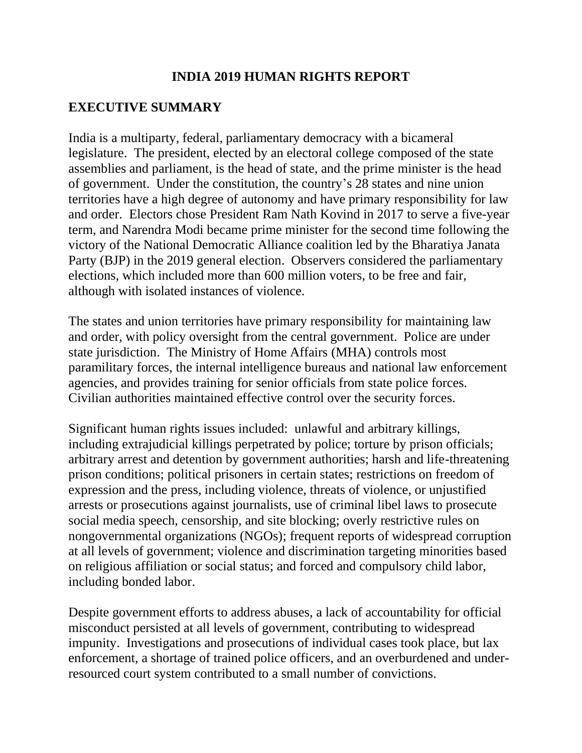# INDIA 2019 HUMAN RIGHTS REPORT

## EXECUTIVE SUMMARY

India is a multiparty, federal, parliamentary democracy with a bicameral legislature. The president, elected by an electoral college composed of the state assemblies and parliament, is the head of state, and the prime minister is the head of government. Under the constitution, the country's 28 states and nine union territories have a high degree of autonomy and have primary responsibility for law and order. Electors chose President Ram Nath Kovind in 2017 to serve a five-year term, and Narendra Modi became prime minister for the second time following the victory of the National Democratic Alliance coalition led by the Bharatiya Janata Party (BJP) in the 2019 general election. Observers considered the parliamentary elections, which included more than 600 million voters, to be free and fair, although with isolated instances of violence.

The states and union territories have primary responsibility for maintaining law and order, with policy oversight from the central government. Police are under state jurisdiction. The Ministry of Home Affairs (MHA) controls most paramilitary forces, the internal intelligence bureaus and national law enforcement agencies, and provides training for senior officials from state police forces. Civilian authorities maintained effective control over the security forces.

Significant human rights issues included: unlawful and arbitrary killings, including extrajudicial killings perpetrated by police; torture by prison officials; arbitrary arrest and detention by government authorities; harsh and life-threatening prison conditions; political prisoners in certain states; restrictions on freedom of expression and the press, including violence, threats of violence, or unjustified arrests or prosecutions against journalists, use of criminal libel laws to prosecute social media speech, censorship, and site blocking; overly restrictive rules on nongovernmental organizations (NGOs); frequent reports of widespread corruption at all levels of government; violence and discrimination targeting minorities based on religious affiliation or social status; and forced and compulsory child labor, including bonded labor.

Despite government efforts to address abuses, a lack of accountability for official misconduct persisted at all levels of government, contributing to widespread impunity. Investigations and prosecutions of individual cases took place, but lax enforcement, a shortage of trained police officers, and an overburdened and under-resourced court system contributed to a small number of convictions.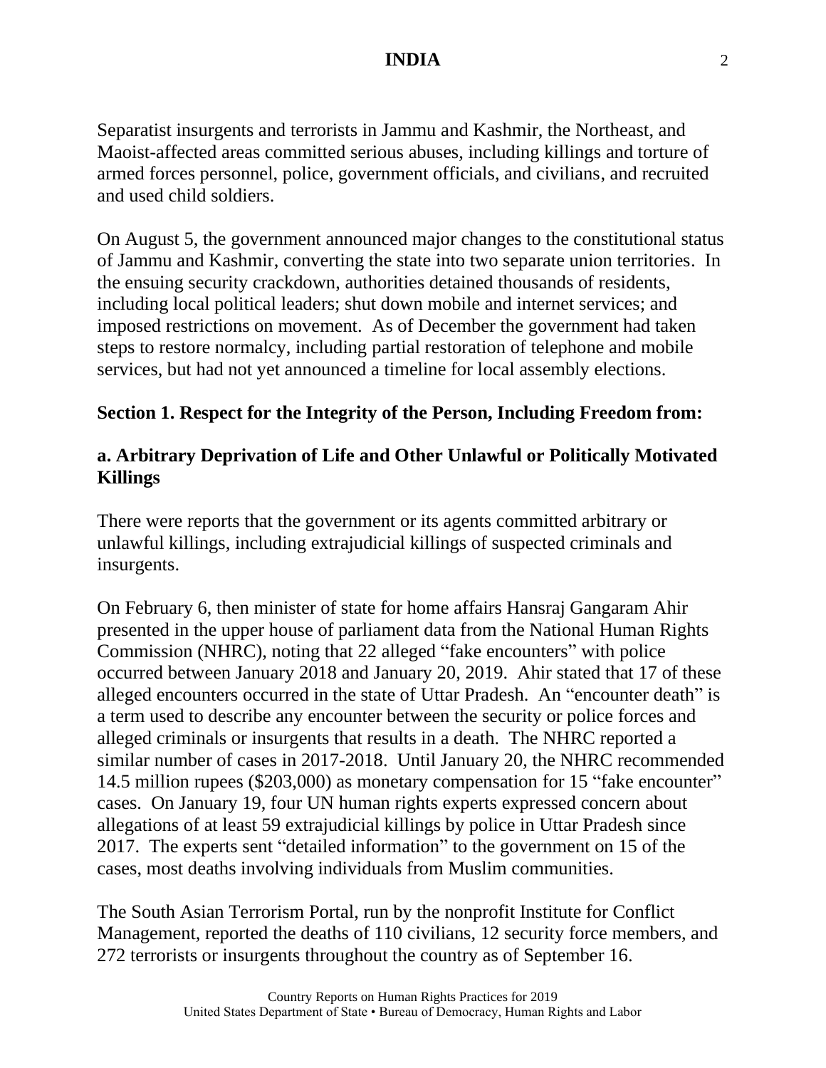Separatist insurgents and terrorists in Jammu and Kashmir, the Northeast, and Maoist-affected areas committed serious abuses, including killings and torture of armed forces personnel, police, government officials, and civilians, and recruited and used child soldiers.

On August 5, the government announced major changes to the constitutional status of Jammu and Kashmir, converting the state into two separate union territories. In the ensuing security crackdown, authorities detained thousands of residents, including local political leaders; shut down mobile and internet services; and imposed restrictions on movement. As of December the government had taken steps to restore normalcy, including partial restoration of telephone and mobile services, but had not yet announced a timeline for local assembly elections.

## Section 1. Respect for the Integrity of the Person, Including Freedom from:

### a. Arbitrary Deprivation of Life and Other Unlawful or Politically Motivated Killings

There were reports that the government or its agents committed arbitrary or unlawful killings, including extrajudicial killings of suspected criminals and insurgents.

On February 6, then minister of state for home affairs Hansraj Gangaram Ahir presented in the upper house of parliament data from the National Human Rights Commission (NHRC), noting that 22 alleged "fake encounters" with police occurred between January 2018 and January 20, 2019. Ahir stated that 17 of these alleged encounters occurred in the state of Uttar Pradesh. An "encounter death" is a term used to describe any encounter between the security or police forces and alleged criminals or insurgents that results in a death. The NHRC reported a similar number of cases in 2017-2018. Until January 20, the NHRC recommended 14.5 million rupees ($203,000) as monetary compensation for 15 "fake encounter" cases. On January 19, four UN human rights experts expressed concern about allegations of at least 59 extrajudicial killings by police in Uttar Pradesh since 2017. The experts sent "detailed information" to the government on 15 of the cases, most deaths involving individuals from Muslim communities.

The South Asian Terrorism Portal, run by the nonprofit Institute for Conflict Management, reported the deaths of 110 civilians, 12 security force members, and 272 terrorists or insurgents throughout the country as of September 16.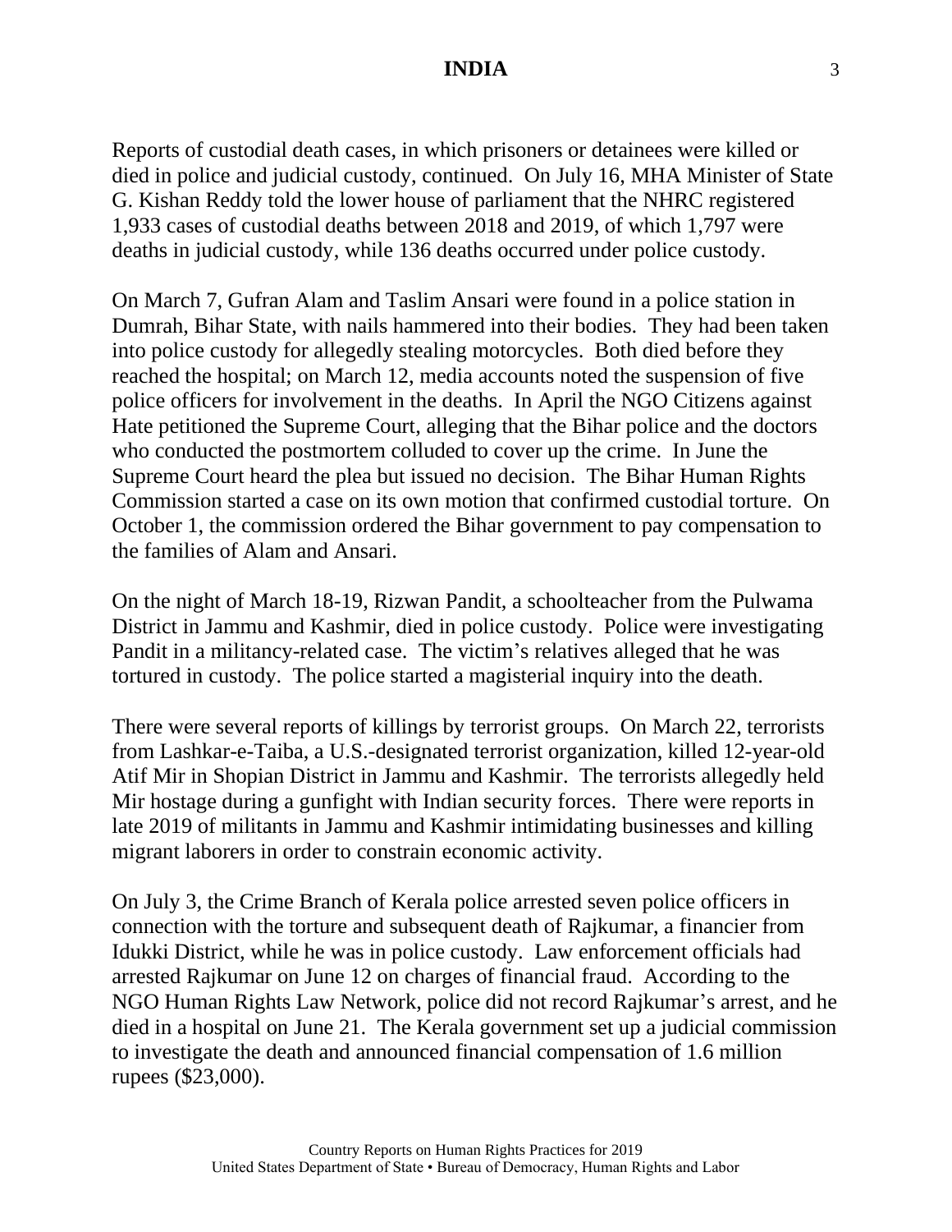Reports of custodial death cases, in which prisoners or detainees were killed or died in police and judicial custody, continued. On July 16, MHA Minister of State G. Kishan Reddy told the lower house of parliament that the NHRC registered 1,933 cases of custodial deaths between 2018 and 2019, of which 1,797 were deaths in judicial custody, while 136 deaths occurred under police custody.

On March 7, Gufran Alam and Taslim Ansari were found in a police station in Dumrah, Bihar State, with nails hammered into their bodies. They had been taken into police custody for allegedly stealing motorcycles. Both died before they reached the hospital; on March 12, media accounts noted the suspension of five police officers for involvement in the deaths. In April the NGO Citizens against Hate petitioned the Supreme Court, alleging that the Bihar police and the doctors who conducted the postmortem colluded to cover up the crime. In June the Supreme Court heard the plea but issued no decision. The Bihar Human Rights Commission started a case on its own motion that confirmed custodial torture. On October 1, the commission ordered the Bihar government to pay compensation to the families of Alam and Ansari.

On the night of March 18-19, Rizwan Pandit, a schoolteacher from the Pulwama District in Jammu and Kashmir, died in police custody. Police were investigating Pandit in a militancy-related case. The victim's relatives alleged that he was tortured in custody. The police started a magisterial inquiry into the death.

There were several reports of killings by terrorist groups. On March 22, terrorists from Lashkar-e-Taiba, a U.S.-designated terrorist organization, killed 12-year-old Atif Mir in Shopian District in Jammu and Kashmir. The terrorists allegedly held Mir hostage during a gunfight with Indian security forces. There were reports in late 2019 of militants in Jammu and Kashmir intimidating businesses and killing migrant laborers in order to constrain economic activity.

On July 3, the Crime Branch of Kerala police arrested seven police officers in connection with the torture and subsequent death of Rajkumar, a financier from Idukki District, while he was in police custody. Law enforcement officials had arrested Rajkumar on June 12 on charges of financial fraud. According to the NGO Human Rights Law Network, police did not record Rajkumar's arrest, and he died in a hospital on June 21. The Kerala government set up a judicial commission to investigate the death and announced financial compensation of 1.6 million rupees ($23,000).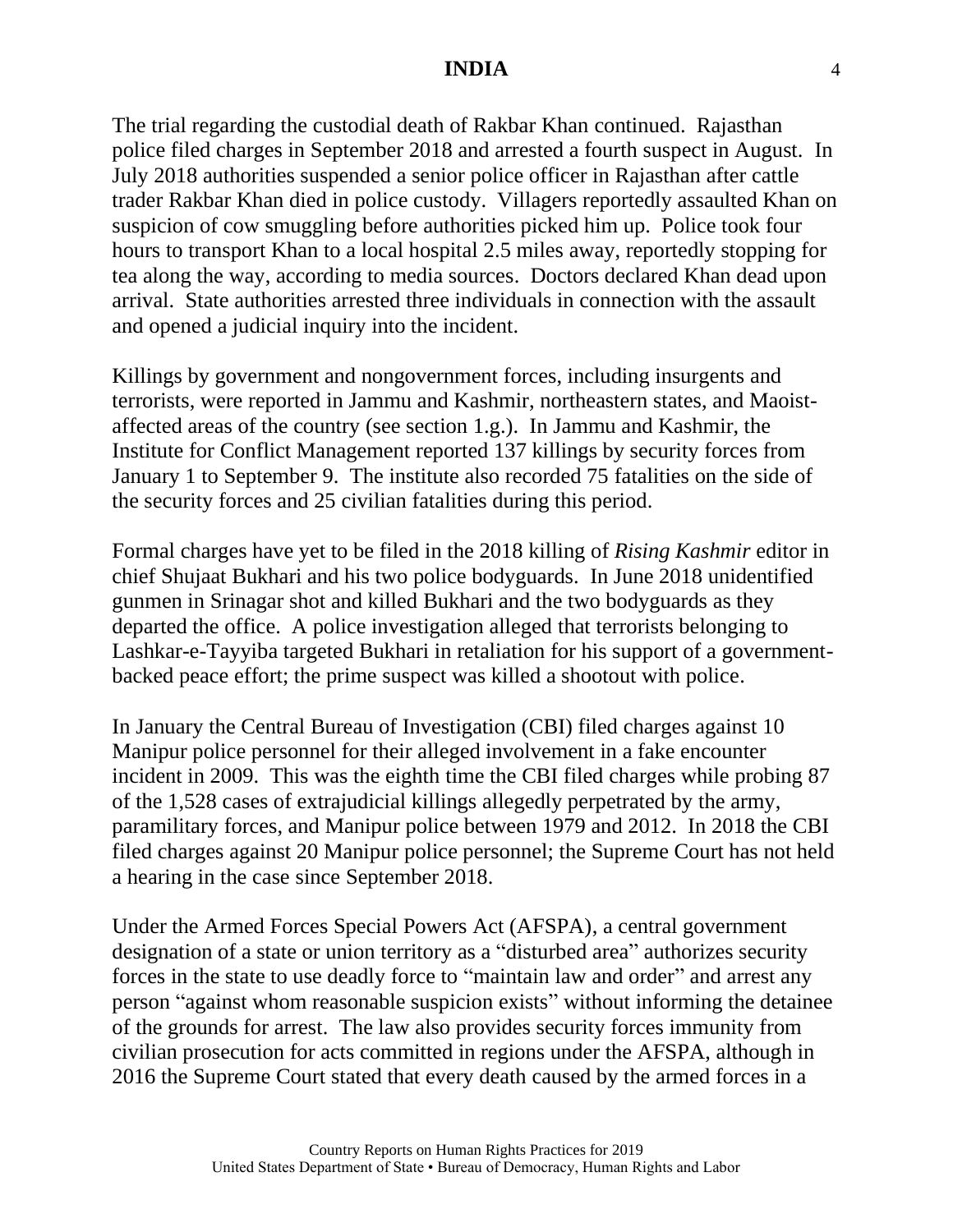The trial regarding the custodial death of Rakbar Khan continued. Rajasthan police filed charges in September 2018 and arrested a fourth suspect in August. In July 2018 authorities suspended a senior police officer in Rajasthan after cattle trader Rakbar Khan died in police custody. Villagers reportedly assaulted Khan on suspicion of cow smuggling before authorities picked him up. Police took four hours to transport Khan to a local hospital 2.5 miles away, reportedly stopping for tea along the way, according to media sources. Doctors declared Khan dead upon arrival. State authorities arrested three individuals in connection with the assault and opened a judicial inquiry into the incident.

Killings by government and nongovernment forces, including insurgents and terrorists, were reported in Jammu and Kashmir, northeastern states, and Maoist-affected areas of the country (see section 1.g.). In Jammu and Kashmir, the Institute for Conflict Management reported 137 killings by security forces from January 1 to September 9. The institute also recorded 75 fatalities on the side of the security forces and 25 civilian fatalities during this period.

Formal charges have yet to be filed in the 2018 killing of *Rising Kashmir* editor in chief Shujaat Bukhari and his two police bodyguards. In June 2018 unidentified gunmen in Srinagar shot and killed Bukhari and the two bodyguards as they departed the office. A police investigation alleged that terrorists belonging to Lashkar-e-Tayyiba targeted Bukhari in retaliation for his support of a government-backed peace effort; the prime suspect was killed a shootout with police.

In January the Central Bureau of Investigation (CBI) filed charges against 10 Manipur police personnel for their alleged involvement in a fake encounter incident in 2009. This was the eighth time the CBI filed charges while probing 87 of the 1,528 cases of extrajudicial killings allegedly perpetrated by the army, paramilitary forces, and Manipur police between 1979 and 2012. In 2018 the CBI filed charges against 20 Manipur police personnel; the Supreme Court has not held a hearing in the case since September 2018.

Under the Armed Forces Special Powers Act (AFSPA), a central government designation of a state or union territory as a "disturbed area" authorizes security forces in the state to use deadly force to "maintain law and order" and arrest any person "against whom reasonable suspicion exists" without informing the detainee of the grounds for arrest. The law also provides security forces immunity from civilian prosecution for acts committed in regions under the AFSPA, although in 2016 the Supreme Court stated that every death caused by the armed forces in a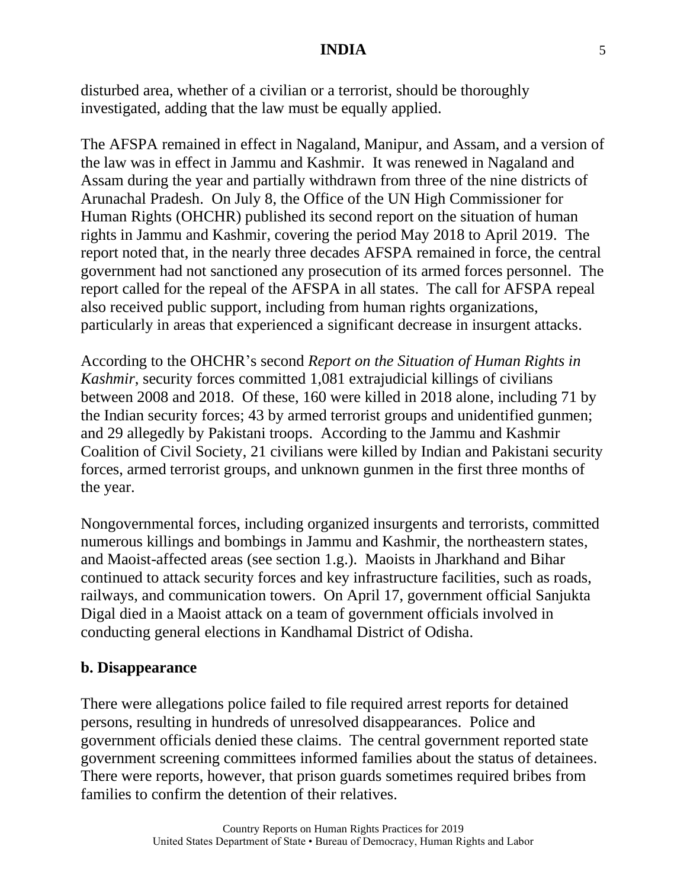disturbed area, whether of a civilian or a terrorist, should be thoroughly investigated, adding that the law must be equally applied.

The AFSPA remained in effect in Nagaland, Manipur, and Assam, and a version of the law was in effect in Jammu and Kashmir. It was renewed in Nagaland and Assam during the year and partially withdrawn from three of the nine districts of Arunachal Pradesh. On July 8, the Office of the UN High Commissioner for Human Rights (OHCHR) published its second report on the situation of human rights in Jammu and Kashmir, covering the period May 2018 to April 2019. The report noted that, in the nearly three decades AFSPA remained in force, the central government had not sanctioned any prosecution of its armed forces personnel. The report called for the repeal of the AFSPA in all states. The call for AFSPA repeal also received public support, including from human rights organizations, particularly in areas that experienced a significant decrease in insurgent attacks.

According to the OHCHR's second *Report on the Situation of Human Rights in Kashmir*, security forces committed 1,081 extrajudicial killings of civilians between 2008 and 2018. Of these, 160 were killed in 2018 alone, including 71 by the Indian security forces; 43 by armed terrorist groups and unidentified gunmen; and 29 allegedly by Pakistani troops. According to the Jammu and Kashmir Coalition of Civil Society, 21 civilians were killed by Indian and Pakistani security forces, armed terrorist groups, and unknown gunmen in the first three months of the year.

Nongovernmental forces, including organized insurgents and terrorists, committed numerous killings and bombings in Jammu and Kashmir, the northeastern states, and Maoist-affected areas (see section 1.g.). Maoists in Jharkhand and Bihar continued to attack security forces and key infrastructure facilities, such as roads, railways, and communication towers. On April 17, government official Sanjukta Digal died in a Maoist attack on a team of government officials involved in conducting general elections in Kandhamal District of Odisha.

## b. Disappearance

There were allegations police failed to file required arrest reports for detained persons, resulting in hundreds of unresolved disappearances. Police and government officials denied these claims. The central government reported state government screening committees informed families about the status of detainees. There were reports, however, that prison guards sometimes required bribes from families to confirm the detention of their relatives.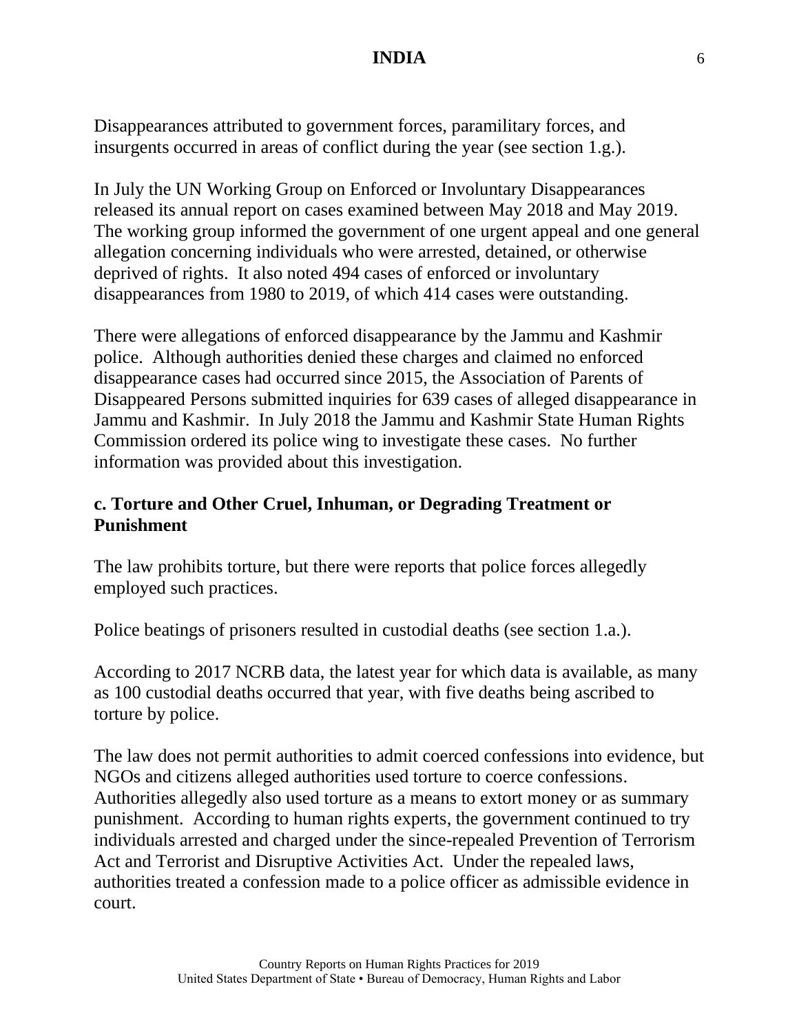Disappearances attributed to government forces, paramilitary forces, and insurgents occurred in areas of conflict during the year (see section 1.g.).

In July the UN Working Group on Enforced or Involuntary Disappearances released its annual report on cases examined between May 2018 and May 2019. The working group informed the government of one urgent appeal and one general allegation concerning individuals who were arrested, detained, or otherwise deprived of rights. It also noted 494 cases of enforced or involuntary disappearances from 1980 to 2019, of which 414 cases were outstanding.

There were allegations of enforced disappearance by the Jammu and Kashmir police. Although authorities denied these charges and claimed no enforced disappearance cases had occurred since 2015, the Association of Parents of Disappeared Persons submitted inquiries for 639 cases of alleged disappearance in Jammu and Kashmir. In July 2018 the Jammu and Kashmir State Human Rights Commission ordered its police wing to investigate these cases. No further information was provided about this investigation.

### c. Torture and Other Cruel, Inhuman, or Degrading Treatment or Punishment

The law prohibits torture, but there were reports that police forces allegedly employed such practices.

Police beatings of prisoners resulted in custodial deaths (see section 1.a.).

According to 2017 NCRB data, the latest year for which data is available, as many as 100 custodial deaths occurred that year, with five deaths being ascribed to torture by police.

The law does not permit authorities to admit coerced confessions into evidence, but NGOs and citizens alleged authorities used torture to coerce confessions. Authorities allegedly also used torture as a means to extort money or as summary punishment. According to human rights experts, the government continued to try individuals arrested and charged under the since-repealed Prevention of Terrorism Act and Terrorist and Disruptive Activities Act. Under the repealed laws, authorities treated a confession made to a police officer as admissible evidence in court.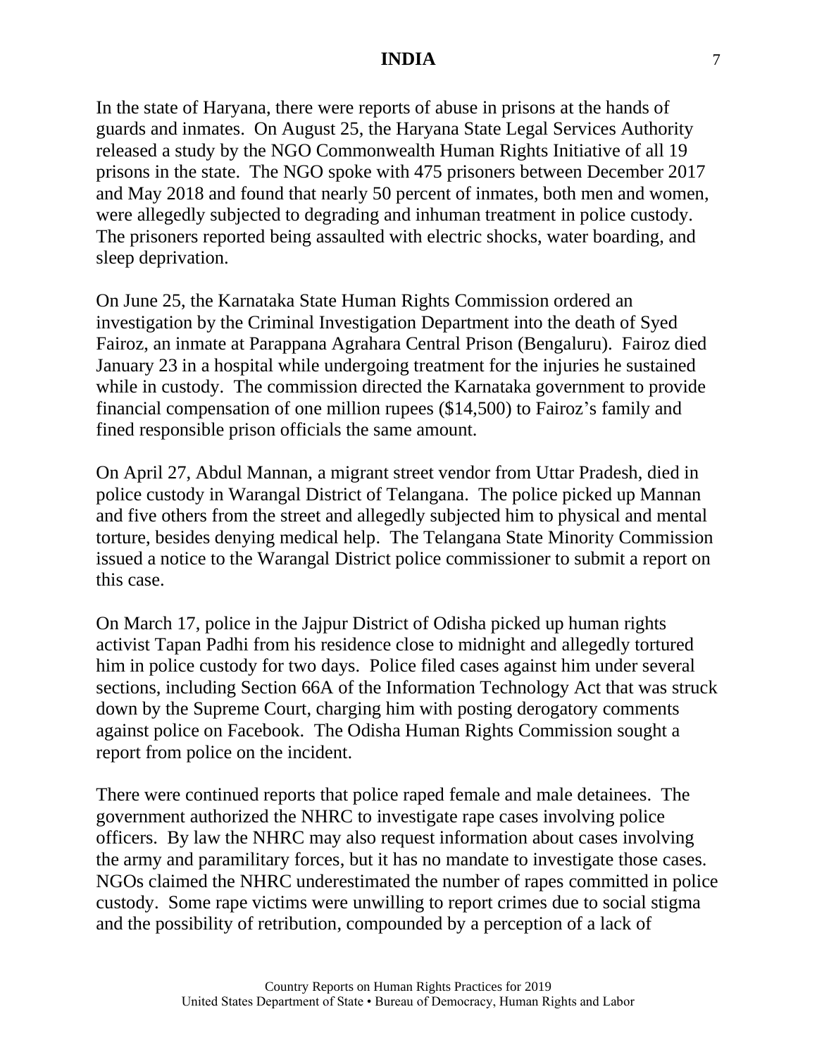In the state of Haryana, there were reports of abuse in prisons at the hands of guards and inmates. On August 25, the Haryana State Legal Services Authority released a study by the NGO Commonwealth Human Rights Initiative of all 19 prisons in the state. The NGO spoke with 475 prisoners between December 2017 and May 2018 and found that nearly 50 percent of inmates, both men and women, were allegedly subjected to degrading and inhuman treatment in police custody. The prisoners reported being assaulted with electric shocks, water boarding, and sleep deprivation.

On June 25, the Karnataka State Human Rights Commission ordered an investigation by the Criminal Investigation Department into the death of Syed Fairoz, an inmate at Parappana Agrahara Central Prison (Bengaluru). Fairoz died January 23 in a hospital while undergoing treatment for the injuries he sustained while in custody. The commission directed the Karnataka government to provide financial compensation of one million rupees ($14,500) to Fairoz's family and fined responsible prison officials the same amount.

On April 27, Abdul Mannan, a migrant street vendor from Uttar Pradesh, died in police custody in Warangal District of Telangana. The police picked up Mannan and five others from the street and allegedly subjected him to physical and mental torture, besides denying medical help. The Telangana State Minority Commission issued a notice to the Warangal District police commissioner to submit a report on this case.

On March 17, police in the Jajpur District of Odisha picked up human rights activist Tapan Padhi from his residence close to midnight and allegedly tortured him in police custody for two days. Police filed cases against him under several sections, including Section 66A of the Information Technology Act that was struck down by the Supreme Court, charging him with posting derogatory comments against police on Facebook. The Odisha Human Rights Commission sought a report from police on the incident.

There were continued reports that police raped female and male detainees. The government authorized the NHRC to investigate rape cases involving police officers. By law the NHRC may also request information about cases involving the army and paramilitary forces, but it has no mandate to investigate those cases. NGOs claimed the NHRC underestimated the number of rapes committed in police custody. Some rape victims were unwilling to report crimes due to social stigma and the possibility of retribution, compounded by a perception of a lack of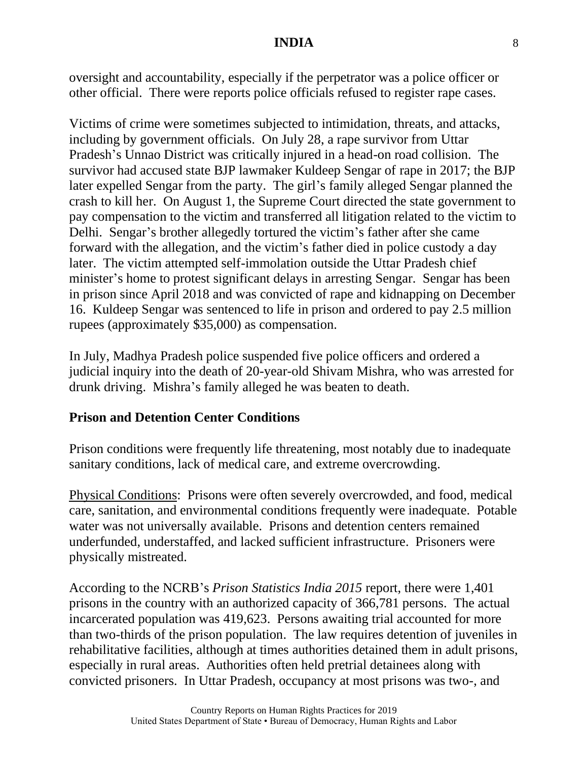oversight and accountability, especially if the perpetrator was a police officer or other official. There were reports police officials refused to register rape cases.

Victims of crime were sometimes subjected to intimidation, threats, and attacks, including by government officials. On July 28, a rape survivor from Uttar Pradesh's Unnao District was critically injured in a head-on road collision. The survivor had accused state BJP lawmaker Kuldeep Sengar of rape in 2017; the BJP later expelled Sengar from the party. The girl's family alleged Sengar planned the crash to kill her. On August 1, the Supreme Court directed the state government to pay compensation to the victim and transferred all litigation related to the victim to Delhi. Sengar's brother allegedly tortured the victim's father after she came forward with the allegation, and the victim's father died in police custody a day later. The victim attempted self-immolation outside the Uttar Pradesh chief minister's home to protest significant delays in arresting Sengar. Sengar has been in prison since April 2018 and was convicted of rape and kidnapping on December 16. Kuldeep Sengar was sentenced to life in prison and ordered to pay 2.5 million rupees (approximately $35,000) as compensation.

In July, Madhya Pradesh police suspended five police officers and ordered a judicial inquiry into the death of 20-year-old Shivam Mishra, who was arrested for drunk driving. Mishra's family alleged he was beaten to death.

## Prison and Detention Center Conditions

Prison conditions were frequently life threatening, most notably due to inadequate sanitary conditions, lack of medical care, and extreme overcrowding.

Physical Conditions: Prisons were often severely overcrowded, and food, medical care, sanitation, and environmental conditions frequently were inadequate. Potable water was not universally available. Prisons and detention centers remained underfunded, understaffed, and lacked sufficient infrastructure. Prisoners were physically mistreated.

According to the NCRB's *Prison Statistics India 2015* report, there were 1,401 prisons in the country with an authorized capacity of 366,781 persons. The actual incarcerated population was 419,623. Persons awaiting trial accounted for more than two-thirds of the prison population. The law requires detention of juveniles in rehabilitative facilities, although at times authorities detained them in adult prisons, especially in rural areas. Authorities often held pretrial detainees along with convicted prisoners. In Uttar Pradesh, occupancy at most prisons was two-, and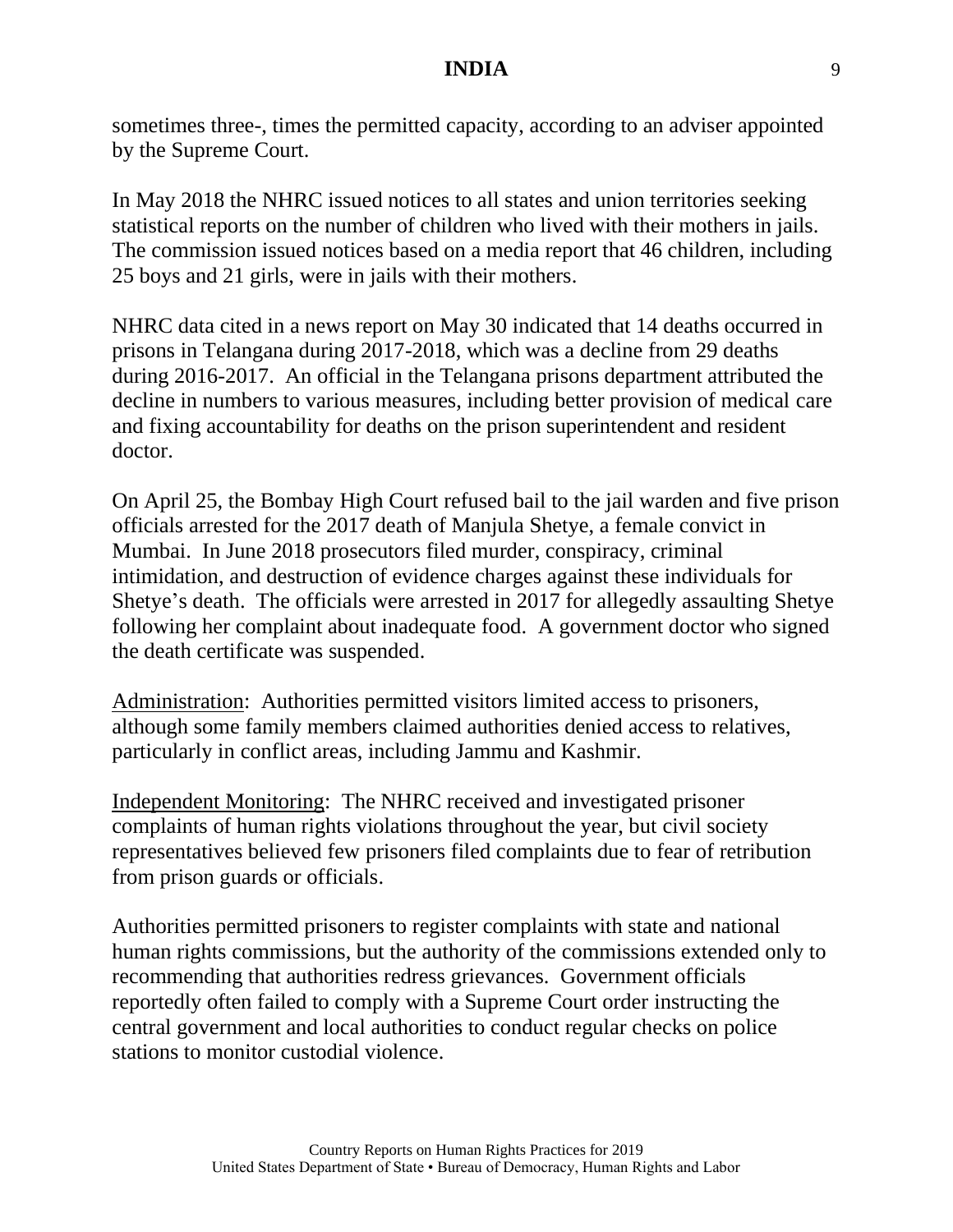sometimes three-, times the permitted capacity, according to an adviser appointed by the Supreme Court.

In May 2018 the NHRC issued notices to all states and union territories seeking statistical reports on the number of children who lived with their mothers in jails. The commission issued notices based on a media report that 46 children, including 25 boys and 21 girls, were in jails with their mothers.

NHRC data cited in a news report on May 30 indicated that 14 deaths occurred in prisons in Telangana during 2017-2018, which was a decline from 29 deaths during 2016-2017. An official in the Telangana prisons department attributed the decline in numbers to various measures, including better provision of medical care and fixing accountability for deaths on the prison superintendent and resident doctor.

On April 25, the Bombay High Court refused bail to the jail warden and five prison officials arrested for the 2017 death of Manjula Shetye, a female convict in Mumbai. In June 2018 prosecutors filed murder, conspiracy, criminal intimidation, and destruction of evidence charges against these individuals for Shetye's death. The officials were arrested in 2017 for allegedly assaulting Shetye following her complaint about inadequate food. A government doctor who signed the death certificate was suspended.

<u>Administration</u>: Authorities permitted visitors limited access to prisoners, although some family members claimed authorities denied access to relatives, particularly in conflict areas, including Jammu and Kashmir.

<u>Independent Monitoring</u>: The NHRC received and investigated prisoner complaints of human rights violations throughout the year, but civil society representatives believed few prisoners filed complaints due to fear of retribution from prison guards or officials.

Authorities permitted prisoners to register complaints with state and national human rights commissions, but the authority of the commissions extended only to recommending that authorities redress grievances. Government officials reportedly often failed to comply with a Supreme Court order instructing the central government and local authorities to conduct regular checks on police stations to monitor custodial violence.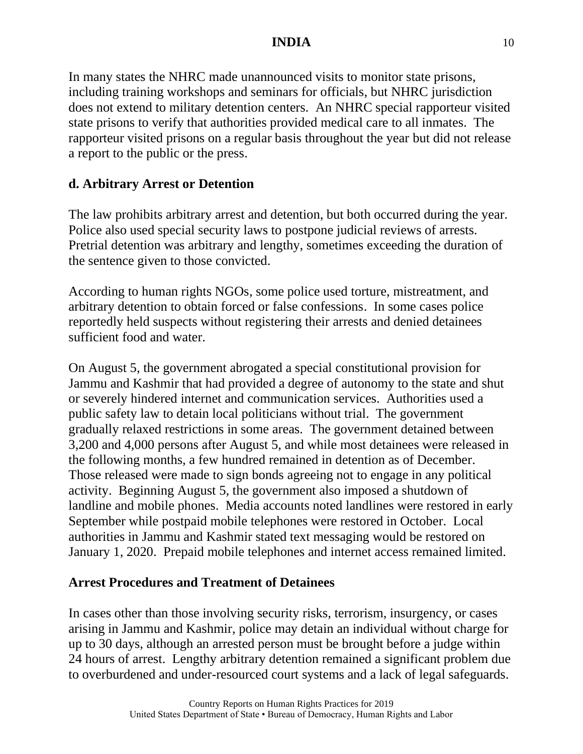In many states the NHRC made unannounced visits to monitor state prisons, including training workshops and seminars for officials, but NHRC jurisdiction does not extend to military detention centers. An NHRC special rapporteur visited state prisons to verify that authorities provided medical care to all inmates. The rapporteur visited prisons on a regular basis throughout the year but did not release a report to the public or the press.

## d. Arbitrary Arrest or Detention

The law prohibits arbitrary arrest and detention, but both occurred during the year. Police also used special security laws to postpone judicial reviews of arrests. Pretrial detention was arbitrary and lengthy, sometimes exceeding the duration of the sentence given to those convicted.

According to human rights NGOs, some police used torture, mistreatment, and arbitrary detention to obtain forced or false confessions. In some cases police reportedly held suspects without registering their arrests and denied detainees sufficient food and water.

On August 5, the government abrogated a special constitutional provision for Jammu and Kashmir that had provided a degree of autonomy to the state and shut or severely hindered internet and communication services. Authorities used a public safety law to detain local politicians without trial. The government gradually relaxed restrictions in some areas. The government detained between 3,200 and 4,000 persons after August 5, and while most detainees were released in the following months, a few hundred remained in detention as of December. Those released were made to sign bonds agreeing not to engage in any political activity. Beginning August 5, the government also imposed a shutdown of landline and mobile phones. Media accounts noted landlines were restored in early September while postpaid mobile telephones were restored in October. Local authorities in Jammu and Kashmir stated text messaging would be restored on January 1, 2020. Prepaid mobile telephones and internet access remained limited.

### Arrest Procedures and Treatment of Detainees

In cases other than those involving security risks, terrorism, insurgency, or cases arising in Jammu and Kashmir, police may detain an individual without charge for up to 30 days, although an arrested person must be brought before a judge within 24 hours of arrest. Lengthy arbitrary detention remained a significant problem due to overburdened and under-resourced court systems and a lack of legal safeguards.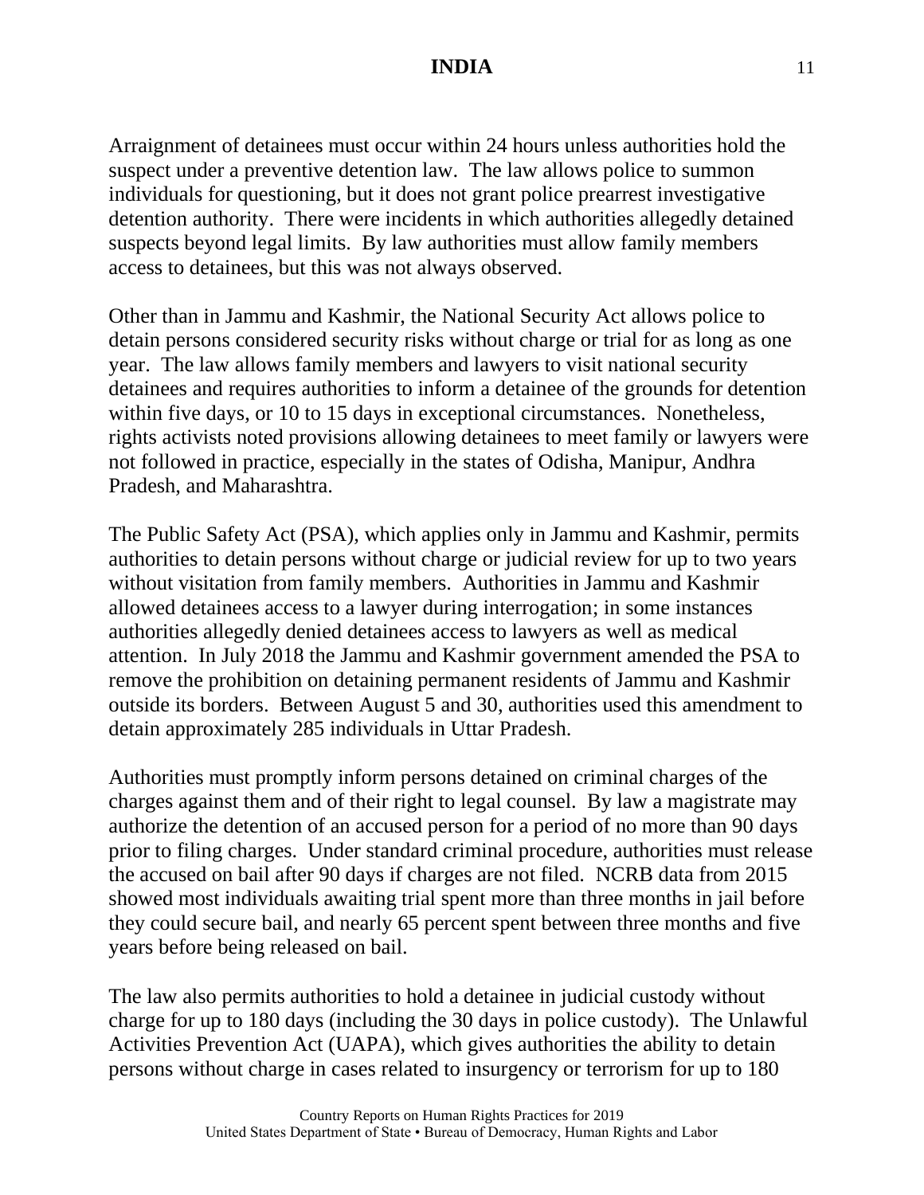Arraignment of detainees must occur within 24 hours unless authorities hold the suspect under a preventive detention law. The law allows police to summon individuals for questioning, but it does not grant police prearrest investigative detention authority. There were incidents in which authorities allegedly detained suspects beyond legal limits. By law authorities must allow family members access to detainees, but this was not always observed.

Other than in Jammu and Kashmir, the National Security Act allows police to detain persons considered security risks without charge or trial for as long as one year. The law allows family members and lawyers to visit national security detainees and requires authorities to inform a detainee of the grounds for detention within five days, or 10 to 15 days in exceptional circumstances. Nonetheless, rights activists noted provisions allowing detainees to meet family or lawyers were not followed in practice, especially in the states of Odisha, Manipur, Andhra Pradesh, and Maharashtra.

The Public Safety Act (PSA), which applies only in Jammu and Kashmir, permits authorities to detain persons without charge or judicial review for up to two years without visitation from family members. Authorities in Jammu and Kashmir allowed detainees access to a lawyer during interrogation; in some instances authorities allegedly denied detainees access to lawyers as well as medical attention. In July 2018 the Jammu and Kashmir government amended the PSA to remove the prohibition on detaining permanent residents of Jammu and Kashmir outside its borders. Between August 5 and 30, authorities used this amendment to detain approximately 285 individuals in Uttar Pradesh.

Authorities must promptly inform persons detained on criminal charges of the charges against them and of their right to legal counsel. By law a magistrate may authorize the detention of an accused person for a period of no more than 90 days prior to filing charges. Under standard criminal procedure, authorities must release the accused on bail after 90 days if charges are not filed. NCRB data from 2015 showed most individuals awaiting trial spent more than three months in jail before they could secure bail, and nearly 65 percent spent between three months and five years before being released on bail.

The law also permits authorities to hold a detainee in judicial custody without charge for up to 180 days (including the 30 days in police custody). The Unlawful Activities Prevention Act (UAPA), which gives authorities the ability to detain persons without charge in cases related to insurgency or terrorism for up to 180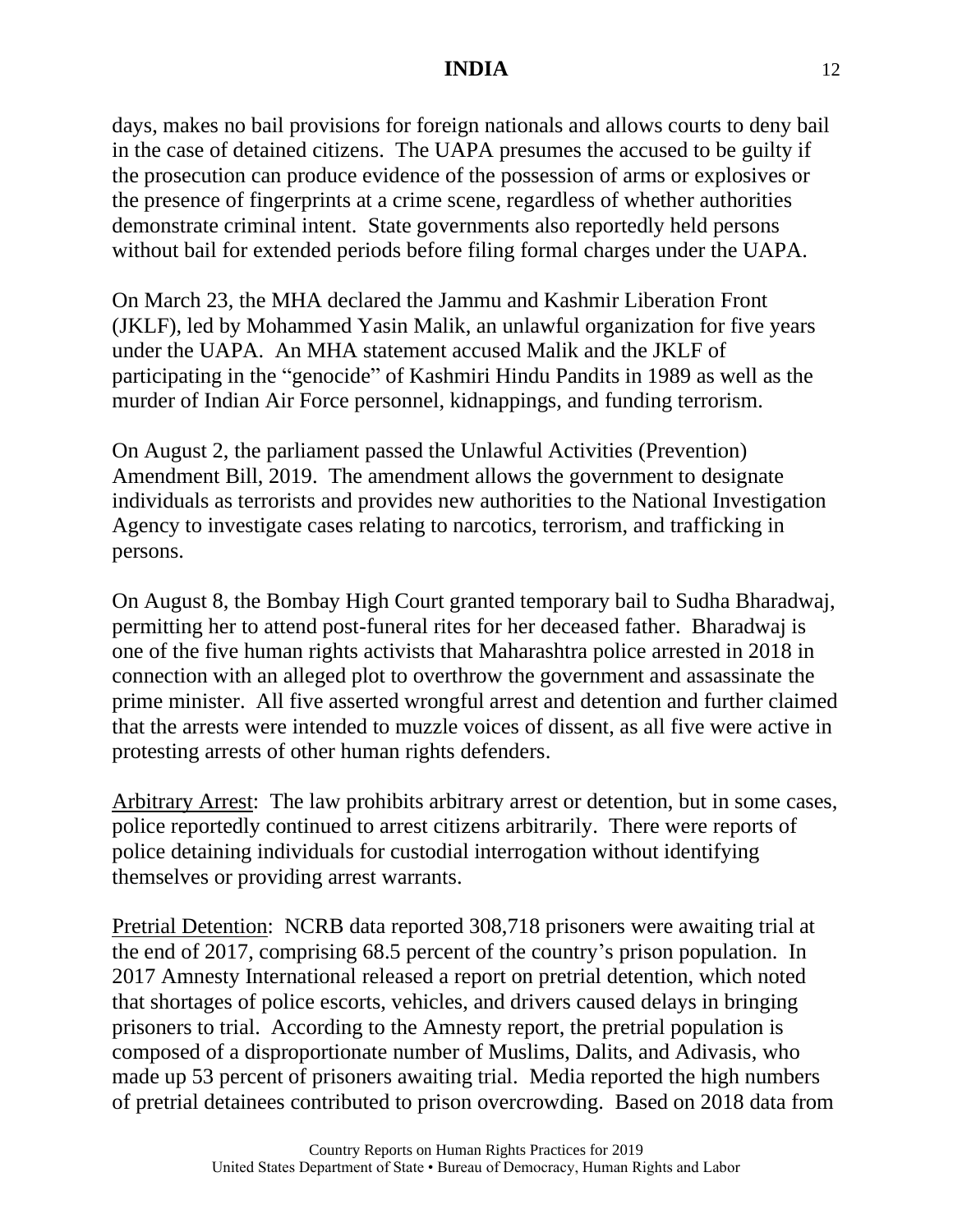days, makes no bail provisions for foreign nationals and allows courts to deny bail in the case of detained citizens. The UAPA presumes the accused to be guilty if the prosecution can produce evidence of the possession of arms or explosives or the presence of fingerprints at a crime scene, regardless of whether authorities demonstrate criminal intent. State governments also reportedly held persons without bail for extended periods before filing formal charges under the UAPA.

On March 23, the MHA declared the Jammu and Kashmir Liberation Front (JKLF), led by Mohammed Yasin Malik, an unlawful organization for five years under the UAPA. An MHA statement accused Malik and the JKLF of participating in the "genocide" of Kashmiri Hindu Pandits in 1989 as well as the murder of Indian Air Force personnel, kidnappings, and funding terrorism.

On August 2, the parliament passed the Unlawful Activities (Prevention) Amendment Bill, 2019. The amendment allows the government to designate individuals as terrorists and provides new authorities to the National Investigation Agency to investigate cases relating to narcotics, terrorism, and trafficking in persons.

On August 8, the Bombay High Court granted temporary bail to Sudha Bharadwaj, permitting her to attend post-funeral rites for her deceased father. Bharadwaj is one of the five human rights activists that Maharashtra police arrested in 2018 in connection with an alleged plot to overthrow the government and assassinate the prime minister. All five asserted wrongful arrest and detention and further claimed that the arrests were intended to muzzle voices of dissent, as all five were active in protesting arrests of other human rights defenders.

Arbitrary Arrest: The law prohibits arbitrary arrest or detention, but in some cases, police reportedly continued to arrest citizens arbitrarily. There were reports of police detaining individuals for custodial interrogation without identifying themselves or providing arrest warrants.

Pretrial Detention: NCRB data reported 308,718 prisoners were awaiting trial at the end of 2017, comprising 68.5 percent of the country's prison population. In 2017 Amnesty International released a report on pretrial detention, which noted that shortages of police escorts, vehicles, and drivers caused delays in bringing prisoners to trial. According to the Amnesty report, the pretrial population is composed of a disproportionate number of Muslims, Dalits, and Adivasis, who made up 53 percent of prisoners awaiting trial. Media reported the high numbers of pretrial detainees contributed to prison overcrowding. Based on 2018 data from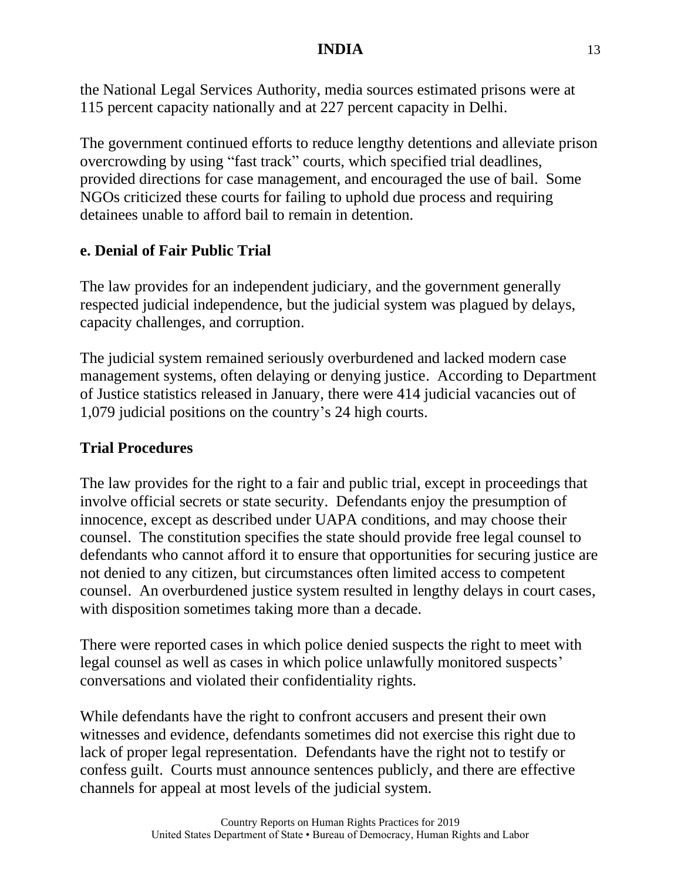the National Legal Services Authority, media sources estimated prisons were at 115 percent capacity nationally and at 227 percent capacity in Delhi.

The government continued efforts to reduce lengthy detentions and alleviate prison overcrowding by using "fast track" courts, which specified trial deadlines, provided directions for case management, and encouraged the use of bail. Some NGOs criticized these courts for failing to uphold due process and requiring detainees unable to afford bail to remain in detention.

## e. Denial of Fair Public Trial

The law provides for an independent judiciary, and the government generally respected judicial independence, but the judicial system was plagued by delays, capacity challenges, and corruption.

The judicial system remained seriously overburdened and lacked modern case management systems, often delaying or denying justice. According to Department of Justice statistics released in January, there were 414 judicial vacancies out of 1,079 judicial positions on the country's 24 high courts.

### Trial Procedures

The law provides for the right to a fair and public trial, except in proceedings that involve official secrets or state security. Defendants enjoy the presumption of innocence, except as described under UAPA conditions, and may choose their counsel. The constitution specifies the state should provide free legal counsel to defendants who cannot afford it to ensure that opportunities for securing justice are not denied to any citizen, but circumstances often limited access to competent counsel. An overburdened justice system resulted in lengthy delays in court cases, with disposition sometimes taking more than a decade.

There were reported cases in which police denied suspects the right to meet with legal counsel as well as cases in which police unlawfully monitored suspects' conversations and violated their confidentiality rights.

While defendants have the right to confront accusers and present their own witnesses and evidence, defendants sometimes did not exercise this right due to lack of proper legal representation. Defendants have the right not to testify or confess guilt. Courts must announce sentences publicly, and there are effective channels for appeal at most levels of the judicial system.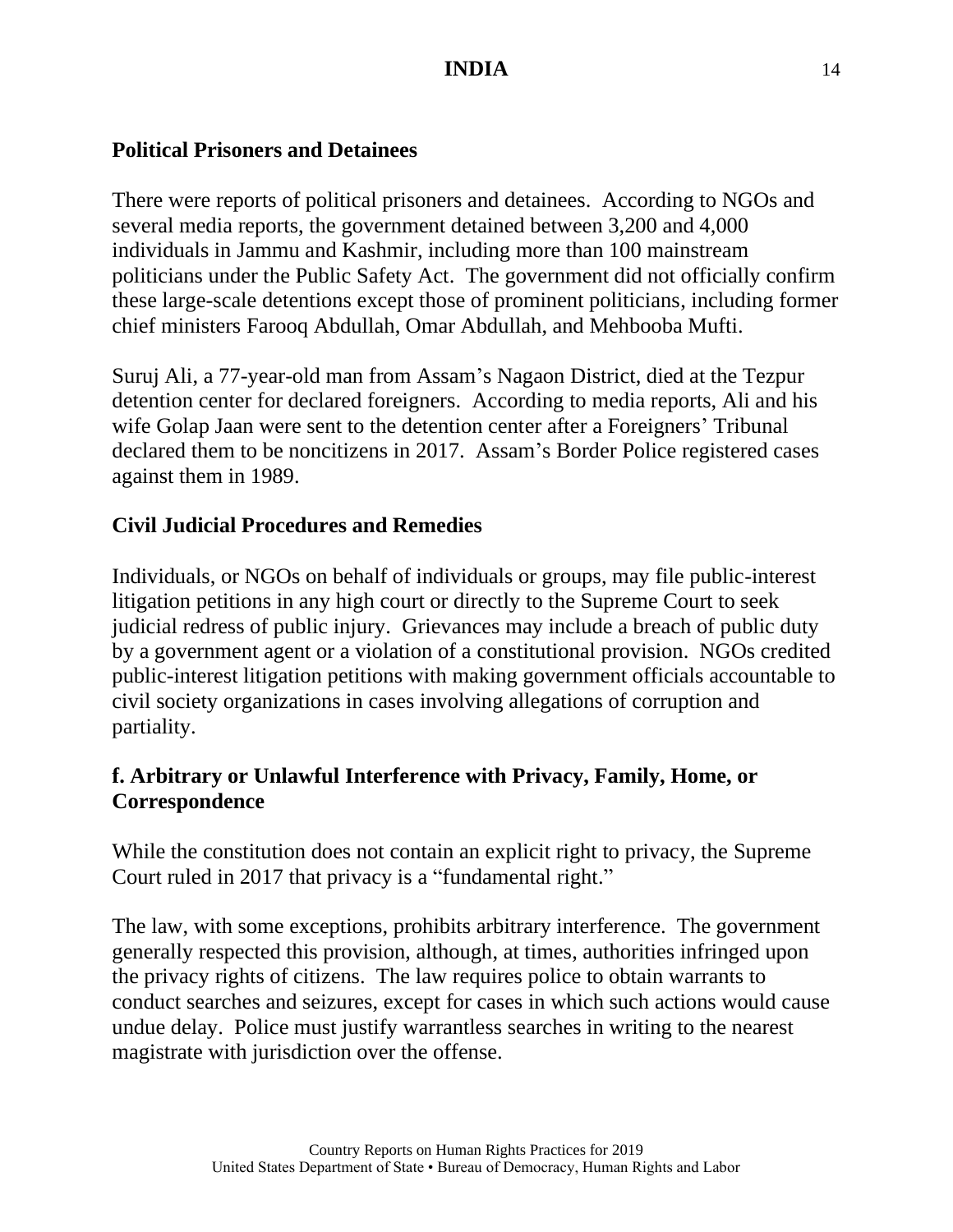### Political Prisoners and Detainees

There were reports of political prisoners and detainees. According to NGOs and several media reports, the government detained between 3,200 and 4,000 individuals in Jammu and Kashmir, including more than 100 mainstream politicians under the Public Safety Act. The government did not officially confirm these large-scale detentions except those of prominent politicians, including former chief ministers Farooq Abdullah, Omar Abdullah, and Mehbooba Mufti.

Suruj Ali, a 77-year-old man from Assam's Nagaon District, died at the Tezpur detention center for declared foreigners. According to media reports, Ali and his wife Golap Jaan were sent to the detention center after a Foreigners' Tribunal declared them to be noncitizens in 2017. Assam's Border Police registered cases against them in 1989.

### Civil Judicial Procedures and Remedies

Individuals, or NGOs on behalf of individuals or groups, may file public-interest litigation petitions in any high court or directly to the Supreme Court to seek judicial redress of public injury. Grievances may include a breach of public duty by a government agent or a violation of a constitutional provision. NGOs credited public-interest litigation petitions with making government officials accountable to civil society organizations in cases involving allegations of corruption and partiality.

## f. Arbitrary or Unlawful Interference with Privacy, Family, Home, or Correspondence

While the constitution does not contain an explicit right to privacy, the Supreme Court ruled in 2017 that privacy is a "fundamental right."

The law, with some exceptions, prohibits arbitrary interference. The government generally respected this provision, although, at times, authorities infringed upon the privacy rights of citizens. The law requires police to obtain warrants to conduct searches and seizures, except for cases in which such actions would cause undue delay. Police must justify warrantless searches in writing to the nearest magistrate with jurisdiction over the offense.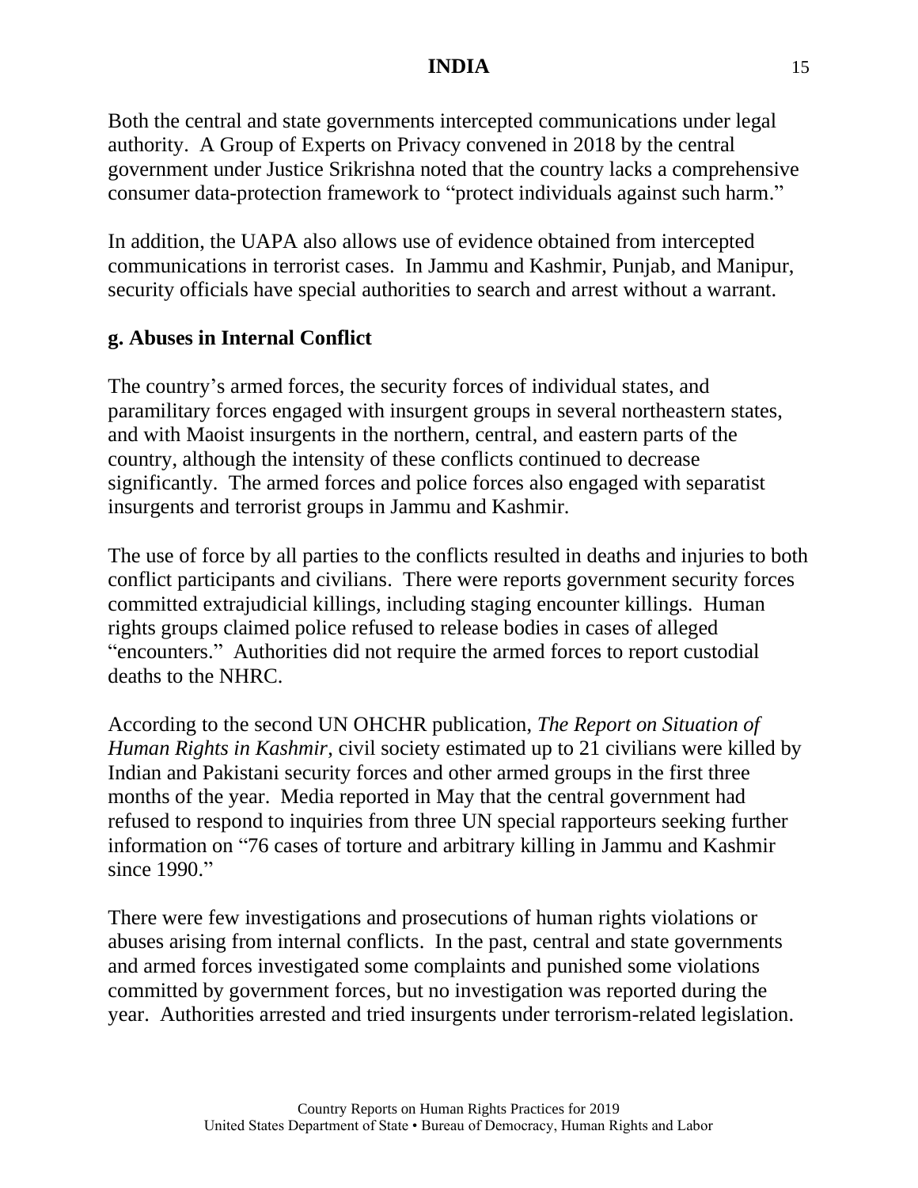Both the central and state governments intercepted communications under legal authority. A Group of Experts on Privacy convened in 2018 by the central government under Justice Srikrishna noted that the country lacks a comprehensive consumer data-protection framework to "protect individuals against such harm."

In addition, the UAPA also allows use of evidence obtained from intercepted communications in terrorist cases. In Jammu and Kashmir, Punjab, and Manipur, security officials have special authorities to search and arrest without a warrant.

## g. Abuses in Internal Conflict

The country's armed forces, the security forces of individual states, and paramilitary forces engaged with insurgent groups in several northeastern states, and with Maoist insurgents in the northern, central, and eastern parts of the country, although the intensity of these conflicts continued to decrease significantly. The armed forces and police forces also engaged with separatist insurgents and terrorist groups in Jammu and Kashmir.

The use of force by all parties to the conflicts resulted in deaths and injuries to both conflict participants and civilians. There were reports government security forces committed extrajudicial killings, including staging encounter killings. Human rights groups claimed police refused to release bodies in cases of alleged "encounters." Authorities did not require the armed forces to report custodial deaths to the NHRC.

According to the second UN OHCHR publication, *The Report on Situation of Human Rights in Kashmir*, civil society estimated up to 21 civilians were killed by Indian and Pakistani security forces and other armed groups in the first three months of the year. Media reported in May that the central government had refused to respond to inquiries from three UN special rapporteurs seeking further information on "76 cases of torture and arbitrary killing in Jammu and Kashmir since 1990."

There were few investigations and prosecutions of human rights violations or abuses arising from internal conflicts. In the past, central and state governments and armed forces investigated some complaints and punished some violations committed by government forces, but no investigation was reported during the year. Authorities arrested and tried insurgents under terrorism-related legislation.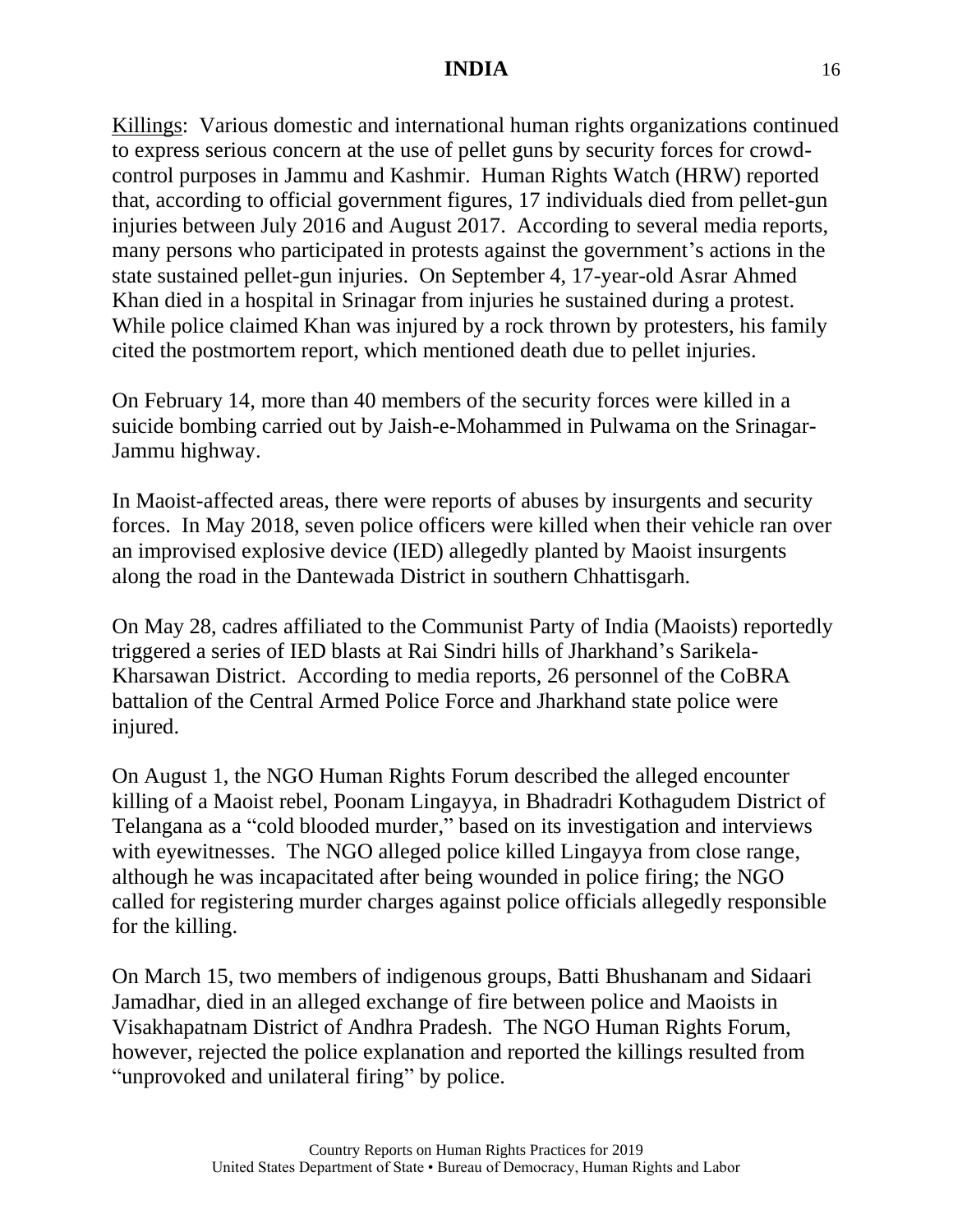Killings: Various domestic and international human rights organizations continued to express serious concern at the use of pellet guns by security forces for crowd-control purposes in Jammu and Kashmir. Human Rights Watch (HRW) reported that, according to official government figures, 17 individuals died from pellet-gun injuries between July 2016 and August 2017. According to several media reports, many persons who participated in protests against the government's actions in the state sustained pellet-gun injuries. On September 4, 17-year-old Asrar Ahmed Khan died in a hospital in Srinagar from injuries he sustained during a protest. While police claimed Khan was injured by a rock thrown by protesters, his family cited the postmortem report, which mentioned death due to pellet injuries.

On February 14, more than 40 members of the security forces were killed in a suicide bombing carried out by Jaish-e-Mohammed in Pulwama on the Srinagar-Jammu highway.

In Maoist-affected areas, there were reports of abuses by insurgents and security forces. In May 2018, seven police officers were killed when their vehicle ran over an improvised explosive device (IED) allegedly planted by Maoist insurgents along the road in the Dantewada District in southern Chhattisgarh.

On May 28, cadres affiliated to the Communist Party of India (Maoists) reportedly triggered a series of IED blasts at Rai Sindri hills of Jharkhand's Sarikela-Kharsawan District. According to media reports, 26 personnel of the CoBRA battalion of the Central Armed Police Force and Jharkhand state police were injured.

On August 1, the NGO Human Rights Forum described the alleged encounter killing of a Maoist rebel, Poonam Lingayya, in Bhadradri Kothagudem District of Telangana as a "cold blooded murder," based on its investigation and interviews with eyewitnesses. The NGO alleged police killed Lingayya from close range, although he was incapacitated after being wounded in police firing; the NGO called for registering murder charges against police officials allegedly responsible for the killing.

On March 15, two members of indigenous groups, Batti Bhushanam and Sidaari Jamadhar, died in an alleged exchange of fire between police and Maoists in Visakhapatnam District of Andhra Pradesh. The NGO Human Rights Forum, however, rejected the police explanation and reported the killings resulted from "unprovoked and unilateral firing" by police.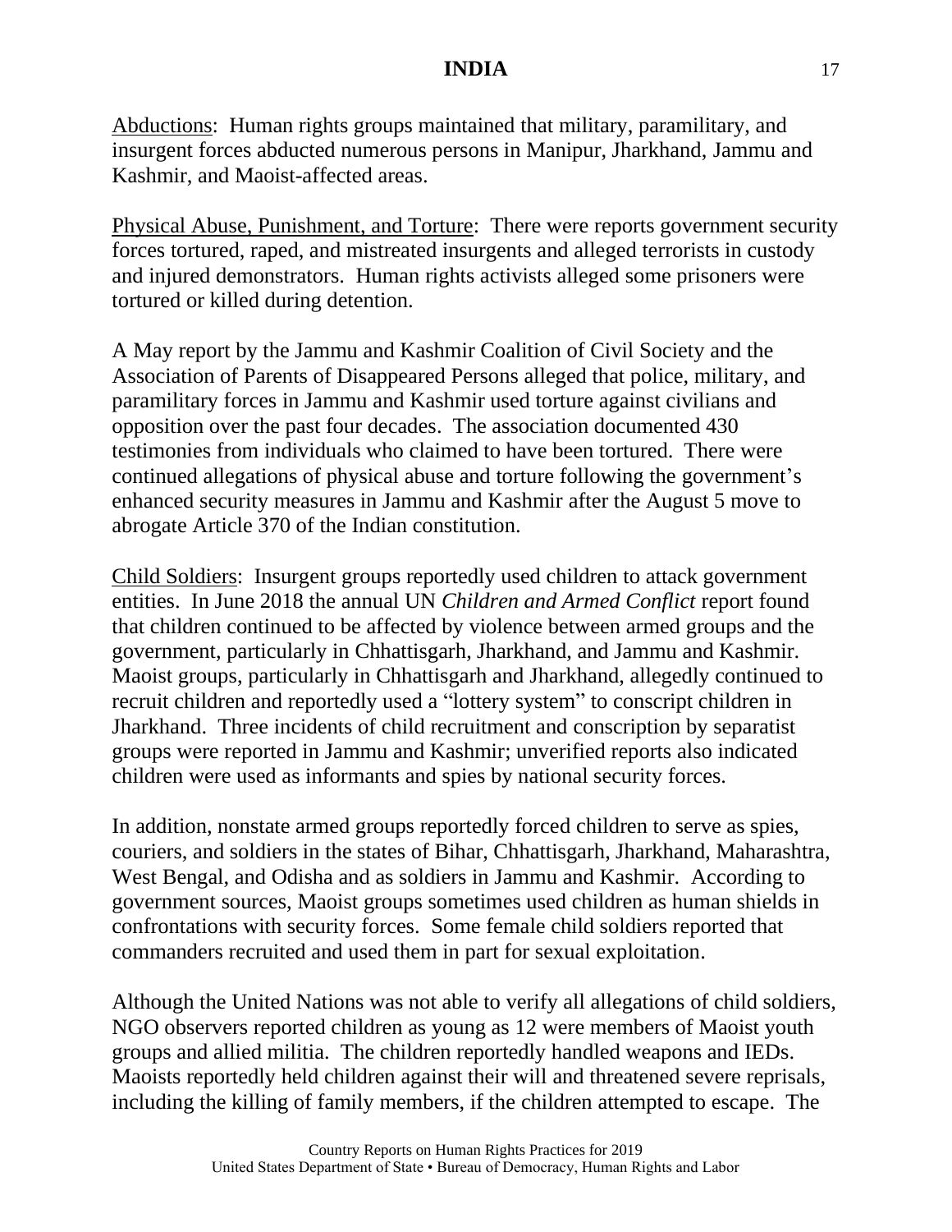Abductions: Human rights groups maintained that military, paramilitary, and insurgent forces abducted numerous persons in Manipur, Jharkhand, Jammu and Kashmir, and Maoist-affected areas.

Physical Abuse, Punishment, and Torture: There were reports government security forces tortured, raped, and mistreated insurgents and alleged terrorists in custody and injured demonstrators. Human rights activists alleged some prisoners were tortured or killed during detention.

A May report by the Jammu and Kashmir Coalition of Civil Society and the Association of Parents of Disappeared Persons alleged that police, military, and paramilitary forces in Jammu and Kashmir used torture against civilians and opposition over the past four decades. The association documented 430 testimonies from individuals who claimed to have been tortured. There were continued allegations of physical abuse and torture following the government's enhanced security measures in Jammu and Kashmir after the August 5 move to abrogate Article 370 of the Indian constitution.

Child Soldiers: Insurgent groups reportedly used children to attack government entities. In June 2018 the annual UN *Children and Armed Conflict* report found that children continued to be affected by violence between armed groups and the government, particularly in Chhattisgarh, Jharkhand, and Jammu and Kashmir. Maoist groups, particularly in Chhattisgarh and Jharkhand, allegedly continued to recruit children and reportedly used a "lottery system" to conscript children in Jharkhand. Three incidents of child recruitment and conscription by separatist groups were reported in Jammu and Kashmir; unverified reports also indicated children were used as informants and spies by national security forces.

In addition, nonstate armed groups reportedly forced children to serve as spies, couriers, and soldiers in the states of Bihar, Chhattisgarh, Jharkhand, Maharashtra, West Bengal, and Odisha and as soldiers in Jammu and Kashmir. According to government sources, Maoist groups sometimes used children as human shields in confrontations with security forces. Some female child soldiers reported that commanders recruited and used them in part for sexual exploitation.

Although the United Nations was not able to verify all allegations of child soldiers, NGO observers reported children as young as 12 were members of Maoist youth groups and allied militia. The children reportedly handled weapons and IEDs. Maoists reportedly held children against their will and threatened severe reprisals, including the killing of family members, if the children attempted to escape. The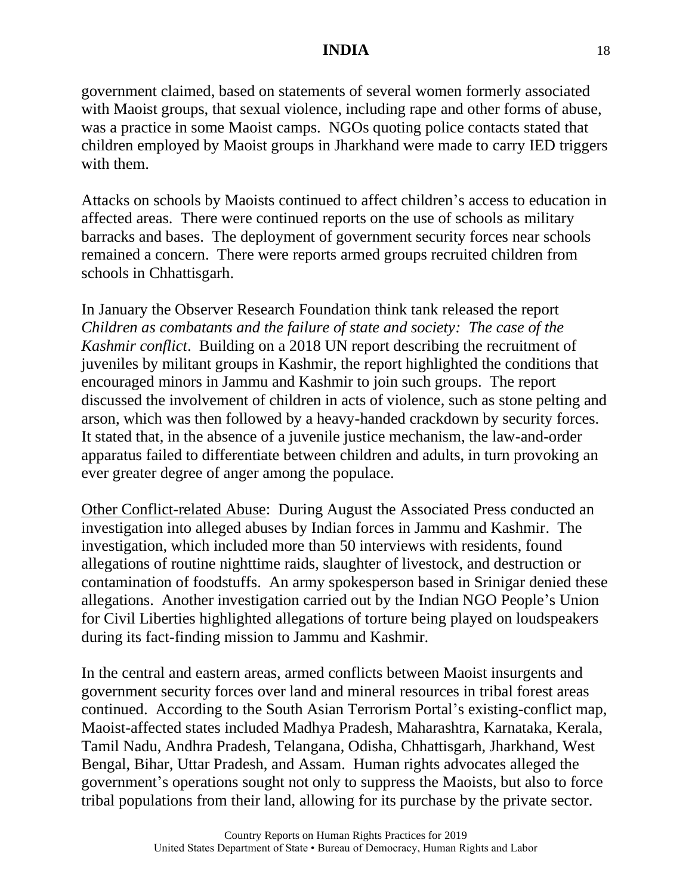government claimed, based on statements of several women formerly associated with Maoist groups, that sexual violence, including rape and other forms of abuse, was a practice in some Maoist camps. NGOs quoting police contacts stated that children employed by Maoist groups in Jharkhand were made to carry IED triggers with them.

Attacks on schools by Maoists continued to affect children's access to education in affected areas. There were continued reports on the use of schools as military barracks and bases. The deployment of government security forces near schools remained a concern. There were reports armed groups recruited children from schools in Chhattisgarh.

In January the Observer Research Foundation think tank released the report *Children as combatants and the failure of state and society: The case of the Kashmir conflict*. Building on a 2018 UN report describing the recruitment of juveniles by militant groups in Kashmir, the report highlighted the conditions that encouraged minors in Jammu and Kashmir to join such groups. The report discussed the involvement of children in acts of violence, such as stone pelting and arson, which was then followed by a heavy-handed crackdown by security forces. It stated that, in the absence of a juvenile justice mechanism, the law-and-order apparatus failed to differentiate between children and adults, in turn provoking an ever greater degree of anger among the populace.

Other Conflict-related Abuse: During August the Associated Press conducted an investigation into alleged abuses by Indian forces in Jammu and Kashmir. The investigation, which included more than 50 interviews with residents, found allegations of routine nighttime raids, slaughter of livestock, and destruction or contamination of foodstuffs. An army spokesperson based in Srinigar denied these allegations. Another investigation carried out by the Indian NGO People's Union for Civil Liberties highlighted allegations of torture being played on loudspeakers during its fact-finding mission to Jammu and Kashmir.

In the central and eastern areas, armed conflicts between Maoist insurgents and government security forces over land and mineral resources in tribal forest areas continued. According to the South Asian Terrorism Portal's existing-conflict map, Maoist-affected states included Madhya Pradesh, Maharashtra, Karnataka, Kerala, Tamil Nadu, Andhra Pradesh, Telangana, Odisha, Chhattisgarh, Jharkhand, West Bengal, Bihar, Uttar Pradesh, and Assam. Human rights advocates alleged the government's operations sought not only to suppress the Maoists, but also to force tribal populations from their land, allowing for its purchase by the private sector.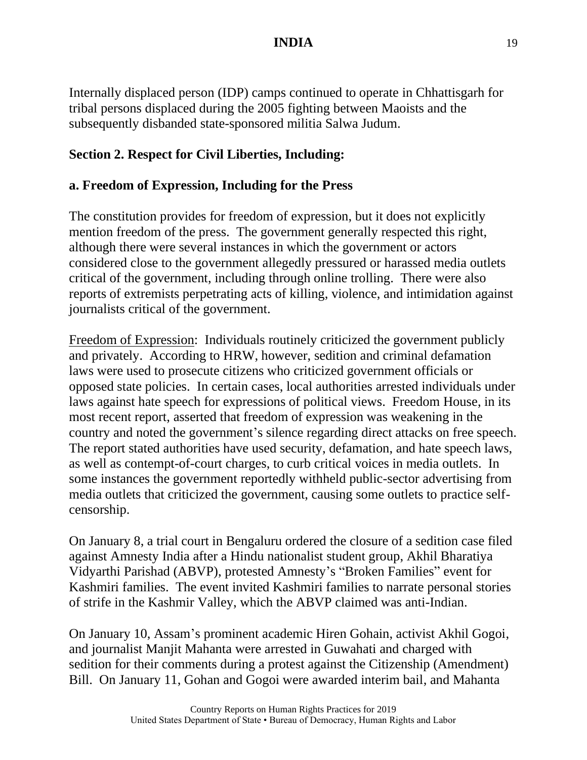Internally displaced person (IDP) camps continued to operate in Chhattisgarh for tribal persons displaced during the 2005 fighting between Maoists and the subsequently disbanded state-sponsored militia Salwa Judum.

## Section 2. Respect for Civil Liberties, Including:

### a. Freedom of Expression, Including for the Press

The constitution provides for freedom of expression, but it does not explicitly mention freedom of the press. The government generally respected this right, although there were several instances in which the government or actors considered close to the government allegedly pressured or harassed media outlets critical of the government, including through online trolling. There were also reports of extremists perpetrating acts of killing, violence, and intimidation against journalists critical of the government.

Freedom of Expression: Individuals routinely criticized the government publicly and privately. According to HRW, however, sedition and criminal defamation laws were used to prosecute citizens who criticized government officials or opposed state policies. In certain cases, local authorities arrested individuals under laws against hate speech for expressions of political views. Freedom House, in its most recent report, asserted that freedom of expression was weakening in the country and noted the government's silence regarding direct attacks on free speech. The report stated authorities have used security, defamation, and hate speech laws, as well as contempt-of-court charges, to curb critical voices in media outlets. In some instances the government reportedly withheld public-sector advertising from media outlets that criticized the government, causing some outlets to practice self-censorship.

On January 8, a trial court in Bengaluru ordered the closure of a sedition case filed against Amnesty India after a Hindu nationalist student group, Akhil Bharatiya Vidyarthi Parishad (ABVP), protested Amnesty's "Broken Families" event for Kashmiri families. The event invited Kashmiri families to narrate personal stories of strife in the Kashmir Valley, which the ABVP claimed was anti-Indian.

On January 10, Assam's prominent academic Hiren Gohain, activist Akhil Gogoi, and journalist Manjit Mahanta were arrested in Guwahati and charged with sedition for their comments during a protest against the Citizenship (Amendment) Bill. On January 11, Gohan and Gogoi were awarded interim bail, and Mahanta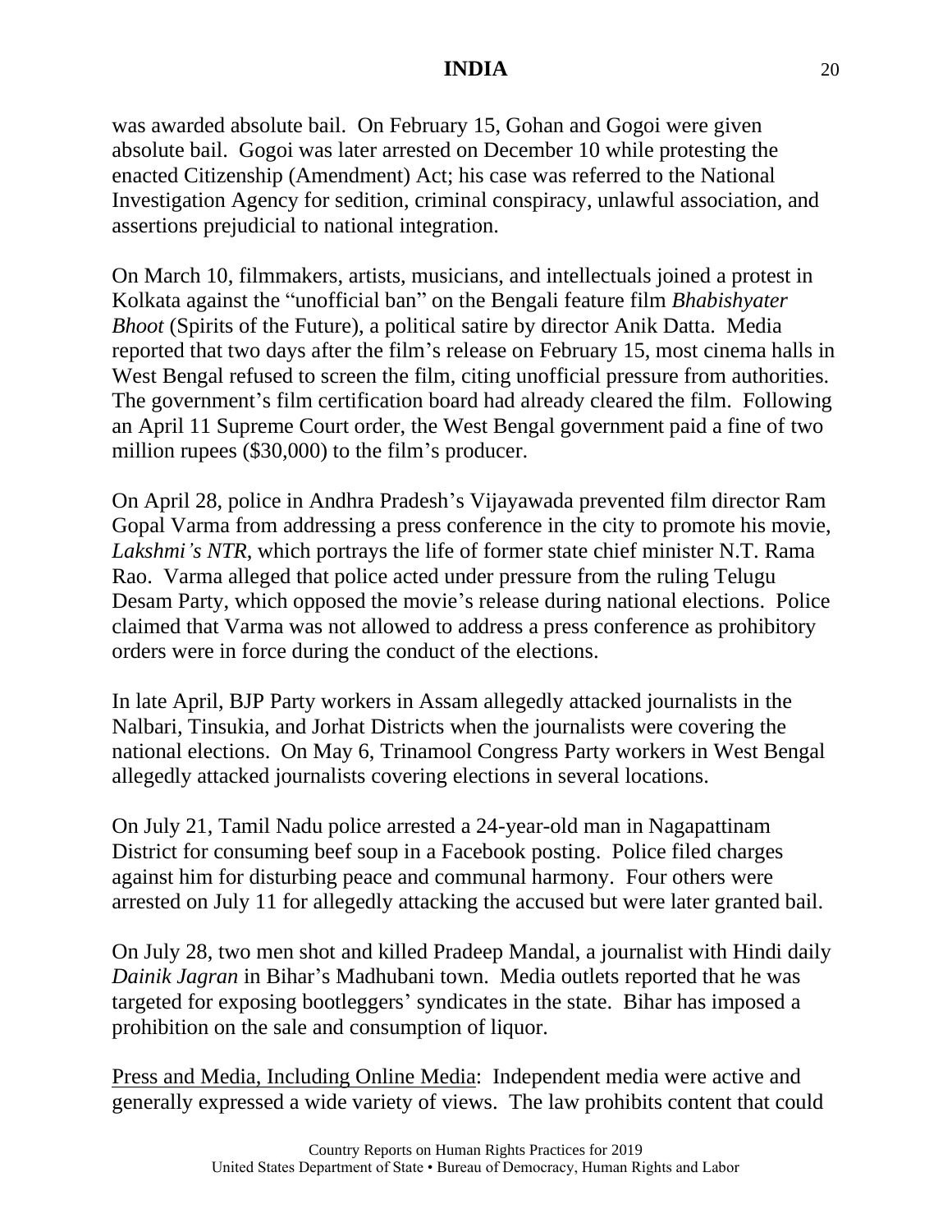was awarded absolute bail. On February 15, Gohan and Gogoi were given absolute bail. Gogoi was later arrested on December 10 while protesting the enacted Citizenship (Amendment) Act; his case was referred to the National Investigation Agency for sedition, criminal conspiracy, unlawful association, and assertions prejudicial to national integration.

On March 10, filmmakers, artists, musicians, and intellectuals joined a protest in Kolkata against the "unofficial ban" on the Bengali feature film *Bhabishyater Bhoot* (Spirits of the Future), a political satire by director Anik Datta. Media reported that two days after the film's release on February 15, most cinema halls in West Bengal refused to screen the film, citing unofficial pressure from authorities. The government's film certification board had already cleared the film. Following an April 11 Supreme Court order, the West Bengal government paid a fine of two million rupees ($30,000) to the film's producer.

On April 28, police in Andhra Pradesh's Vijayawada prevented film director Ram Gopal Varma from addressing a press conference in the city to promote his movie, *Lakshmi's NTR*, which portrays the life of former state chief minister N.T. Rama Rao. Varma alleged that police acted under pressure from the ruling Telugu Desam Party, which opposed the movie's release during national elections. Police claimed that Varma was not allowed to address a press conference as prohibitory orders were in force during the conduct of the elections.

In late April, BJP Party workers in Assam allegedly attacked journalists in the Nalbari, Tinsukia, and Jorhat Districts when the journalists were covering the national elections. On May 6, Trinamool Congress Party workers in West Bengal allegedly attacked journalists covering elections in several locations.

On July 21, Tamil Nadu police arrested a 24-year-old man in Nagapattinam District for consuming beef soup in a Facebook posting. Police filed charges against him for disturbing peace and communal harmony. Four others were arrested on July 11 for allegedly attacking the accused but were later granted bail.

On July 28, two men shot and killed Pradeep Mandal, a journalist with Hindi daily *Dainik Jagran* in Bihar's Madhubani town. Media outlets reported that he was targeted for exposing bootleggers' syndicates in the state. Bihar has imposed a prohibition on the sale and consumption of liquor.

<u>Press and Media, Including Online Media</u>: Independent media were active and generally expressed a wide variety of views. The law prohibits content that could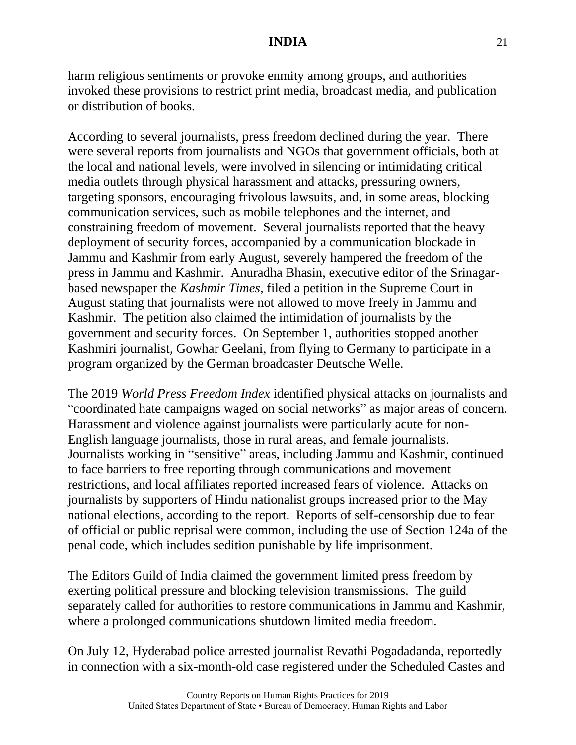harm religious sentiments or provoke enmity among groups, and authorities invoked these provisions to restrict print media, broadcast media, and publication or distribution of books.

According to several journalists, press freedom declined during the year. There were several reports from journalists and NGOs that government officials, both at the local and national levels, were involved in silencing or intimidating critical media outlets through physical harassment and attacks, pressuring owners, targeting sponsors, encouraging frivolous lawsuits, and, in some areas, blocking communication services, such as mobile telephones and the internet, and constraining freedom of movement. Several journalists reported that the heavy deployment of security forces, accompanied by a communication blockade in Jammu and Kashmir from early August, severely hampered the freedom of the press in Jammu and Kashmir. Anuradha Bhasin, executive editor of the Srinagar-based newspaper the *Kashmir Times*, filed a petition in the Supreme Court in August stating that journalists were not allowed to move freely in Jammu and Kashmir. The petition also claimed the intimidation of journalists by the government and security forces. On September 1, authorities stopped another Kashmiri journalist, Gowhar Geelani, from flying to Germany to participate in a program organized by the German broadcaster Deutsche Welle.

The 2019 *World Press Freedom Index* identified physical attacks on journalists and "coordinated hate campaigns waged on social networks" as major areas of concern. Harassment and violence against journalists were particularly acute for non-English language journalists, those in rural areas, and female journalists. Journalists working in "sensitive" areas, including Jammu and Kashmir, continued to face barriers to free reporting through communications and movement restrictions, and local affiliates reported increased fears of violence. Attacks on journalists by supporters of Hindu nationalist groups increased prior to the May national elections, according to the report. Reports of self-censorship due to fear of official or public reprisal were common, including the use of Section 124a of the penal code, which includes sedition punishable by life imprisonment.

The Editors Guild of India claimed the government limited press freedom by exerting political pressure and blocking television transmissions. The guild separately called for authorities to restore communications in Jammu and Kashmir, where a prolonged communications shutdown limited media freedom.

On July 12, Hyderabad police arrested journalist Revathi Pogadadanda, reportedly in connection with a six-month-old case registered under the Scheduled Castes and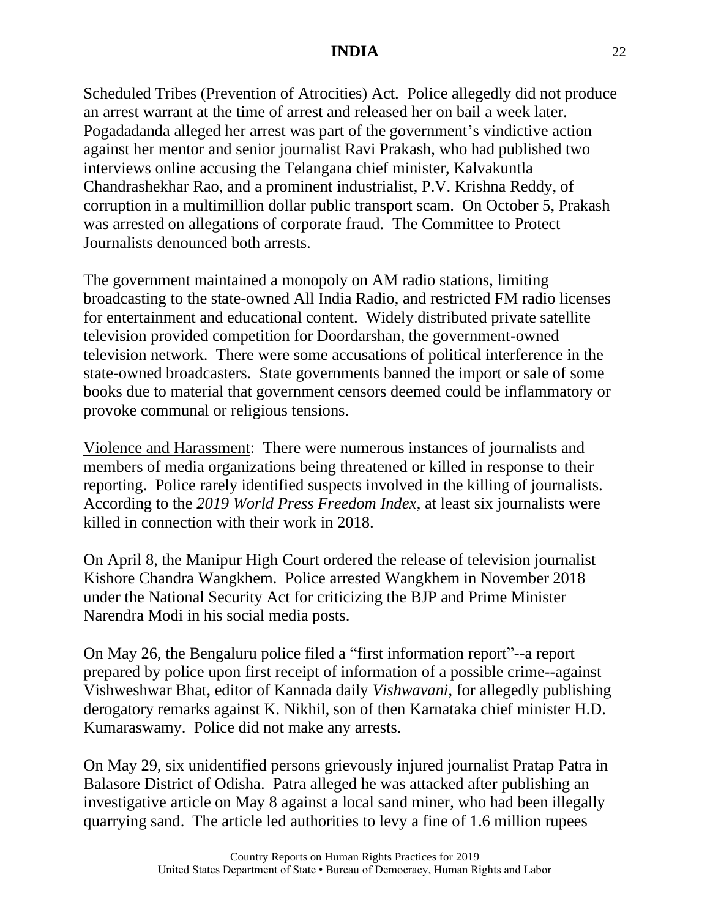Scheduled Tribes (Prevention of Atrocities) Act. Police allegedly did not produce an arrest warrant at the time of arrest and released her on bail a week later. Pogadadanda alleged her arrest was part of the government's vindictive action against her mentor and senior journalist Ravi Prakash, who had published two interviews online accusing the Telangana chief minister, Kalvakuntla Chandrashekhar Rao, and a prominent industrialist, P.V. Krishna Reddy, of corruption in a multimillion dollar public transport scam. On October 5, Prakash was arrested on allegations of corporate fraud. The Committee to Protect Journalists denounced both arrests.

The government maintained a monopoly on AM radio stations, limiting broadcasting to the state-owned All India Radio, and restricted FM radio licenses for entertainment and educational content. Widely distributed private satellite television provided competition for Doordarshan, the government-owned television network. There were some accusations of political interference in the state-owned broadcasters. State governments banned the import or sale of some books due to material that government censors deemed could be inflammatory or provoke communal or religious tensions.

<u>Violence and Harassment</u>: There were numerous instances of journalists and members of media organizations being threatened or killed in response to their reporting. Police rarely identified suspects involved in the killing of journalists. According to the *2019 World Press Freedom Index*, at least six journalists were killed in connection with their work in 2018.

On April 8, the Manipur High Court ordered the release of television journalist Kishore Chandra Wangkhem. Police arrested Wangkhem in November 2018 under the National Security Act for criticizing the BJP and Prime Minister Narendra Modi in his social media posts.

On May 26, the Bengaluru police filed a "first information report"--a report prepared by police upon first receipt of information of a possible crime--against Vishweshwar Bhat, editor of Kannada daily *Vishwavani*, for allegedly publishing derogatory remarks against K. Nikhil, son of then Karnataka chief minister H.D. Kumaraswamy. Police did not make any arrests.

On May 29, six unidentified persons grievously injured journalist Pratap Patra in Balasore District of Odisha. Patra alleged he was attacked after publishing an investigative article on May 8 against a local sand miner, who had been illegally quarrying sand. The article led authorities to levy a fine of 1.6 million rupees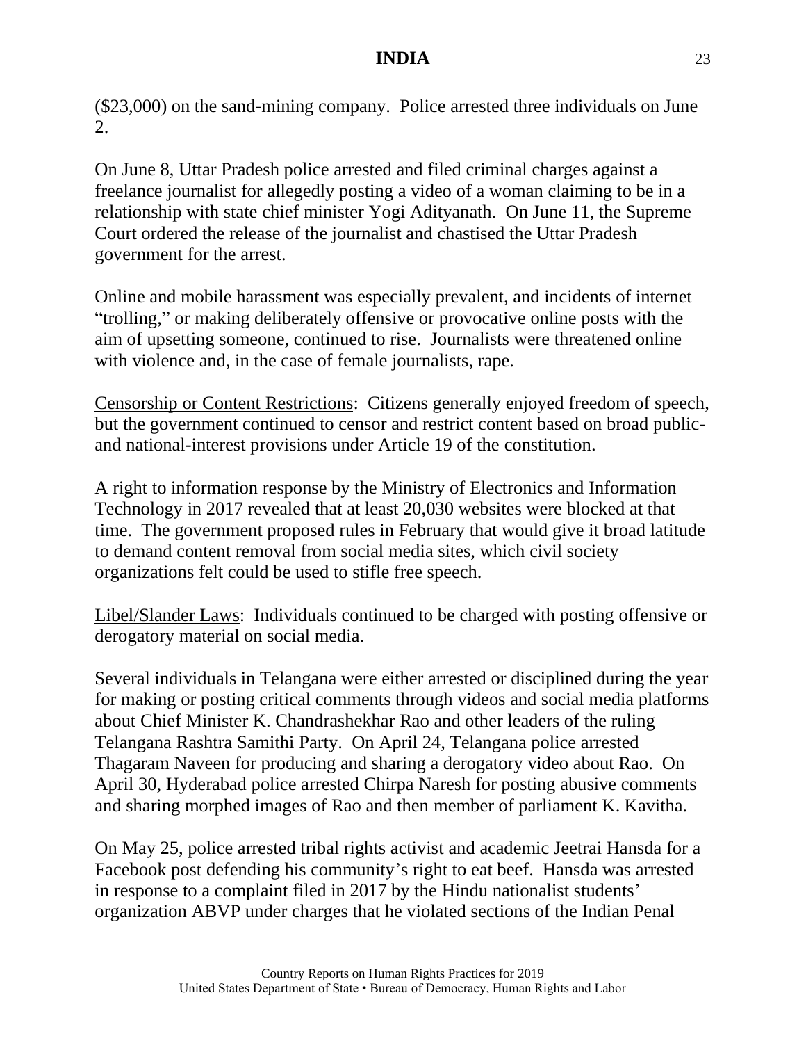($23,000) on the sand-mining company. Police arrested three individuals on June 2.

On June 8, Uttar Pradesh police arrested and filed criminal charges against a freelance journalist for allegedly posting a video of a woman claiming to be in a relationship with state chief minister Yogi Adityanath. On June 11, the Supreme Court ordered the release of the journalist and chastised the Uttar Pradesh government for the arrest.

Online and mobile harassment was especially prevalent, and incidents of internet "trolling," or making deliberately offensive or provocative online posts with the aim of upsetting someone, continued to rise. Journalists were threatened online with violence and, in the case of female journalists, rape.

<u>Censorship or Content Restrictions</u>: Citizens generally enjoyed freedom of speech, but the government continued to censor and restrict content based on broad public- and national-interest provisions under Article 19 of the constitution.

A right to information response by the Ministry of Electronics and Information Technology in 2017 revealed that at least 20,030 websites were blocked at that time. The government proposed rules in February that would give it broad latitude to demand content removal from social media sites, which civil society organizations felt could be used to stifle free speech.

<u>Libel/Slander Laws</u>: Individuals continued to be charged with posting offensive or derogatory material on social media.

Several individuals in Telangana were either arrested or disciplined during the year for making or posting critical comments through videos and social media platforms about Chief Minister K. Chandrashekhar Rao and other leaders of the ruling Telangana Rashtra Samithi Party. On April 24, Telangana police arrested Thagaram Naveen for producing and sharing a derogatory video about Rao. On April 30, Hyderabad police arrested Chirpa Naresh for posting abusive comments and sharing morphed images of Rao and then member of parliament K. Kavitha.

On May 25, police arrested tribal rights activist and academic Jeetrai Hansda for a Facebook post defending his community's right to eat beef. Hansda was arrested in response to a complaint filed in 2017 by the Hindu nationalist students' organization ABVP under charges that he violated sections of the Indian Penal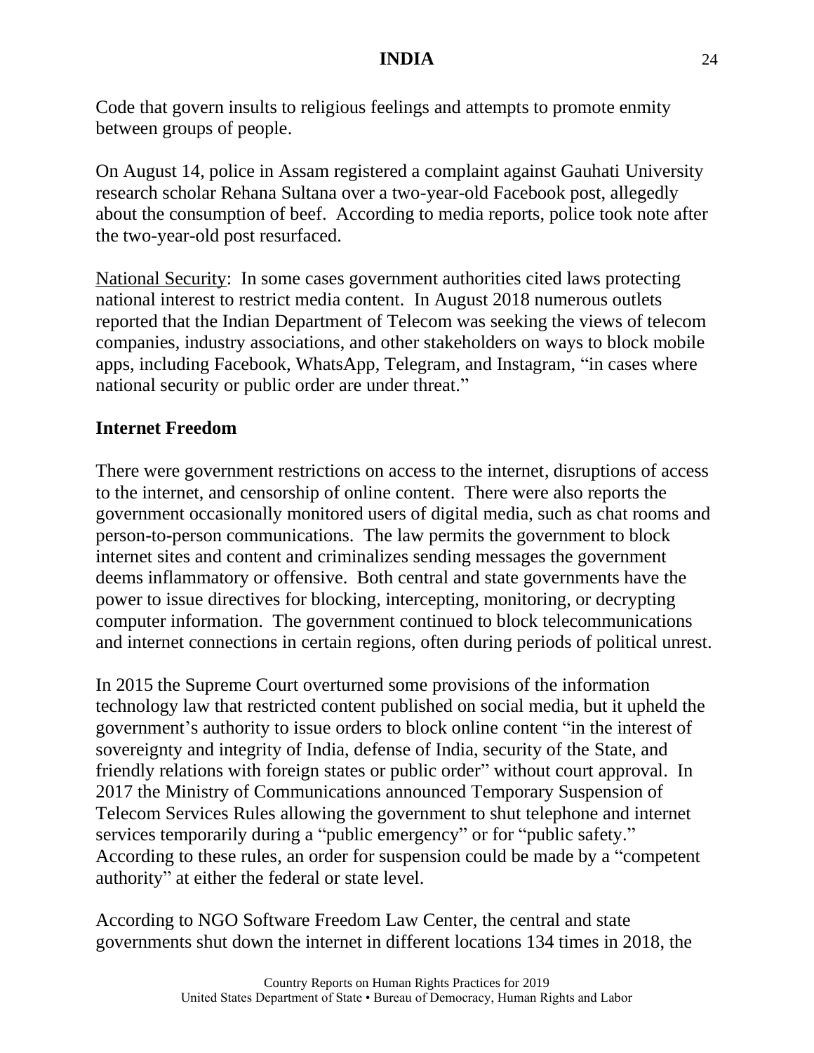Code that govern insults to religious feelings and attempts to promote enmity between groups of people.

On August 14, police in Assam registered a complaint against Gauhati University research scholar Rehana Sultana over a two-year-old Facebook post, allegedly about the consumption of beef. According to media reports, police took note after the two-year-old post resurfaced.

National Security: In some cases government authorities cited laws protecting national interest to restrict media content. In August 2018 numerous outlets reported that the Indian Department of Telecom was seeking the views of telecom companies, industry associations, and other stakeholders on ways to block mobile apps, including Facebook, WhatsApp, Telegram, and Instagram, "in cases where national security or public order are under threat."

## Internet Freedom

There were government restrictions on access to the internet, disruptions of access to the internet, and censorship of online content. There were also reports the government occasionally monitored users of digital media, such as chat rooms and person-to-person communications. The law permits the government to block internet sites and content and criminalizes sending messages the government deems inflammatory or offensive. Both central and state governments have the power to issue directives for blocking, intercepting, monitoring, or decrypting computer information. The government continued to block telecommunications and internet connections in certain regions, often during periods of political unrest.

In 2015 the Supreme Court overturned some provisions of the information technology law that restricted content published on social media, but it upheld the government's authority to issue orders to block online content "in the interest of sovereignty and integrity of India, defense of India, security of the State, and friendly relations with foreign states or public order" without court approval. In 2017 the Ministry of Communications announced Temporary Suspension of Telecom Services Rules allowing the government to shut telephone and internet services temporarily during a "public emergency" or for "public safety." According to these rules, an order for suspension could be made by a "competent authority" at either the federal or state level.

According to NGO Software Freedom Law Center, the central and state governments shut down the internet in different locations 134 times in 2018, the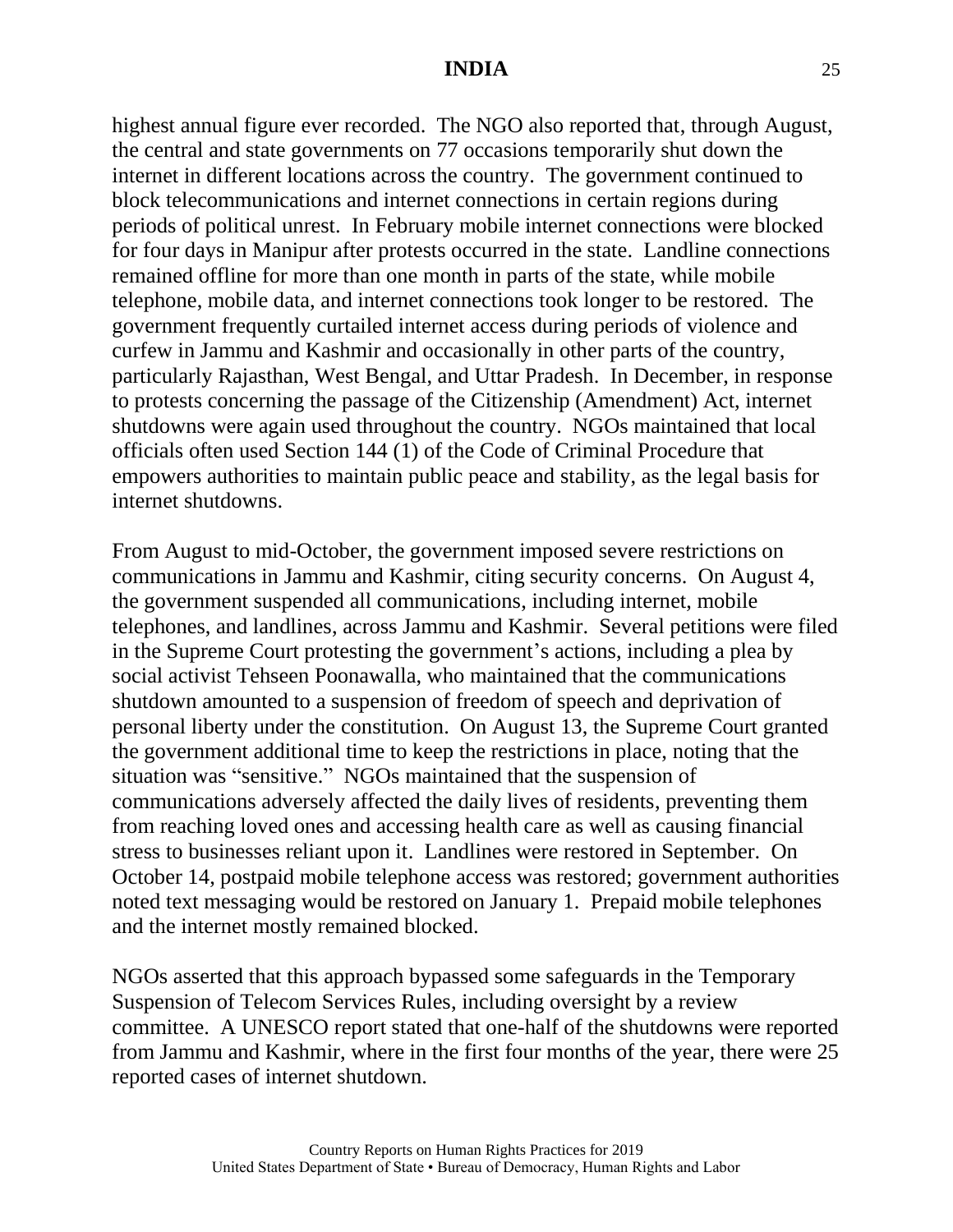highest annual figure ever recorded. The NGO also reported that, through August, the central and state governments on 77 occasions temporarily shut down the internet in different locations across the country. The government continued to block telecommunications and internet connections in certain regions during periods of political unrest. In February mobile internet connections were blocked for four days in Manipur after protests occurred in the state. Landline connections remained offline for more than one month in parts of the state, while mobile telephone, mobile data, and internet connections took longer to be restored. The government frequently curtailed internet access during periods of violence and curfew in Jammu and Kashmir and occasionally in other parts of the country, particularly Rajasthan, West Bengal, and Uttar Pradesh. In December, in response to protests concerning the passage of the Citizenship (Amendment) Act, internet shutdowns were again used throughout the country. NGOs maintained that local officials often used Section 144 (1) of the Code of Criminal Procedure that empowers authorities to maintain public peace and stability, as the legal basis for internet shutdowns.

From August to mid-October, the government imposed severe restrictions on communications in Jammu and Kashmir, citing security concerns. On August 4, the government suspended all communications, including internet, mobile telephones, and landlines, across Jammu and Kashmir. Several petitions were filed in the Supreme Court protesting the government's actions, including a plea by social activist Tehseen Poonawalla, who maintained that the communications shutdown amounted to a suspension of freedom of speech and deprivation of personal liberty under the constitution. On August 13, the Supreme Court granted the government additional time to keep the restrictions in place, noting that the situation was "sensitive." NGOs maintained that the suspension of communications adversely affected the daily lives of residents, preventing them from reaching loved ones and accessing health care as well as causing financial stress to businesses reliant upon it. Landlines were restored in September. On October 14, postpaid mobile telephone access was restored; government authorities noted text messaging would be restored on January 1. Prepaid mobile telephones and the internet mostly remained blocked.

NGOs asserted that this approach bypassed some safeguards in the Temporary Suspension of Telecom Services Rules, including oversight by a review committee. A UNESCO report stated that one-half of the shutdowns were reported from Jammu and Kashmir, where in the first four months of the year, there were 25 reported cases of internet shutdown.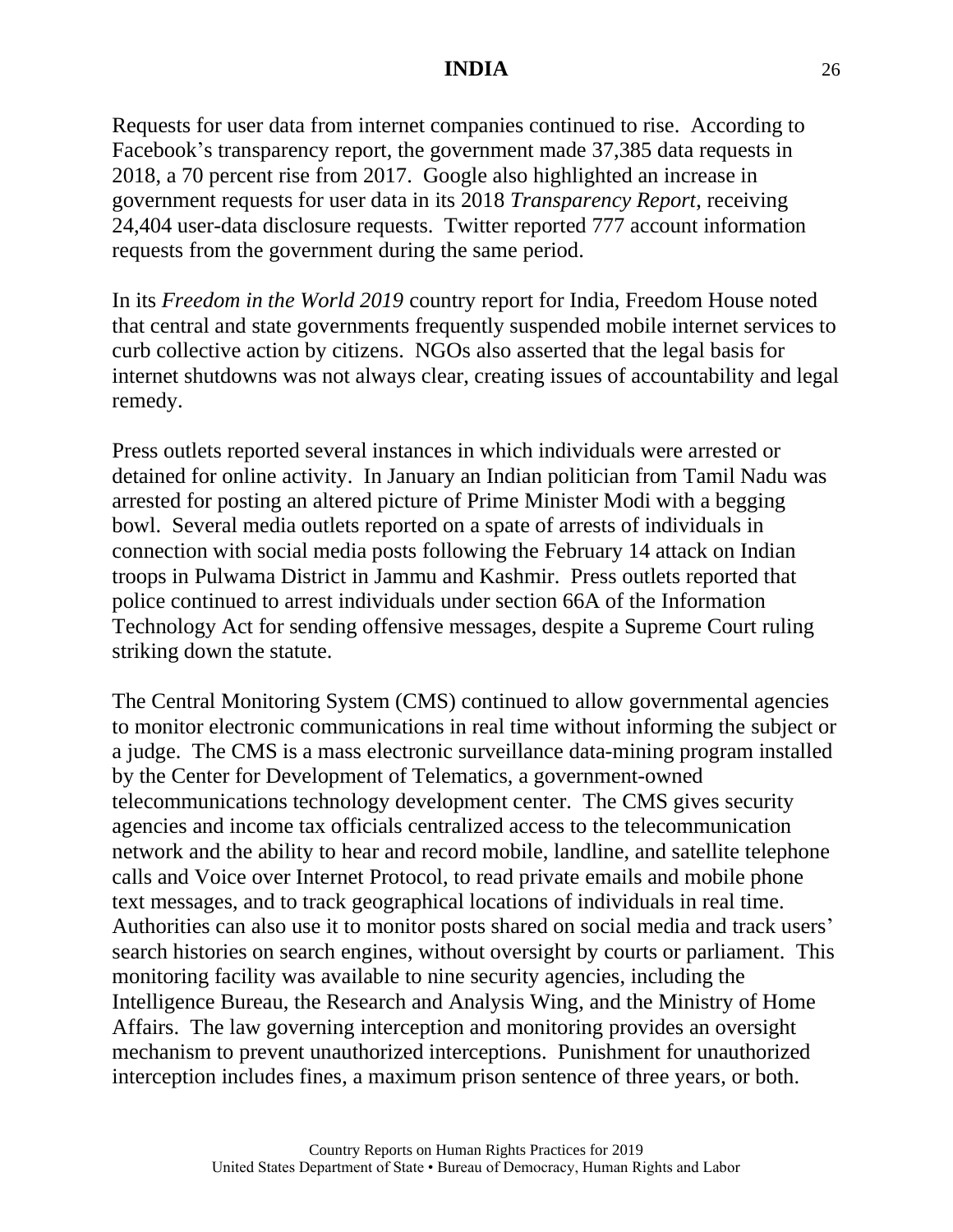Requests for user data from internet companies continued to rise. According to Facebook's transparency report, the government made 37,385 data requests in 2018, a 70 percent rise from 2017. Google also highlighted an increase in government requests for user data in its 2018 *Transparency Report*, receiving 24,404 user-data disclosure requests. Twitter reported 777 account information requests from the government during the same period.

In its *Freedom in the World 2019* country report for India, Freedom House noted that central and state governments frequently suspended mobile internet services to curb collective action by citizens. NGOs also asserted that the legal basis for internet shutdowns was not always clear, creating issues of accountability and legal remedy.

Press outlets reported several instances in which individuals were arrested or detained for online activity. In January an Indian politician from Tamil Nadu was arrested for posting an altered picture of Prime Minister Modi with a begging bowl. Several media outlets reported on a spate of arrests of individuals in connection with social media posts following the February 14 attack on Indian troops in Pulwama District in Jammu and Kashmir. Press outlets reported that police continued to arrest individuals under section 66A of the Information Technology Act for sending offensive messages, despite a Supreme Court ruling striking down the statute.

The Central Monitoring System (CMS) continued to allow governmental agencies to monitor electronic communications in real time without informing the subject or a judge. The CMS is a mass electronic surveillance data-mining program installed by the Center for Development of Telematics, a government-owned telecommunications technology development center. The CMS gives security agencies and income tax officials centralized access to the telecommunication network and the ability to hear and record mobile, landline, and satellite telephone calls and Voice over Internet Protocol, to read private emails and mobile phone text messages, and to track geographical locations of individuals in real time. Authorities can also use it to monitor posts shared on social media and track users' search histories on search engines, without oversight by courts or parliament. This monitoring facility was available to nine security agencies, including the Intelligence Bureau, the Research and Analysis Wing, and the Ministry of Home Affairs. The law governing interception and monitoring provides an oversight mechanism to prevent unauthorized interceptions. Punishment for unauthorized interception includes fines, a maximum prison sentence of three years, or both.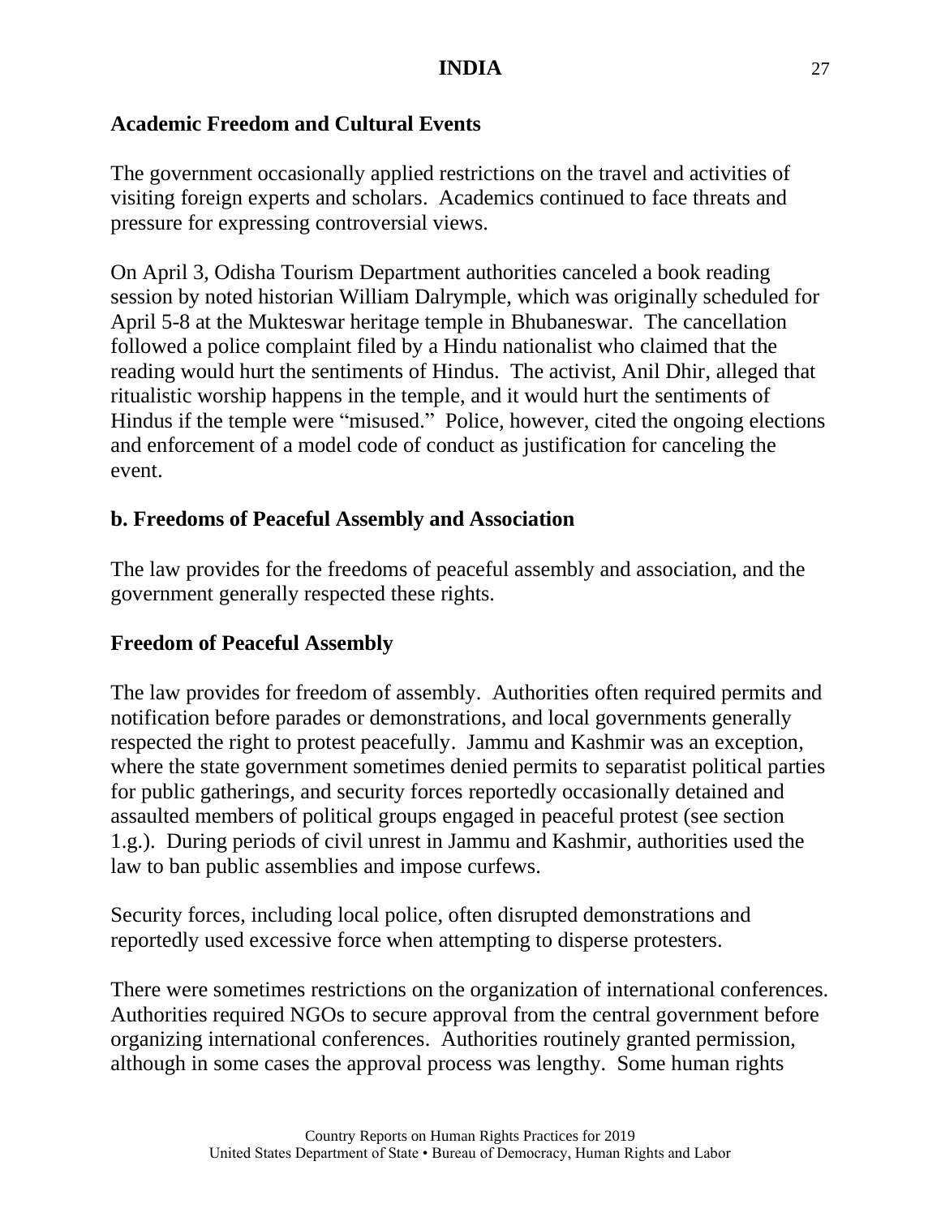**Academic Freedom and Cultural Events**

The government occasionally applied restrictions on the travel and activities of visiting foreign experts and scholars. Academics continued to face threats and pressure for expressing controversial views.

On April 3, Odisha Tourism Department authorities canceled a book reading session by noted historian William Dalrymple, which was originally scheduled for April 5-8 at the Mukteswar heritage temple in Bhubaneswar. The cancellation followed a police complaint filed by a Hindu nationalist who claimed that the reading would hurt the sentiments of Hindus. The activist, Anil Dhir, alleged that ritualistic worship happens in the temple, and it would hurt the sentiments of Hindus if the temple were "misused." Police, however, cited the ongoing elections and enforcement of a model code of conduct as justification for canceling the event.

**b. Freedoms of Peaceful Assembly and Association**

The law provides for the freedoms of peaceful assembly and association, and the government generally respected these rights.

**Freedom of Peaceful Assembly**

The law provides for freedom of assembly. Authorities often required permits and notification before parades or demonstrations, and local governments generally respected the right to protest peacefully. Jammu and Kashmir was an exception, where the state government sometimes denied permits to separatist political parties for public gatherings, and security forces reportedly occasionally detained and assaulted members of political groups engaged in peaceful protest (see section 1.g.). During periods of civil unrest in Jammu and Kashmir, authorities used the law to ban public assemblies and impose curfews.

Security forces, including local police, often disrupted demonstrations and reportedly used excessive force when attempting to disperse protesters.

There were sometimes restrictions on the organization of international conferences. Authorities required NGOs to secure approval from the central government before organizing international conferences. Authorities routinely granted permission, although in some cases the approval process was lengthy. Some human rights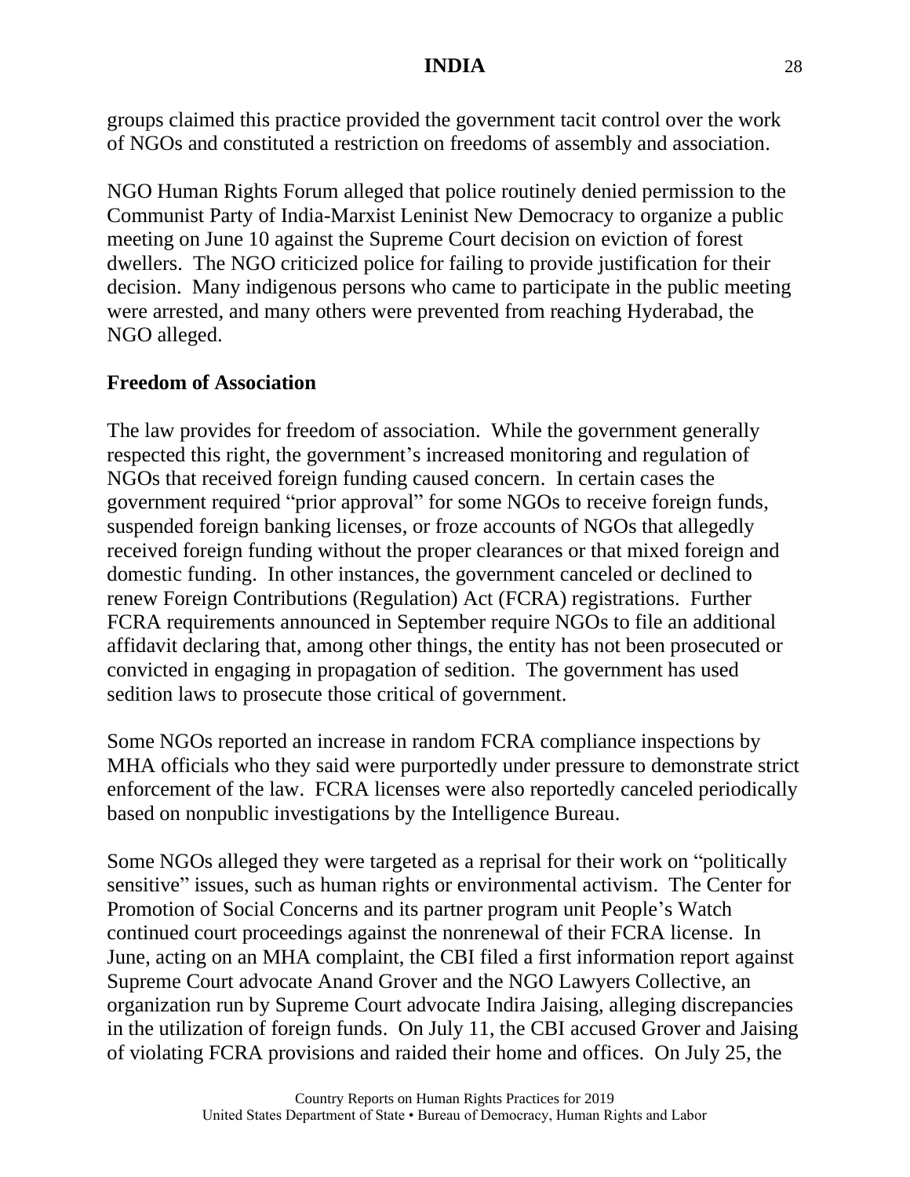groups claimed this practice provided the government tacit control over the work of NGOs and constituted a restriction on freedoms of assembly and association.

NGO Human Rights Forum alleged that police routinely denied permission to the Communist Party of India-Marxist Leninist New Democracy to organize a public meeting on June 10 against the Supreme Court decision on eviction of forest dwellers. The NGO criticized police for failing to provide justification for their decision. Many indigenous persons who came to participate in the public meeting were arrested, and many others were prevented from reaching Hyderabad, the NGO alleged.

## Freedom of Association

The law provides for freedom of association. While the government generally respected this right, the government's increased monitoring and regulation of NGOs that received foreign funding caused concern. In certain cases the government required "prior approval" for some NGOs to receive foreign funds, suspended foreign banking licenses, or froze accounts of NGOs that allegedly received foreign funding without the proper clearances or that mixed foreign and domestic funding. In other instances, the government canceled or declined to renew Foreign Contributions (Regulation) Act (FCRA) registrations. Further FCRA requirements announced in September require NGOs to file an additional affidavit declaring that, among other things, the entity has not been prosecuted or convicted in engaging in propagation of sedition. The government has used sedition laws to prosecute those critical of government.

Some NGOs reported an increase in random FCRA compliance inspections by MHA officials who they said were purportedly under pressure to demonstrate strict enforcement of the law. FCRA licenses were also reportedly canceled periodically based on nonpublic investigations by the Intelligence Bureau.

Some NGOs alleged they were targeted as a reprisal for their work on "politically sensitive" issues, such as human rights or environmental activism. The Center for Promotion of Social Concerns and its partner program unit People's Watch continued court proceedings against the nonrenewal of their FCRA license. In June, acting on an MHA complaint, the CBI filed a first information report against Supreme Court advocate Anand Grover and the NGO Lawyers Collective, an organization run by Supreme Court advocate Indira Jaising, alleging discrepancies in the utilization of foreign funds. On July 11, the CBI accused Grover and Jaising of violating FCRA provisions and raided their home and offices. On July 25, the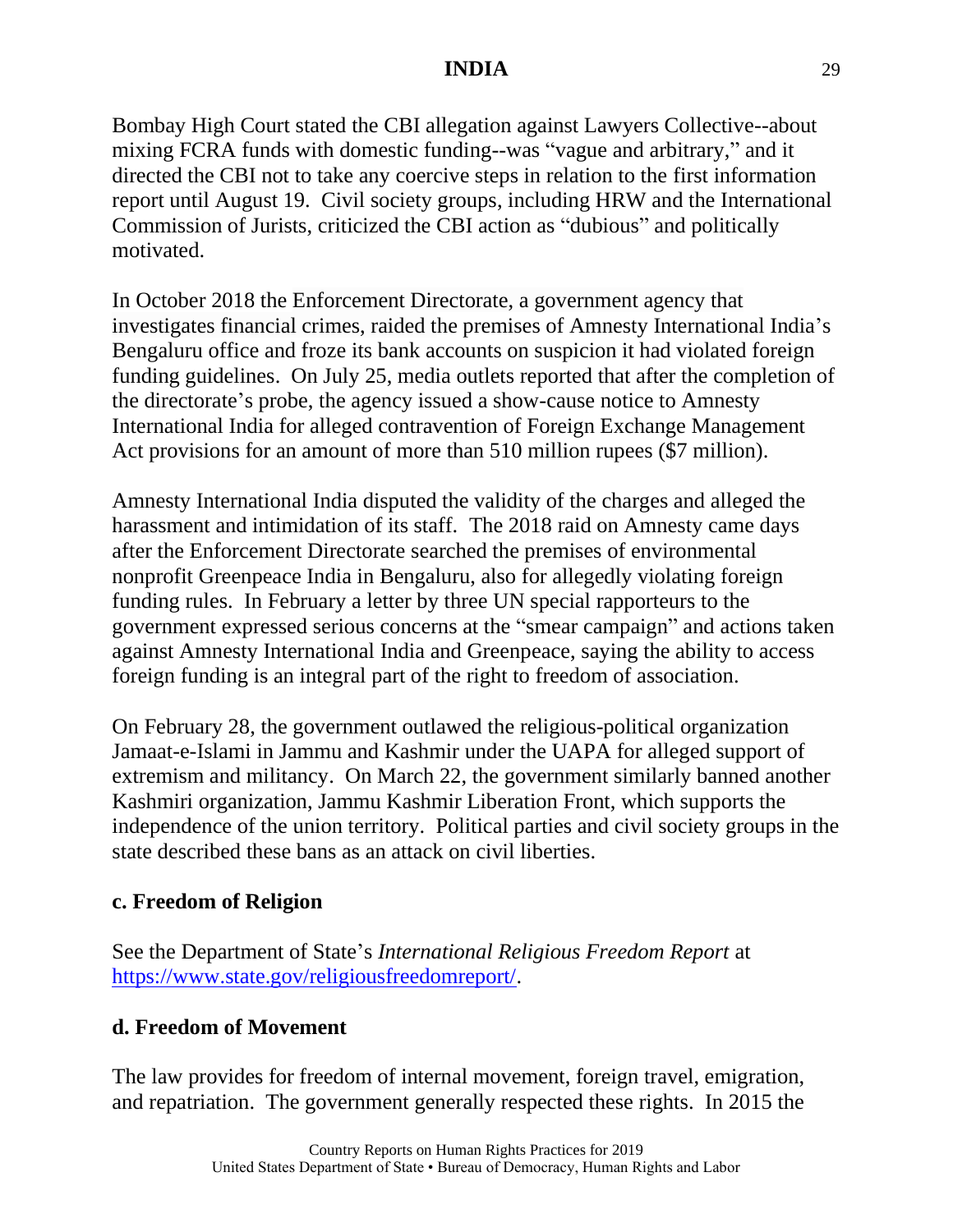Bombay High Court stated the CBI allegation against Lawyers Collective--about mixing FCRA funds with domestic funding--was "vague and arbitrary," and it directed the CBI not to take any coercive steps in relation to the first information report until August 19. Civil society groups, including HRW and the International Commission of Jurists, criticized the CBI action as "dubious" and politically motivated.

In October 2018 the Enforcement Directorate, a government agency that investigates financial crimes, raided the premises of Amnesty International India's Bengaluru office and froze its bank accounts on suspicion it had violated foreign funding guidelines. On July 25, media outlets reported that after the completion of the directorate's probe, the agency issued a show-cause notice to Amnesty International India for alleged contravention of Foreign Exchange Management Act provisions for an amount of more than 510 million rupees ($7 million).

Amnesty International India disputed the validity of the charges and alleged the harassment and intimidation of its staff. The 2018 raid on Amnesty came days after the Enforcement Directorate searched the premises of environmental nonprofit Greenpeace India in Bengaluru, also for allegedly violating foreign funding rules. In February a letter by three UN special rapporteurs to the government expressed serious concerns at the "smear campaign" and actions taken against Amnesty International India and Greenpeace, saying the ability to access foreign funding is an integral part of the right to freedom of association.

On February 28, the government outlawed the religious-political organization Jamaat-e-Islami in Jammu and Kashmir under the UAPA for alleged support of extremism and militancy. On March 22, the government similarly banned another Kashmiri organization, Jammu Kashmir Liberation Front, which supports the independence of the union territory. Political parties and civil society groups in the state described these bans as an attack on civil liberties.

### c. Freedom of Religion

See the Department of State's *International Religious Freedom Report* at https://www.state.gov/religiousfreedomreport/.

### d. Freedom of Movement

The law provides for freedom of internal movement, foreign travel, emigration, and repatriation. The government generally respected these rights. In 2015 the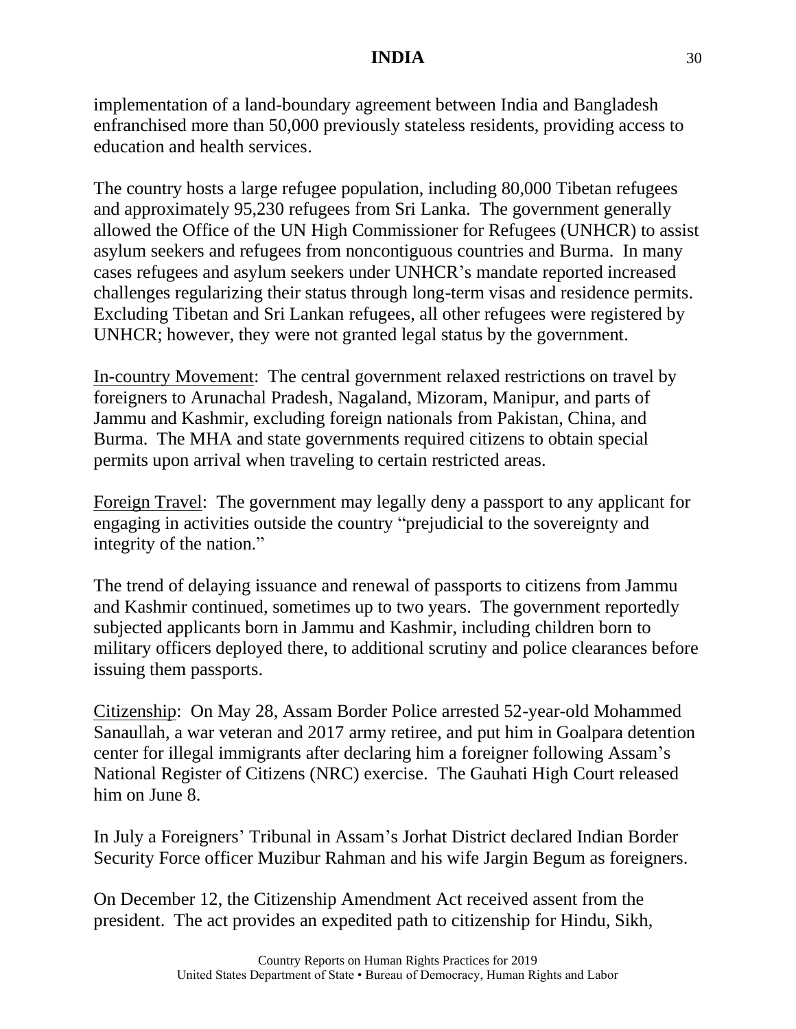implementation of a land-boundary agreement between India and Bangladesh enfranchised more than 50,000 previously stateless residents, providing access to education and health services.

The country hosts a large refugee population, including 80,000 Tibetan refugees and approximately 95,230 refugees from Sri Lanka. The government generally allowed the Office of the UN High Commissioner for Refugees (UNHCR) to assist asylum seekers and refugees from noncontiguous countries and Burma. In many cases refugees and asylum seekers under UNHCR's mandate reported increased challenges regularizing their status through long-term visas and residence permits. Excluding Tibetan and Sri Lankan refugees, all other refugees were registered by UNHCR; however, they were not granted legal status by the government.

In-country Movement: The central government relaxed restrictions on travel by foreigners to Arunachal Pradesh, Nagaland, Mizoram, Manipur, and parts of Jammu and Kashmir, excluding foreign nationals from Pakistan, China, and Burma. The MHA and state governments required citizens to obtain special permits upon arrival when traveling to certain restricted areas.

Foreign Travel: The government may legally deny a passport to any applicant for engaging in activities outside the country "prejudicial to the sovereignty and integrity of the nation."

The trend of delaying issuance and renewal of passports to citizens from Jammu and Kashmir continued, sometimes up to two years. The government reportedly subjected applicants born in Jammu and Kashmir, including children born to military officers deployed there, to additional scrutiny and police clearances before issuing them passports.

Citizenship: On May 28, Assam Border Police arrested 52-year-old Mohammed Sanaullah, a war veteran and 2017 army retiree, and put him in Goalpara detention center for illegal immigrants after declaring him a foreigner following Assam's National Register of Citizens (NRC) exercise. The Gauhati High Court released him on June 8.

In July a Foreigners' Tribunal in Assam's Jorhat District declared Indian Border Security Force officer Muzibur Rahman and his wife Jargin Begum as foreigners.

On December 12, the Citizenship Amendment Act received assent from the president. The act provides an expedited path to citizenship for Hindu, Sikh,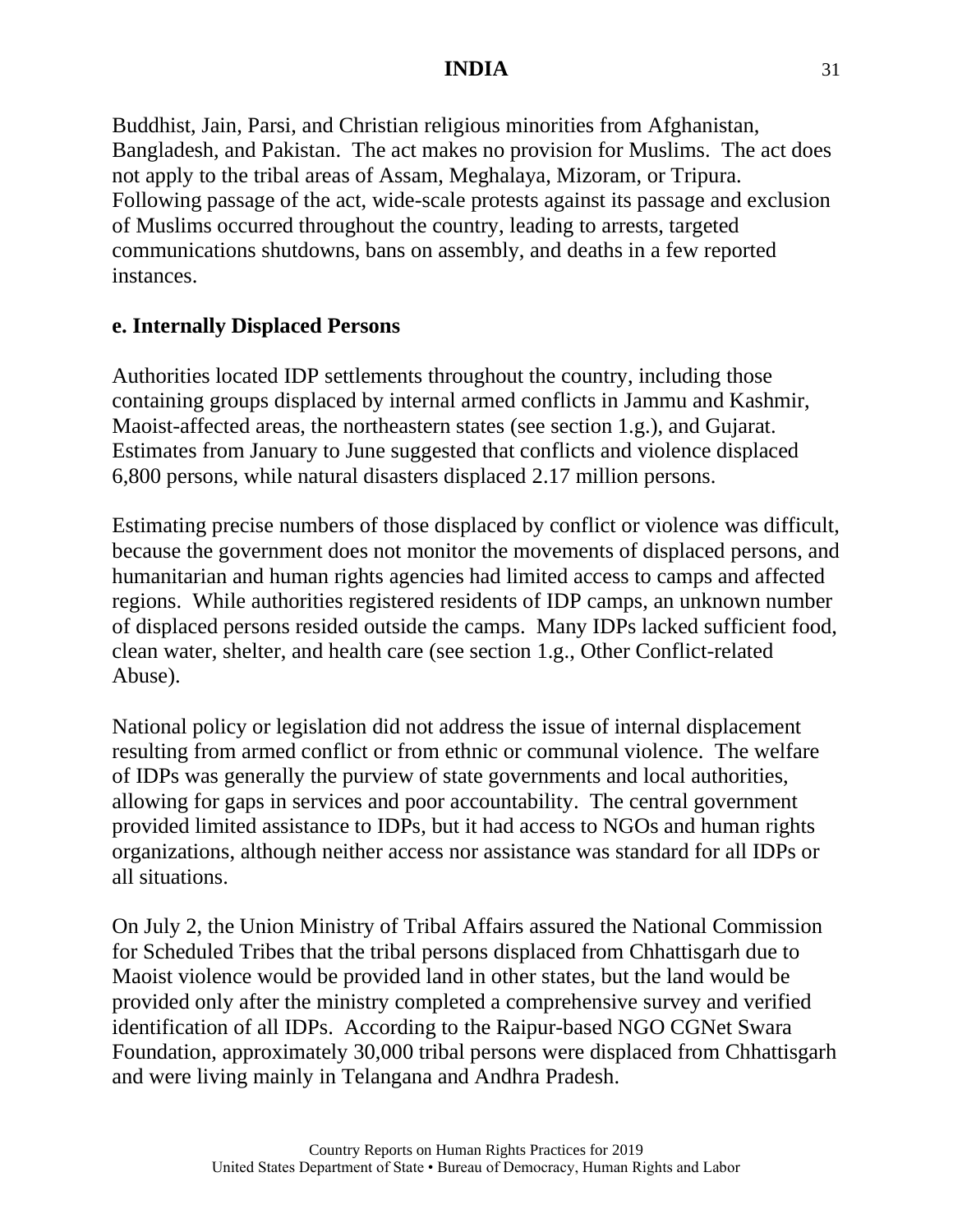Buddhist, Jain, Parsi, and Christian religious minorities from Afghanistan, Bangladesh, and Pakistan. The act makes no provision for Muslims. The act does not apply to the tribal areas of Assam, Meghalaya, Mizoram, or Tripura. Following passage of the act, wide-scale protests against its passage and exclusion of Muslims occurred throughout the country, leading to arrests, targeted communications shutdowns, bans on assembly, and deaths in a few reported instances.

### e. Internally Displaced Persons

Authorities located IDP settlements throughout the country, including those containing groups displaced by internal armed conflicts in Jammu and Kashmir, Maoist-affected areas, the northeastern states (see section 1.g.), and Gujarat. Estimates from January to June suggested that conflicts and violence displaced 6,800 persons, while natural disasters displaced 2.17 million persons.

Estimating precise numbers of those displaced by conflict or violence was difficult, because the government does not monitor the movements of displaced persons, and humanitarian and human rights agencies had limited access to camps and affected regions. While authorities registered residents of IDP camps, an unknown number of displaced persons resided outside the camps. Many IDPs lacked sufficient food, clean water, shelter, and health care (see section 1.g., Other Conflict-related Abuse).

National policy or legislation did not address the issue of internal displacement resulting from armed conflict or from ethnic or communal violence. The welfare of IDPs was generally the purview of state governments and local authorities, allowing for gaps in services and poor accountability. The central government provided limited assistance to IDPs, but it had access to NGOs and human rights organizations, although neither access nor assistance was standard for all IDPs or all situations.

On July 2, the Union Ministry of Tribal Affairs assured the National Commission for Scheduled Tribes that the tribal persons displaced from Chhattisgarh due to Maoist violence would be provided land in other states, but the land would be provided only after the ministry completed a comprehensive survey and verified identification of all IDPs. According to the Raipur-based NGO CGNet Swara Foundation, approximately 30,000 tribal persons were displaced from Chhattisgarh and were living mainly in Telangana and Andhra Pradesh.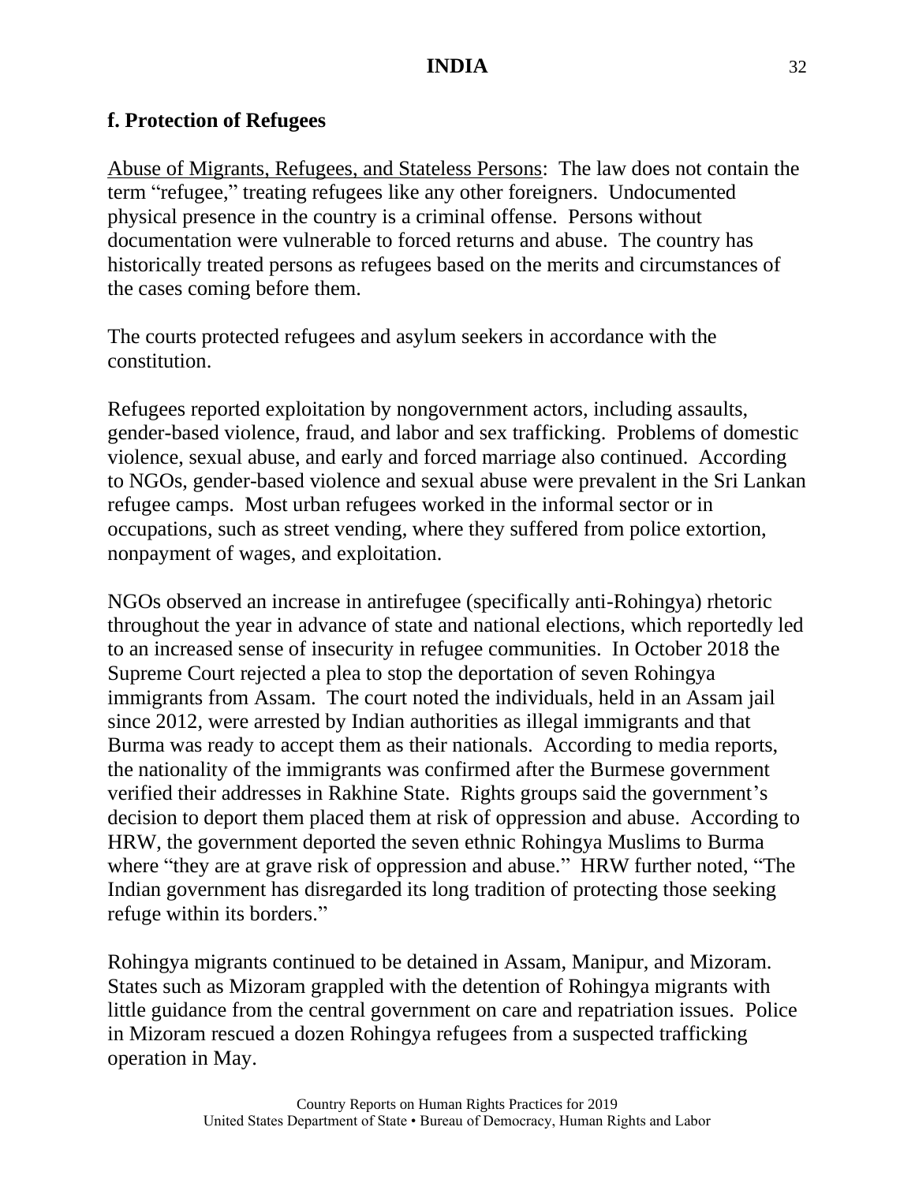### f. Protection of Refugees

<u>Abuse of Migrants, Refugees, and Stateless Persons</u>: The law does not contain the term "refugee," treating refugees like any other foreigners. Undocumented physical presence in the country is a criminal offense. Persons without documentation were vulnerable to forced returns and abuse. The country has historically treated persons as refugees based on the merits and circumstances of the cases coming before them.

The courts protected refugees and asylum seekers in accordance with the constitution.

Refugees reported exploitation by nongovernment actors, including assaults, gender-based violence, fraud, and labor and sex trafficking. Problems of domestic violence, sexual abuse, and early and forced marriage also continued. According to NGOs, gender-based violence and sexual abuse were prevalent in the Sri Lankan refugee camps. Most urban refugees worked in the informal sector or in occupations, such as street vending, where they suffered from police extortion, nonpayment of wages, and exploitation.

NGOs observed an increase in antirefugee (specifically anti-Rohingya) rhetoric throughout the year in advance of state and national elections, which reportedly led to an increased sense of insecurity in refugee communities. In October 2018 the Supreme Court rejected a plea to stop the deportation of seven Rohingya immigrants from Assam. The court noted the individuals, held in an Assam jail since 2012, were arrested by Indian authorities as illegal immigrants and that Burma was ready to accept them as their nationals. According to media reports, the nationality of the immigrants was confirmed after the Burmese government verified their addresses in Rakhine State. Rights groups said the government's decision to deport them placed them at risk of oppression and abuse. According to HRW, the government deported the seven ethnic Rohingya Muslims to Burma where "they are at grave risk of oppression and abuse." HRW further noted, "The Indian government has disregarded its long tradition of protecting those seeking refuge within its borders."

Rohingya migrants continued to be detained in Assam, Manipur, and Mizoram. States such as Mizoram grappled with the detention of Rohingya migrants with little guidance from the central government on care and repatriation issues. Police in Mizoram rescued a dozen Rohingya refugees from a suspected trafficking operation in May.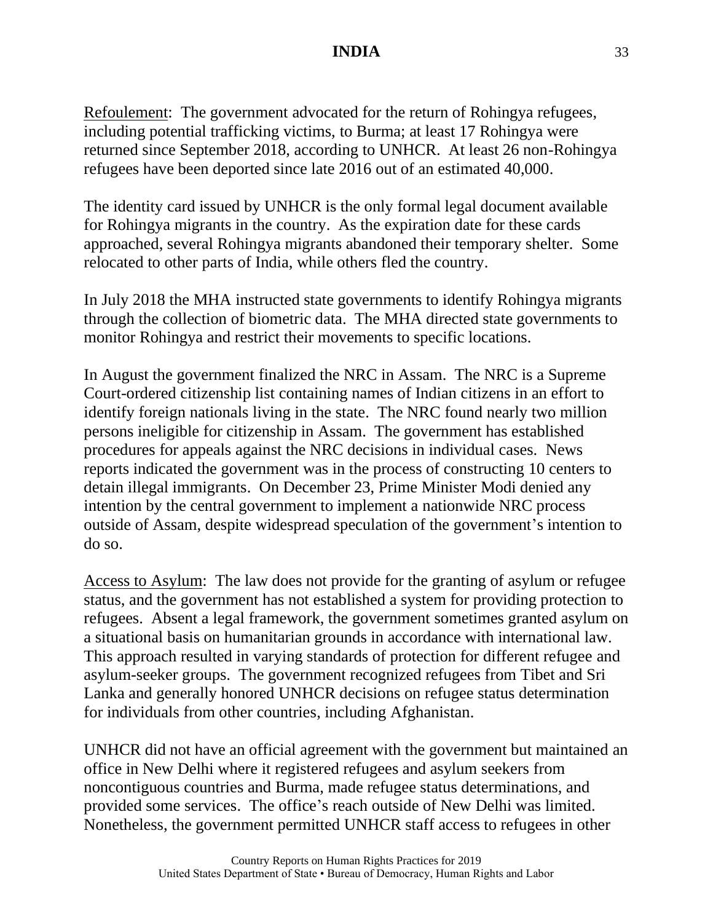Refoulement: The government advocated for the return of Rohingya refugees, including potential trafficking victims, to Burma; at least 17 Rohingya were returned since September 2018, according to UNHCR. At least 26 non-Rohingya refugees have been deported since late 2016 out of an estimated 40,000.

The identity card issued by UNHCR is the only formal legal document available for Rohingya migrants in the country. As the expiration date for these cards approached, several Rohingya migrants abandoned their temporary shelter. Some relocated to other parts of India, while others fled the country.

In July 2018 the MHA instructed state governments to identify Rohingya migrants through the collection of biometric data. The MHA directed state governments to monitor Rohingya and restrict their movements to specific locations.

In August the government finalized the NRC in Assam. The NRC is a Supreme Court-ordered citizenship list containing names of Indian citizens in an effort to identify foreign nationals living in the state. The NRC found nearly two million persons ineligible for citizenship in Assam. The government has established procedures for appeals against the NRC decisions in individual cases. News reports indicated the government was in the process of constructing 10 centers to detain illegal immigrants. On December 23, Prime Minister Modi denied any intention by the central government to implement a nationwide NRC process outside of Assam, despite widespread speculation of the government's intention to do so.

Access to Asylum: The law does not provide for the granting of asylum or refugee status, and the government has not established a system for providing protection to refugees. Absent a legal framework, the government sometimes granted asylum on a situational basis on humanitarian grounds in accordance with international law. This approach resulted in varying standards of protection for different refugee and asylum-seeker groups. The government recognized refugees from Tibet and Sri Lanka and generally honored UNHCR decisions on refugee status determination for individuals from other countries, including Afghanistan.

UNHCR did not have an official agreement with the government but maintained an office in New Delhi where it registered refugees and asylum seekers from noncontiguous countries and Burma, made refugee status determinations, and provided some services. The office's reach outside of New Delhi was limited. Nonetheless, the government permitted UNHCR staff access to refugees in other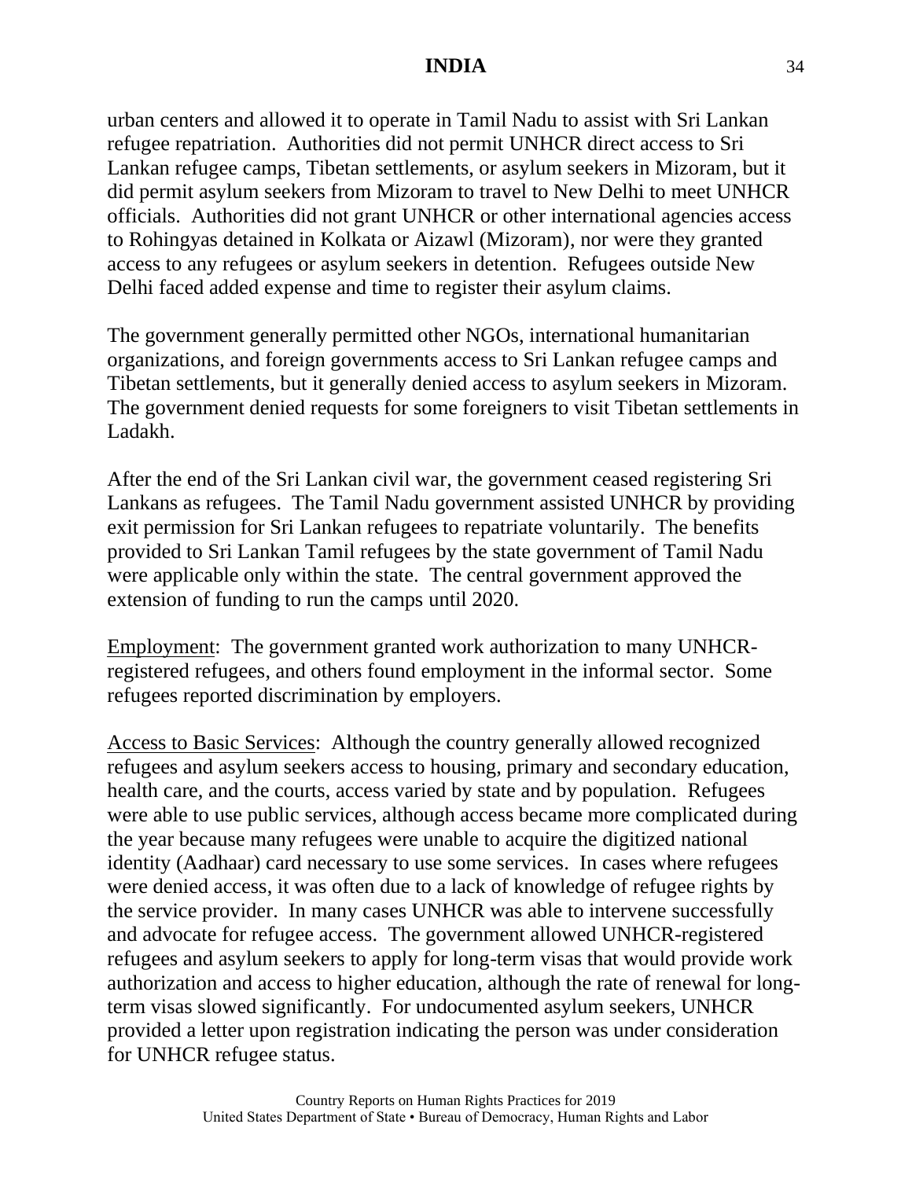urban centers and allowed it to operate in Tamil Nadu to assist with Sri Lankan refugee repatriation. Authorities did not permit UNHCR direct access to Sri Lankan refugee camps, Tibetan settlements, or asylum seekers in Mizoram, but it did permit asylum seekers from Mizoram to travel to New Delhi to meet UNHCR officials. Authorities did not grant UNHCR or other international agencies access to Rohingyas detained in Kolkata or Aizawl (Mizoram), nor were they granted access to any refugees or asylum seekers in detention. Refugees outside New Delhi faced added expense and time to register their asylum claims.

The government generally permitted other NGOs, international humanitarian organizations, and foreign governments access to Sri Lankan refugee camps and Tibetan settlements, but it generally denied access to asylum seekers in Mizoram. The government denied requests for some foreigners to visit Tibetan settlements in Ladakh.

After the end of the Sri Lankan civil war, the government ceased registering Sri Lankans as refugees. The Tamil Nadu government assisted UNHCR by providing exit permission for Sri Lankan refugees to repatriate voluntarily. The benefits provided to Sri Lankan Tamil refugees by the state government of Tamil Nadu were applicable only within the state. The central government approved the extension of funding to run the camps until 2020.

Employment: The government granted work authorization to many UNHCR-registered refugees, and others found employment in the informal sector. Some refugees reported discrimination by employers.

Access to Basic Services: Although the country generally allowed recognized refugees and asylum seekers access to housing, primary and secondary education, health care, and the courts, access varied by state and by population. Refugees were able to use public services, although access became more complicated during the year because many refugees were unable to acquire the digitized national identity (Aadhaar) card necessary to use some services. In cases where refugees were denied access, it was often due to a lack of knowledge of refugee rights by the service provider. In many cases UNHCR was able to intervene successfully and advocate for refugee access. The government allowed UNHCR-registered refugees and asylum seekers to apply for long-term visas that would provide work authorization and access to higher education, although the rate of renewal for long-term visas slowed significantly. For undocumented asylum seekers, UNHCR provided a letter upon registration indicating the person was under consideration for UNHCR refugee status.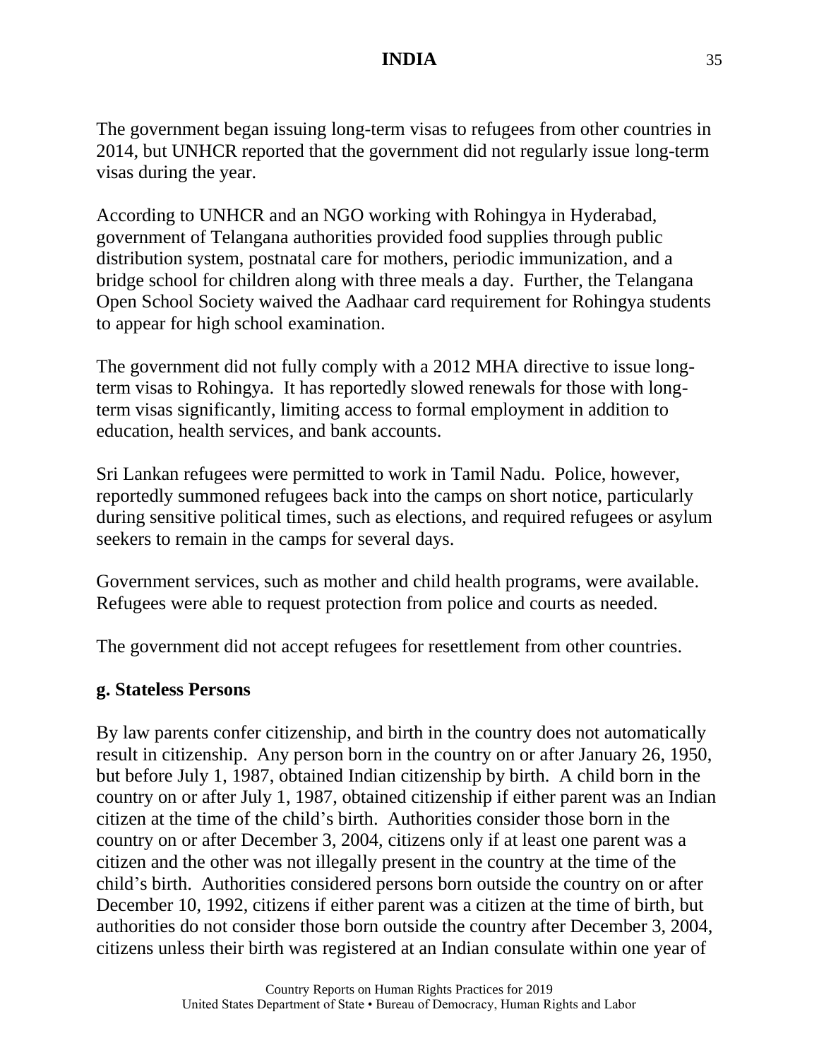The government began issuing long-term visas to refugees from other countries in 2014, but UNHCR reported that the government did not regularly issue long-term visas during the year.

According to UNHCR and an NGO working with Rohingya in Hyderabad, government of Telangana authorities provided food supplies through public distribution system, postnatal care for mothers, periodic immunization, and a bridge school for children along with three meals a day. Further, the Telangana Open School Society waived the Aadhaar card requirement for Rohingya students to appear for high school examination.

The government did not fully comply with a 2012 MHA directive to issue long-term visas to Rohingya. It has reportedly slowed renewals for those with long-term visas significantly, limiting access to formal employment in addition to education, health services, and bank accounts.

Sri Lankan refugees were permitted to work in Tamil Nadu. Police, however, reportedly summoned refugees back into the camps on short notice, particularly during sensitive political times, such as elections, and required refugees or asylum seekers to remain in the camps for several days.

Government services, such as mother and child health programs, were available. Refugees were able to request protection from police and courts as needed.

The government did not accept refugees for resettlement from other countries.

## g. Stateless Persons

By law parents confer citizenship, and birth in the country does not automatically result in citizenship. Any person born in the country on or after January 26, 1950, but before July 1, 1987, obtained Indian citizenship by birth. A child born in the country on or after July 1, 1987, obtained citizenship if either parent was an Indian citizen at the time of the child's birth. Authorities consider those born in the country on or after December 3, 2004, citizens only if at least one parent was a citizen and the other was not illegally present in the country at the time of the child's birth. Authorities considered persons born outside the country on or after December 10, 1992, citizens if either parent was a citizen at the time of birth, but authorities do not consider those born outside the country after December 3, 2004, citizens unless their birth was registered at an Indian consulate within one year of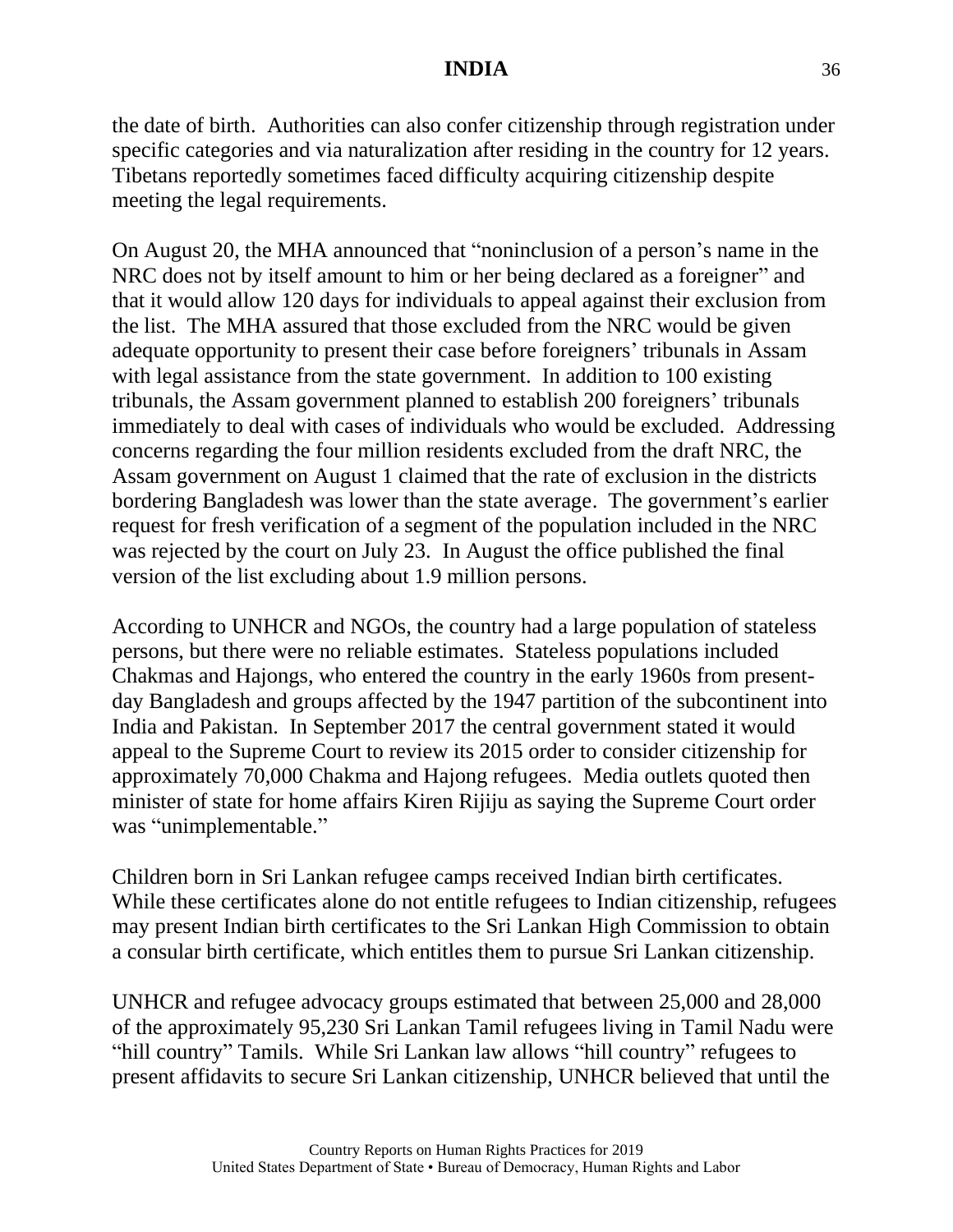the date of birth. Authorities can also confer citizenship through registration under specific categories and via naturalization after residing in the country for 12 years. Tibetans reportedly sometimes faced difficulty acquiring citizenship despite meeting the legal requirements.

On August 20, the MHA announced that "noninclusion of a person's name in the NRC does not by itself amount to him or her being declared as a foreigner" and that it would allow 120 days for individuals to appeal against their exclusion from the list. The MHA assured that those excluded from the NRC would be given adequate opportunity to present their case before foreigners' tribunals in Assam with legal assistance from the state government. In addition to 100 existing tribunals, the Assam government planned to establish 200 foreigners' tribunals immediately to deal with cases of individuals who would be excluded. Addressing concerns regarding the four million residents excluded from the draft NRC, the Assam government on August 1 claimed that the rate of exclusion in the districts bordering Bangladesh was lower than the state average. The government's earlier request for fresh verification of a segment of the population included in the NRC was rejected by the court on July 23. In August the office published the final version of the list excluding about 1.9 million persons.

According to UNHCR and NGOs, the country had a large population of stateless persons, but there were no reliable estimates. Stateless populations included Chakmas and Hajongs, who entered the country in the early 1960s from present-day Bangladesh and groups affected by the 1947 partition of the subcontinent into India and Pakistan. In September 2017 the central government stated it would appeal to the Supreme Court to review its 2015 order to consider citizenship for approximately 70,000 Chakma and Hajong refugees. Media outlets quoted then minister of state for home affairs Kiren Rijiju as saying the Supreme Court order was "unimplementable."

Children born in Sri Lankan refugee camps received Indian birth certificates. While these certificates alone do not entitle refugees to Indian citizenship, refugees may present Indian birth certificates to the Sri Lankan High Commission to obtain a consular birth certificate, which entitles them to pursue Sri Lankan citizenship.

UNHCR and refugee advocacy groups estimated that between 25,000 and 28,000 of the approximately 95,230 Sri Lankan Tamil refugees living in Tamil Nadu were "hill country" Tamils. While Sri Lankan law allows "hill country" refugees to present affidavits to secure Sri Lankan citizenship, UNHCR believed that until the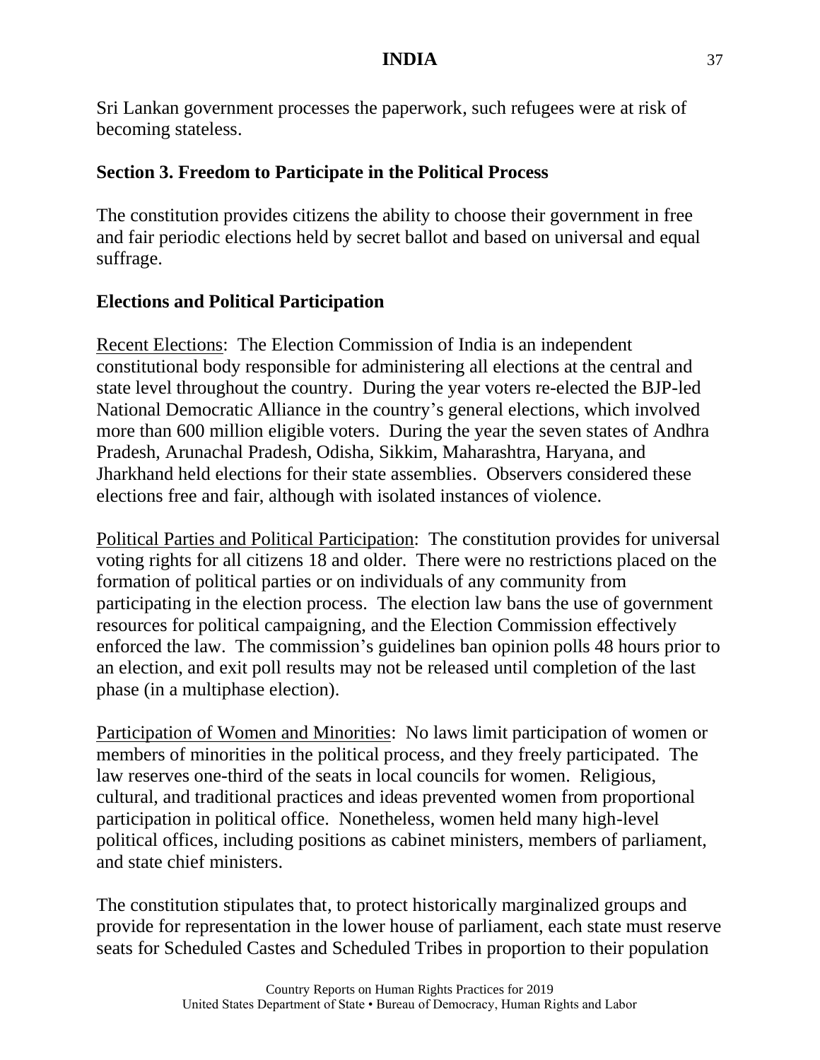Sri Lankan government processes the paperwork, such refugees were at risk of becoming stateless.

## Section 3. Freedom to Participate in the Political Process

The constitution provides citizens the ability to choose their government in free and fair periodic elections held by secret ballot and based on universal and equal suffrage.

### Elections and Political Participation

Recent Elections: The Election Commission of India is an independent constitutional body responsible for administering all elections at the central and state level throughout the country. During the year voters re-elected the BJP-led National Democratic Alliance in the country's general elections, which involved more than 600 million eligible voters. During the year the seven states of Andhra Pradesh, Arunachal Pradesh, Odisha, Sikkim, Maharashtra, Haryana, and Jharkhand held elections for their state assemblies. Observers considered these elections free and fair, although with isolated instances of violence.

Political Parties and Political Participation: The constitution provides for universal voting rights for all citizens 18 and older. There were no restrictions placed on the formation of political parties or on individuals of any community from participating in the election process. The election law bans the use of government resources for political campaigning, and the Election Commission effectively enforced the law. The commission's guidelines ban opinion polls 48 hours prior to an election, and exit poll results may not be released until completion of the last phase (in a multiphase election).

Participation of Women and Minorities: No laws limit participation of women or members of minorities in the political process, and they freely participated. The law reserves one-third of the seats in local councils for women. Religious, cultural, and traditional practices and ideas prevented women from proportional participation in political office. Nonetheless, women held many high-level political offices, including positions as cabinet ministers, members of parliament, and state chief ministers.

The constitution stipulates that, to protect historically marginalized groups and provide for representation in the lower house of parliament, each state must reserve seats for Scheduled Castes and Scheduled Tribes in proportion to their population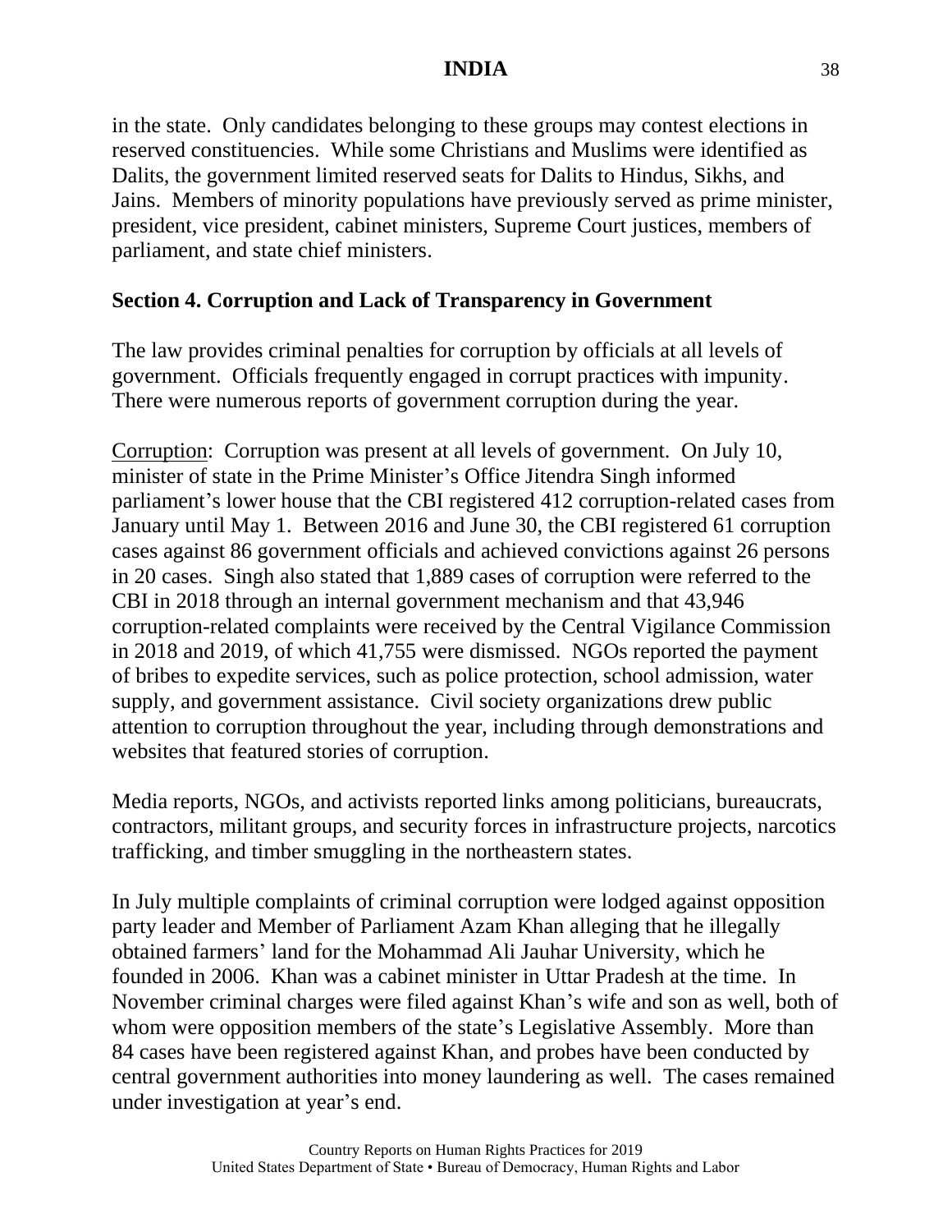in the state. Only candidates belonging to these groups may contest elections in reserved constituencies. While some Christians and Muslims were identified as Dalits, the government limited reserved seats for Dalits to Hindus, Sikhs, and Jains. Members of minority populations have previously served as prime minister, president, vice president, cabinet ministers, Supreme Court justices, members of parliament, and state chief ministers.

## Section 4. Corruption and Lack of Transparency in Government

The law provides criminal penalties for corruption by officials at all levels of government. Officials frequently engaged in corrupt practices with impunity. There were numerous reports of government corruption during the year.

Corruption: Corruption was present at all levels of government. On July 10, minister of state in the Prime Minister's Office Jitendra Singh informed parliament's lower house that the CBI registered 412 corruption-related cases from January until May 1. Between 2016 and June 30, the CBI registered 61 corruption cases against 86 government officials and achieved convictions against 26 persons in 20 cases. Singh also stated that 1,889 cases of corruption were referred to the CBI in 2018 through an internal government mechanism and that 43,946 corruption-related complaints were received by the Central Vigilance Commission in 2018 and 2019, of which 41,755 were dismissed. NGOs reported the payment of bribes to expedite services, such as police protection, school admission, water supply, and government assistance. Civil society organizations drew public attention to corruption throughout the year, including through demonstrations and websites that featured stories of corruption.

Media reports, NGOs, and activists reported links among politicians, bureaucrats, contractors, militant groups, and security forces in infrastructure projects, narcotics trafficking, and timber smuggling in the northeastern states.

In July multiple complaints of criminal corruption were lodged against opposition party leader and Member of Parliament Azam Khan alleging that he illegally obtained farmers' land for the Mohammad Ali Jauhar University, which he founded in 2006. Khan was a cabinet minister in Uttar Pradesh at the time. In November criminal charges were filed against Khan's wife and son as well, both of whom were opposition members of the state's Legislative Assembly. More than 84 cases have been registered against Khan, and probes have been conducted by central government authorities into money laundering as well. The cases remained under investigation at year's end.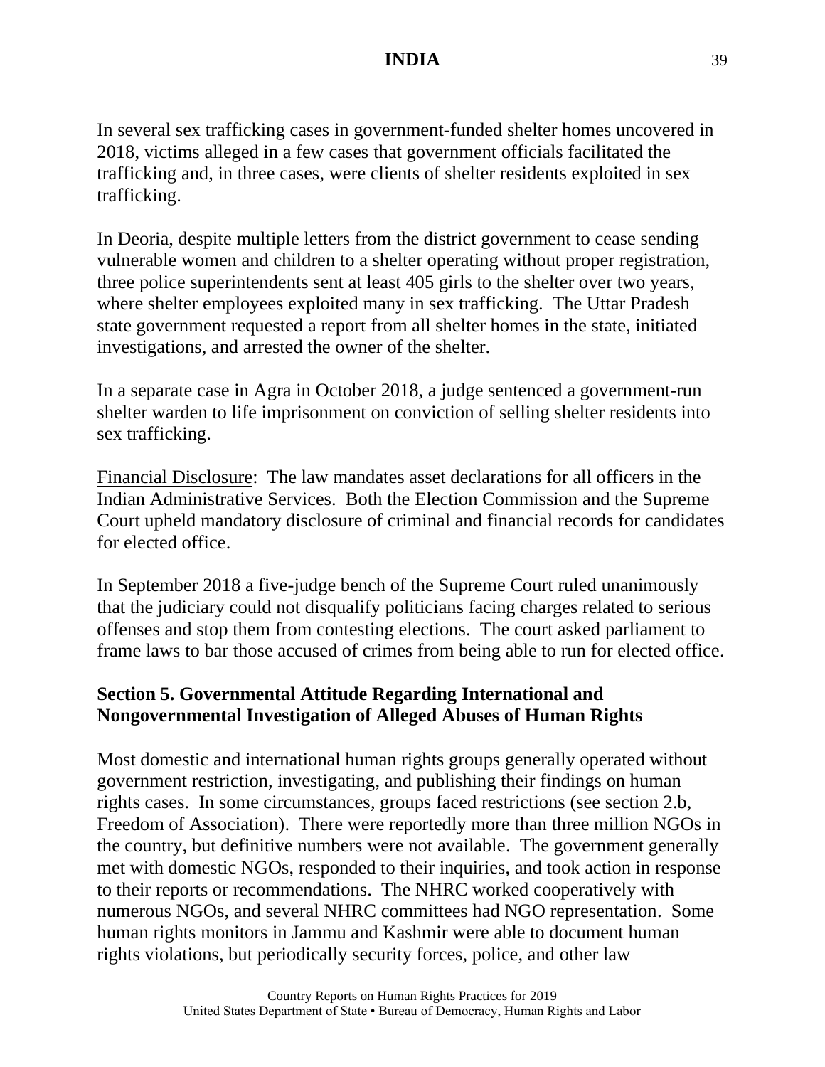In several sex trafficking cases in government-funded shelter homes uncovered in 2018, victims alleged in a few cases that government officials facilitated the trafficking and, in three cases, were clients of shelter residents exploited in sex trafficking.

In Deoria, despite multiple letters from the district government to cease sending vulnerable women and children to a shelter operating without proper registration, three police superintendents sent at least 405 girls to the shelter over two years, where shelter employees exploited many in sex trafficking. The Uttar Pradesh state government requested a report from all shelter homes in the state, initiated investigations, and arrested the owner of the shelter.

In a separate case in Agra in October 2018, a judge sentenced a government-run shelter warden to life imprisonment on conviction of selling shelter residents into sex trafficking.

Financial Disclosure: The law mandates asset declarations for all officers in the Indian Administrative Services. Both the Election Commission and the Supreme Court upheld mandatory disclosure of criminal and financial records for candidates for elected office.

In September 2018 a five-judge bench of the Supreme Court ruled unanimously that the judiciary could not disqualify politicians facing charges related to serious offenses and stop them from contesting elections. The court asked parliament to frame laws to bar those accused of crimes from being able to run for elected office.

## Section 5. Governmental Attitude Regarding International and Nongovernmental Investigation of Alleged Abuses of Human Rights

Most domestic and international human rights groups generally operated without government restriction, investigating, and publishing their findings on human rights cases. In some circumstances, groups faced restrictions (see section 2.b, Freedom of Association). There were reportedly more than three million NGOs in the country, but definitive numbers were not available. The government generally met with domestic NGOs, responded to their inquiries, and took action in response to their reports or recommendations. The NHRC worked cooperatively with numerous NGOs, and several NHRC committees had NGO representation. Some human rights monitors in Jammu and Kashmir were able to document human rights violations, but periodically security forces, police, and other law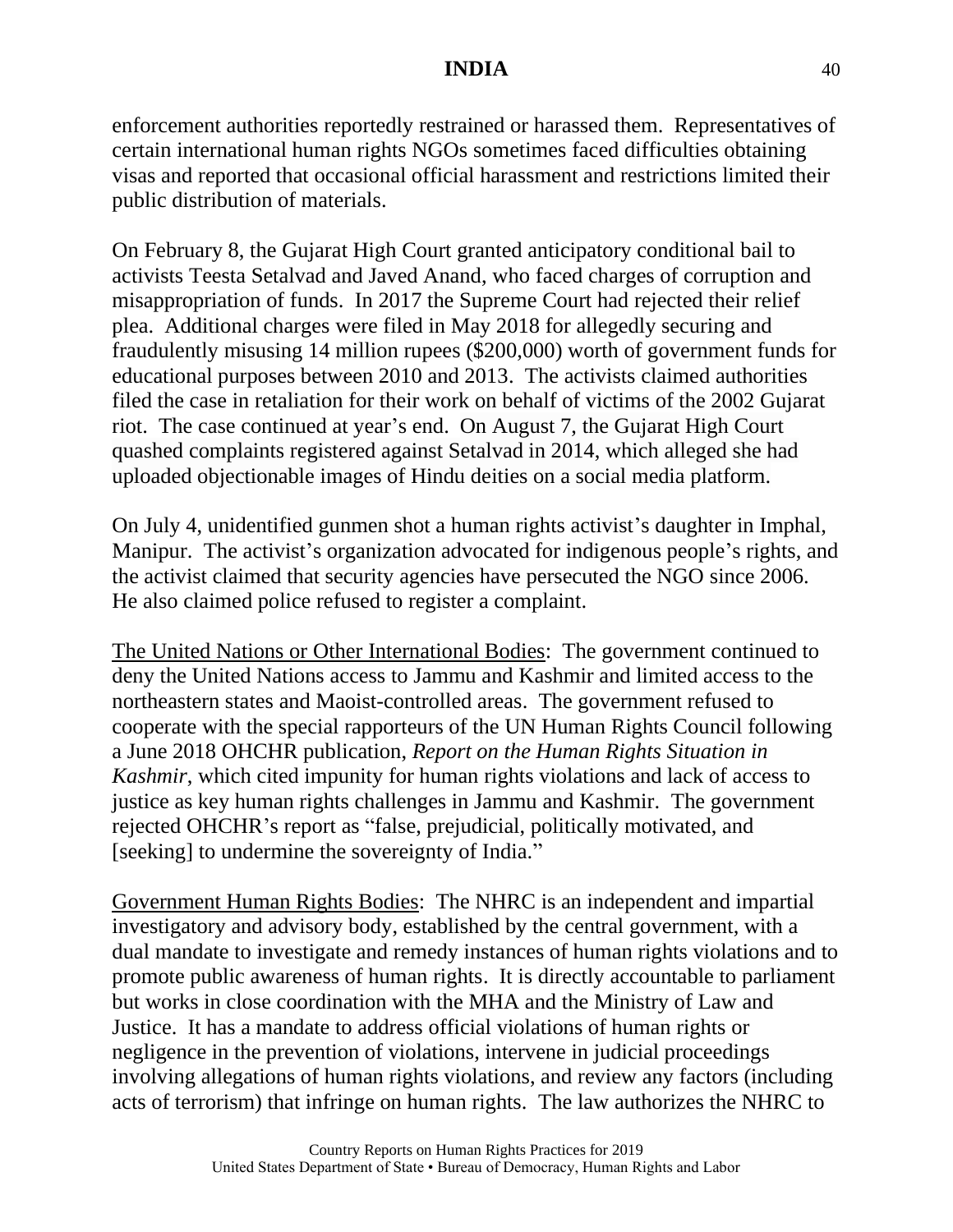enforcement authorities reportedly restrained or harassed them. Representatives of certain international human rights NGOs sometimes faced difficulties obtaining visas and reported that occasional official harassment and restrictions limited their public distribution of materials.

On February 8, the Gujarat High Court granted anticipatory conditional bail to activists Teesta Setalvad and Javed Anand, who faced charges of corruption and misappropriation of funds. In 2017 the Supreme Court had rejected their relief plea. Additional charges were filed in May 2018 for allegedly securing and fraudulently misusing 14 million rupees ($200,000) worth of government funds for educational purposes between 2010 and 2013. The activists claimed authorities filed the case in retaliation for their work on behalf of victims of the 2002 Gujarat riot. The case continued at year's end. On August 7, the Gujarat High Court quashed complaints registered against Setalvad in 2014, which alleged she had uploaded objectionable images of Hindu deities on a social media platform.

On July 4, unidentified gunmen shot a human rights activist's daughter in Imphal, Manipur. The activist's organization advocated for indigenous people's rights, and the activist claimed that security agencies have persecuted the NGO since 2006. He also claimed police refused to register a complaint.

<u>The United Nations or Other International Bodies</u>: The government continued to deny the United Nations access to Jammu and Kashmir and limited access to the northeastern states and Maoist-controlled areas. The government refused to cooperate with the special rapporteurs of the UN Human Rights Council following a June 2018 OHCHR publication, *Report on the Human Rights Situation in Kashmir*, which cited impunity for human rights violations and lack of access to justice as key human rights challenges in Jammu and Kashmir. The government rejected OHCHR's report as "false, prejudicial, politically motivated, and [seeking] to undermine the sovereignty of India."

<u>Government Human Rights Bodies</u>: The NHRC is an independent and impartial investigatory and advisory body, established by the central government, with a dual mandate to investigate and remedy instances of human rights violations and to promote public awareness of human rights. It is directly accountable to parliament but works in close coordination with the MHA and the Ministry of Law and Justice. It has a mandate to address official violations of human rights or negligence in the prevention of violations, intervene in judicial proceedings involving allegations of human rights violations, and review any factors (including acts of terrorism) that infringe on human rights. The law authorizes the NHRC to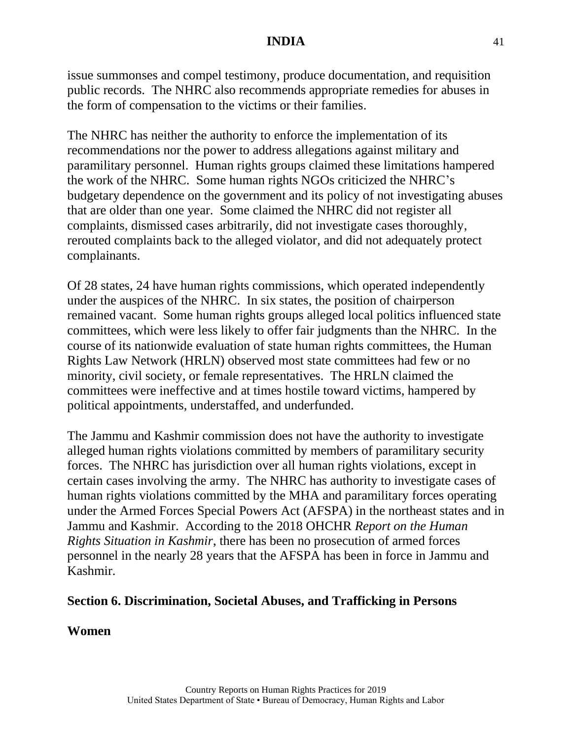issue summonses and compel testimony, produce documentation, and requisition public records. The NHRC also recommends appropriate remedies for abuses in the form of compensation to the victims or their families.

The NHRC has neither the authority to enforce the implementation of its recommendations nor the power to address allegations against military and paramilitary personnel. Human rights groups claimed these limitations hampered the work of the NHRC. Some human rights NGOs criticized the NHRC's budgetary dependence on the government and its policy of not investigating abuses that are older than one year. Some claimed the NHRC did not register all complaints, dismissed cases arbitrarily, did not investigate cases thoroughly, rerouted complaints back to the alleged violator, and did not adequately protect complainants.

Of 28 states, 24 have human rights commissions, which operated independently under the auspices of the NHRC. In six states, the position of chairperson remained vacant. Some human rights groups alleged local politics influenced state committees, which were less likely to offer fair judgments than the NHRC. In the course of its nationwide evaluation of state human rights committees, the Human Rights Law Network (HRLN) observed most state committees had few or no minority, civil society, or female representatives. The HRLN claimed the committees were ineffective and at times hostile toward victims, hampered by political appointments, understaffed, and underfunded.

The Jammu and Kashmir commission does not have the authority to investigate alleged human rights violations committed by members of paramilitary security forces. The NHRC has jurisdiction over all human rights violations, except in certain cases involving the army. The NHRC has authority to investigate cases of human rights violations committed by the MHA and paramilitary forces operating under the Armed Forces Special Powers Act (AFSPA) in the northeast states and in Jammu and Kashmir. According to the 2018 OHCHR *Report on the Human Rights Situation in Kashmir*, there has been no prosecution of armed forces personnel in the nearly 28 years that the AFSPA has been in force in Jammu and Kashmir.

## Section 6. Discrimination, Societal Abuses, and Trafficking in Persons

### Women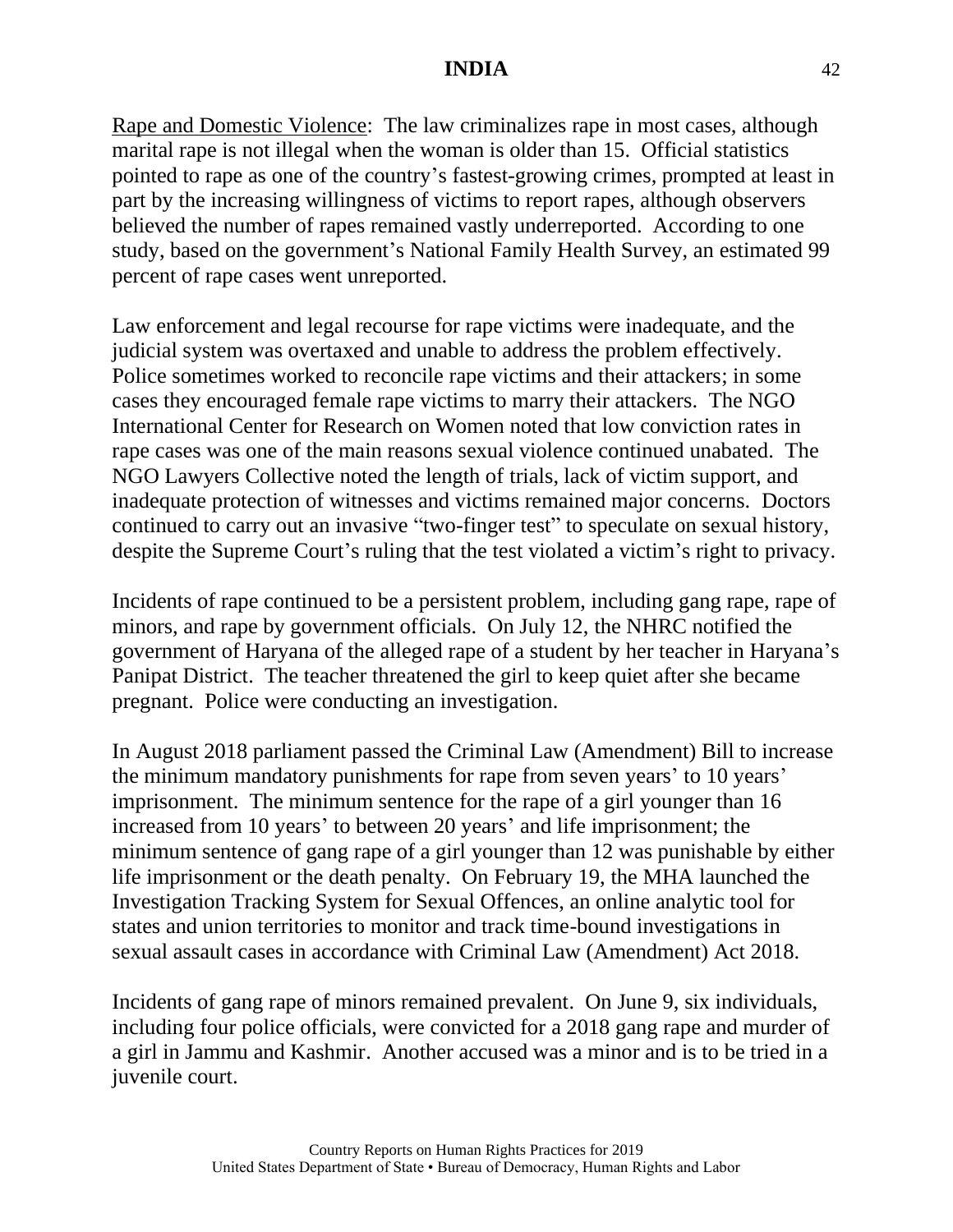Rape and Domestic Violence: The law criminalizes rape in most cases, although marital rape is not illegal when the woman is older than 15. Official statistics pointed to rape as one of the country's fastest-growing crimes, prompted at least in part by the increasing willingness of victims to report rapes, although observers believed the number of rapes remained vastly underreported. According to one study, based on the government's National Family Health Survey, an estimated 99 percent of rape cases went unreported.

Law enforcement and legal recourse for rape victims were inadequate, and the judicial system was overtaxed and unable to address the problem effectively. Police sometimes worked to reconcile rape victims and their attackers; in some cases they encouraged female rape victims to marry their attackers. The NGO International Center for Research on Women noted that low conviction rates in rape cases was one of the main reasons sexual violence continued unabated. The NGO Lawyers Collective noted the length of trials, lack of victim support, and inadequate protection of witnesses and victims remained major concerns. Doctors continued to carry out an invasive "two-finger test" to speculate on sexual history, despite the Supreme Court's ruling that the test violated a victim's right to privacy.

Incidents of rape continued to be a persistent problem, including gang rape, rape of minors, and rape by government officials. On July 12, the NHRC notified the government of Haryana of the alleged rape of a student by her teacher in Haryana's Panipat District. The teacher threatened the girl to keep quiet after she became pregnant. Police were conducting an investigation.

In August 2018 parliament passed the Criminal Law (Amendment) Bill to increase the minimum mandatory punishments for rape from seven years' to 10 years' imprisonment. The minimum sentence for the rape of a girl younger than 16 increased from 10 years' to between 20 years' and life imprisonment; the minimum sentence of gang rape of a girl younger than 12 was punishable by either life imprisonment or the death penalty. On February 19, the MHA launched the Investigation Tracking System for Sexual Offences, an online analytic tool for states and union territories to monitor and track time-bound investigations in sexual assault cases in accordance with Criminal Law (Amendment) Act 2018.

Incidents of gang rape of minors remained prevalent. On June 9, six individuals, including four police officials, were convicted for a 2018 gang rape and murder of a girl in Jammu and Kashmir. Another accused was a minor and is to be tried in a juvenile court.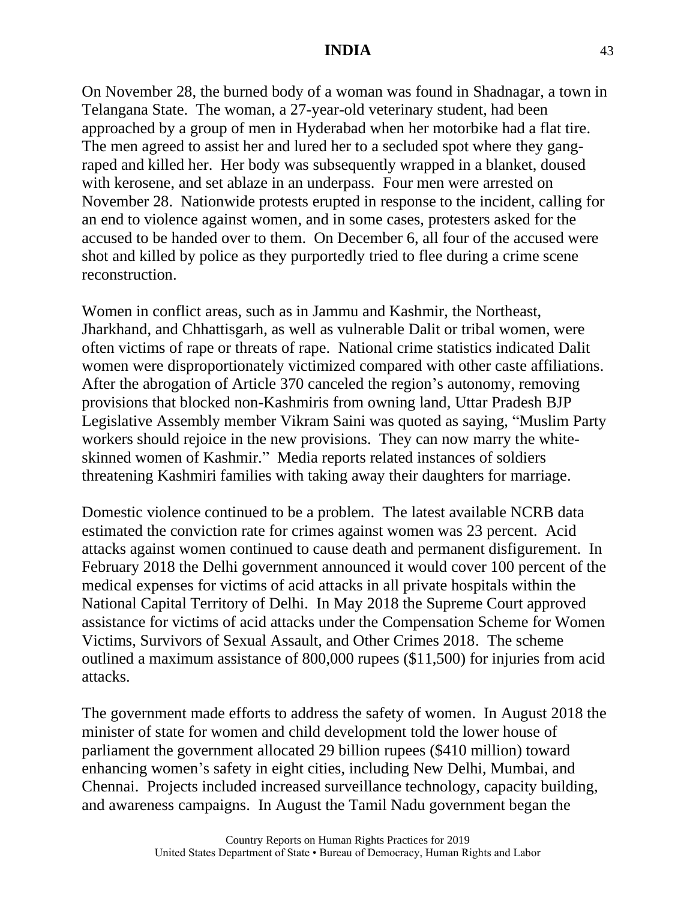On November 28, the burned body of a woman was found in Shadnagar, a town in Telangana State. The woman, a 27-year-old veterinary student, had been approached by a group of men in Hyderabad when her motorbike had a flat tire. The men agreed to assist her and lured her to a secluded spot where they gang-raped and killed her. Her body was subsequently wrapped in a blanket, doused with kerosene, and set ablaze in an underpass. Four men were arrested on November 28. Nationwide protests erupted in response to the incident, calling for an end to violence against women, and in some cases, protesters asked for the accused to be handed over to them. On December 6, all four of the accused were shot and killed by police as they purportedly tried to flee during a crime scene reconstruction.

Women in conflict areas, such as in Jammu and Kashmir, the Northeast, Jharkhand, and Chhattisgarh, as well as vulnerable Dalit or tribal women, were often victims of rape or threats of rape. National crime statistics indicated Dalit women were disproportionately victimized compared with other caste affiliations. After the abrogation of Article 370 canceled the region's autonomy, removing provisions that blocked non-Kashmiris from owning land, Uttar Pradesh BJP Legislative Assembly member Vikram Saini was quoted as saying, "Muslim Party workers should rejoice in the new provisions. They can now marry the white-skinned women of Kashmir." Media reports related instances of soldiers threatening Kashmiri families with taking away their daughters for marriage.

Domestic violence continued to be a problem. The latest available NCRB data estimated the conviction rate for crimes against women was 23 percent. Acid attacks against women continued to cause death and permanent disfigurement. In February 2018 the Delhi government announced it would cover 100 percent of the medical expenses for victims of acid attacks in all private hospitals within the National Capital Territory of Delhi. In May 2018 the Supreme Court approved assistance for victims of acid attacks under the Compensation Scheme for Women Victims, Survivors of Sexual Assault, and Other Crimes 2018. The scheme outlined a maximum assistance of 800,000 rupees ($11,500) for injuries from acid attacks.

The government made efforts to address the safety of women. In August 2018 the minister of state for women and child development told the lower house of parliament the government allocated 29 billion rupees ($410 million) toward enhancing women's safety in eight cities, including New Delhi, Mumbai, and Chennai. Projects included increased surveillance technology, capacity building, and awareness campaigns. In August the Tamil Nadu government began the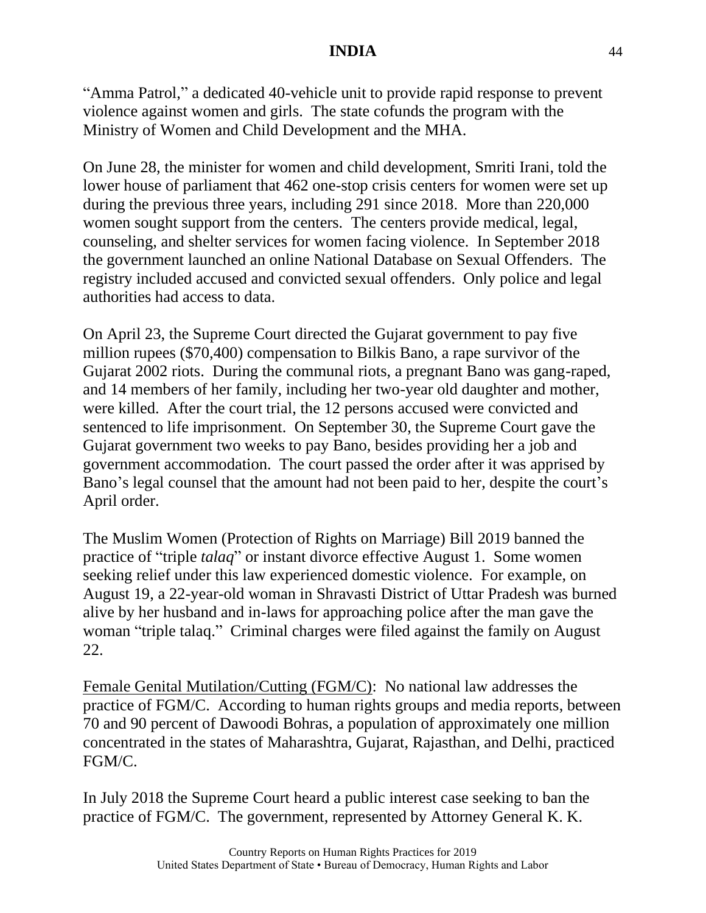"Amma Patrol," a dedicated 40-vehicle unit to provide rapid response to prevent violence against women and girls. The state cofunds the program with the Ministry of Women and Child Development and the MHA.

On June 28, the minister for women and child development, Smriti Irani, told the lower house of parliament that 462 one-stop crisis centers for women were set up during the previous three years, including 291 since 2018. More than 220,000 women sought support from the centers. The centers provide medical, legal, counseling, and shelter services for women facing violence. In September 2018 the government launched an online National Database on Sexual Offenders. The registry included accused and convicted sexual offenders. Only police and legal authorities had access to data.

On April 23, the Supreme Court directed the Gujarat government to pay five million rupees ($70,400) compensation to Bilkis Bano, a rape survivor of the Gujarat 2002 riots. During the communal riots, a pregnant Bano was gang-raped, and 14 members of her family, including her two-year old daughter and mother, were killed. After the court trial, the 12 persons accused were convicted and sentenced to life imprisonment. On September 30, the Supreme Court gave the Gujarat government two weeks to pay Bano, besides providing her a job and government accommodation. The court passed the order after it was apprised by Bano's legal counsel that the amount had not been paid to her, despite the court's April order.

The Muslim Women (Protection of Rights on Marriage) Bill 2019 banned the practice of "triple *talaq*" or instant divorce effective August 1. Some women seeking relief under this law experienced domestic violence. For example, on August 19, a 22-year-old woman in Shravasti District of Uttar Pradesh was burned alive by her husband and in-laws for approaching police after the man gave the woman "triple talaq." Criminal charges were filed against the family on August 22.

<u>Female Genital Mutilation/Cutting (FGM/C)</u>: No national law addresses the practice of FGM/C. According to human rights groups and media reports, between 70 and 90 percent of Dawoodi Bohras, a population of approximately one million concentrated in the states of Maharashtra, Gujarat, Rajasthan, and Delhi, practiced FGM/C.

In July 2018 the Supreme Court heard a public interest case seeking to ban the practice of FGM/C. The government, represented by Attorney General K. K.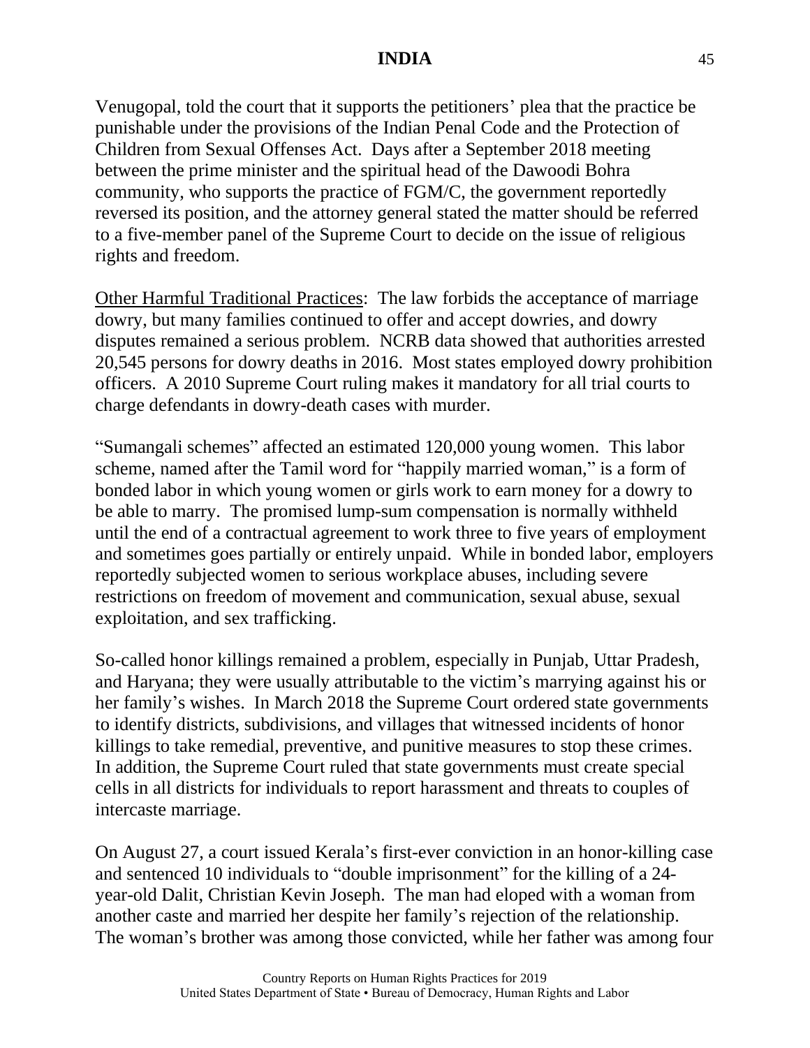Venugopal, told the court that it supports the petitioners' plea that the practice be punishable under the provisions of the Indian Penal Code and the Protection of Children from Sexual Offenses Act. Days after a September 2018 meeting between the prime minister and the spiritual head of the Dawoodi Bohra community, who supports the practice of FGM/C, the government reportedly reversed its position, and the attorney general stated the matter should be referred to a five-member panel of the Supreme Court to decide on the issue of religious rights and freedom.

Other Harmful Traditional Practices: The law forbids the acceptance of marriage dowry, but many families continued to offer and accept dowries, and dowry disputes remained a serious problem. NCRB data showed that authorities arrested 20,545 persons for dowry deaths in 2016. Most states employed dowry prohibition officers. A 2010 Supreme Court ruling makes it mandatory for all trial courts to charge defendants in dowry-death cases with murder.

"Sumangali schemes" affected an estimated 120,000 young women. This labor scheme, named after the Tamil word for "happily married woman," is a form of bonded labor in which young women or girls work to earn money for a dowry to be able to marry. The promised lump-sum compensation is normally withheld until the end of a contractual agreement to work three to five years of employment and sometimes goes partially or entirely unpaid. While in bonded labor, employers reportedly subjected women to serious workplace abuses, including severe restrictions on freedom of movement and communication, sexual abuse, sexual exploitation, and sex trafficking.

So-called honor killings remained a problem, especially in Punjab, Uttar Pradesh, and Haryana; they were usually attributable to the victim's marrying against his or her family's wishes. In March 2018 the Supreme Court ordered state governments to identify districts, subdivisions, and villages that witnessed incidents of honor killings to take remedial, preventive, and punitive measures to stop these crimes. In addition, the Supreme Court ruled that state governments must create special cells in all districts for individuals to report harassment and threats to couples of intercaste marriage.

On August 27, a court issued Kerala's first-ever conviction in an honor-killing case and sentenced 10 individuals to "double imprisonment" for the killing of a 24-year-old Dalit, Christian Kevin Joseph. The man had eloped with a woman from another caste and married her despite her family's rejection of the relationship. The woman's brother was among those convicted, while her father was among four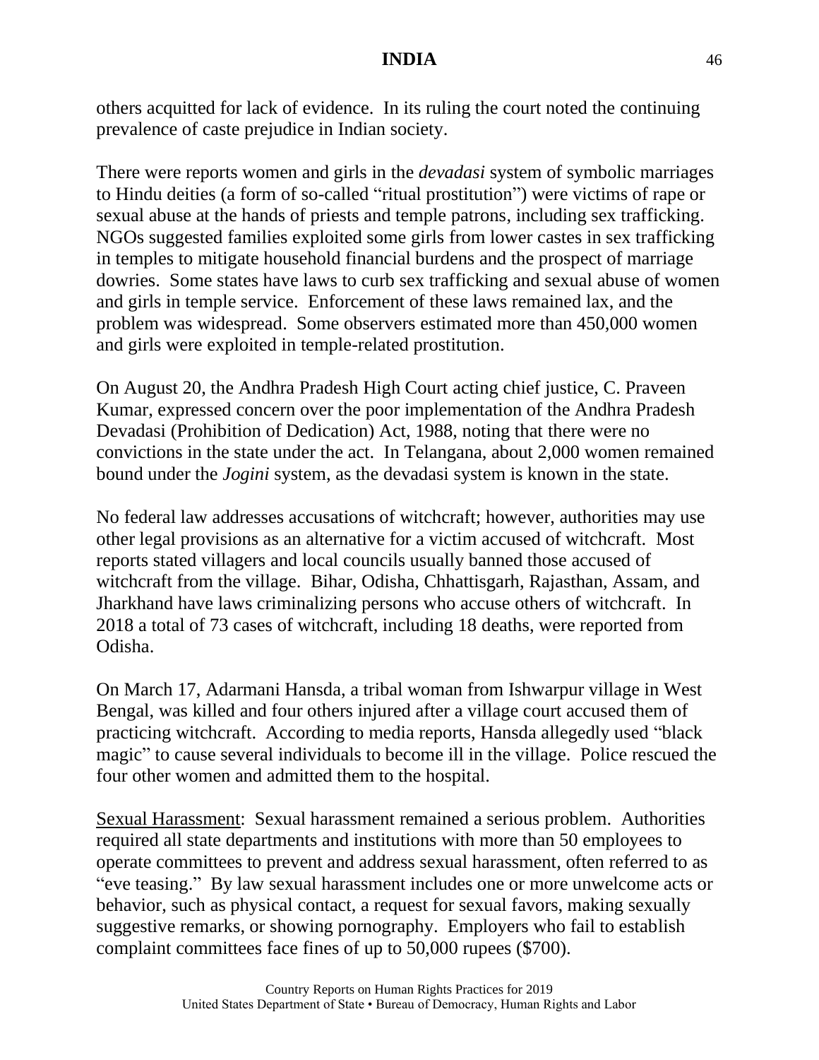others acquitted for lack of evidence. In its ruling the court noted the continuing prevalence of caste prejudice in Indian society.

There were reports women and girls in the *devadasi* system of symbolic marriages to Hindu deities (a form of so-called "ritual prostitution") were victims of rape or sexual abuse at the hands of priests and temple patrons, including sex trafficking. NGOs suggested families exploited some girls from lower castes in sex trafficking in temples to mitigate household financial burdens and the prospect of marriage dowries. Some states have laws to curb sex trafficking and sexual abuse of women and girls in temple service. Enforcement of these laws remained lax, and the problem was widespread. Some observers estimated more than 450,000 women and girls were exploited in temple-related prostitution.

On August 20, the Andhra Pradesh High Court acting chief justice, C. Praveen Kumar, expressed concern over the poor implementation of the Andhra Pradesh Devadasi (Prohibition of Dedication) Act, 1988, noting that there were no convictions in the state under the act. In Telangana, about 2,000 women remained bound under the *Jogini* system, as the devadasi system is known in the state.

No federal law addresses accusations of witchcraft; however, authorities may use other legal provisions as an alternative for a victim accused of witchcraft. Most reports stated villagers and local councils usually banned those accused of witchcraft from the village. Bihar, Odisha, Chhattisgarh, Rajasthan, Assam, and Jharkhand have laws criminalizing persons who accuse others of witchcraft. In 2018 a total of 73 cases of witchcraft, including 18 deaths, were reported from Odisha.

On March 17, Adarmani Hansda, a tribal woman from Ishwarpur village in West Bengal, was killed and four others injured after a village court accused them of practicing witchcraft. According to media reports, Hansda allegedly used "black magic" to cause several individuals to become ill in the village. Police rescued the four other women and admitted them to the hospital.

Sexual Harassment: Sexual harassment remained a serious problem. Authorities required all state departments and institutions with more than 50 employees to operate committees to prevent and address sexual harassment, often referred to as "eve teasing." By law sexual harassment includes one or more unwelcome acts or behavior, such as physical contact, a request for sexual favors, making sexually suggestive remarks, or showing pornography. Employers who fail to establish complaint committees face fines of up to 50,000 rupees ($700).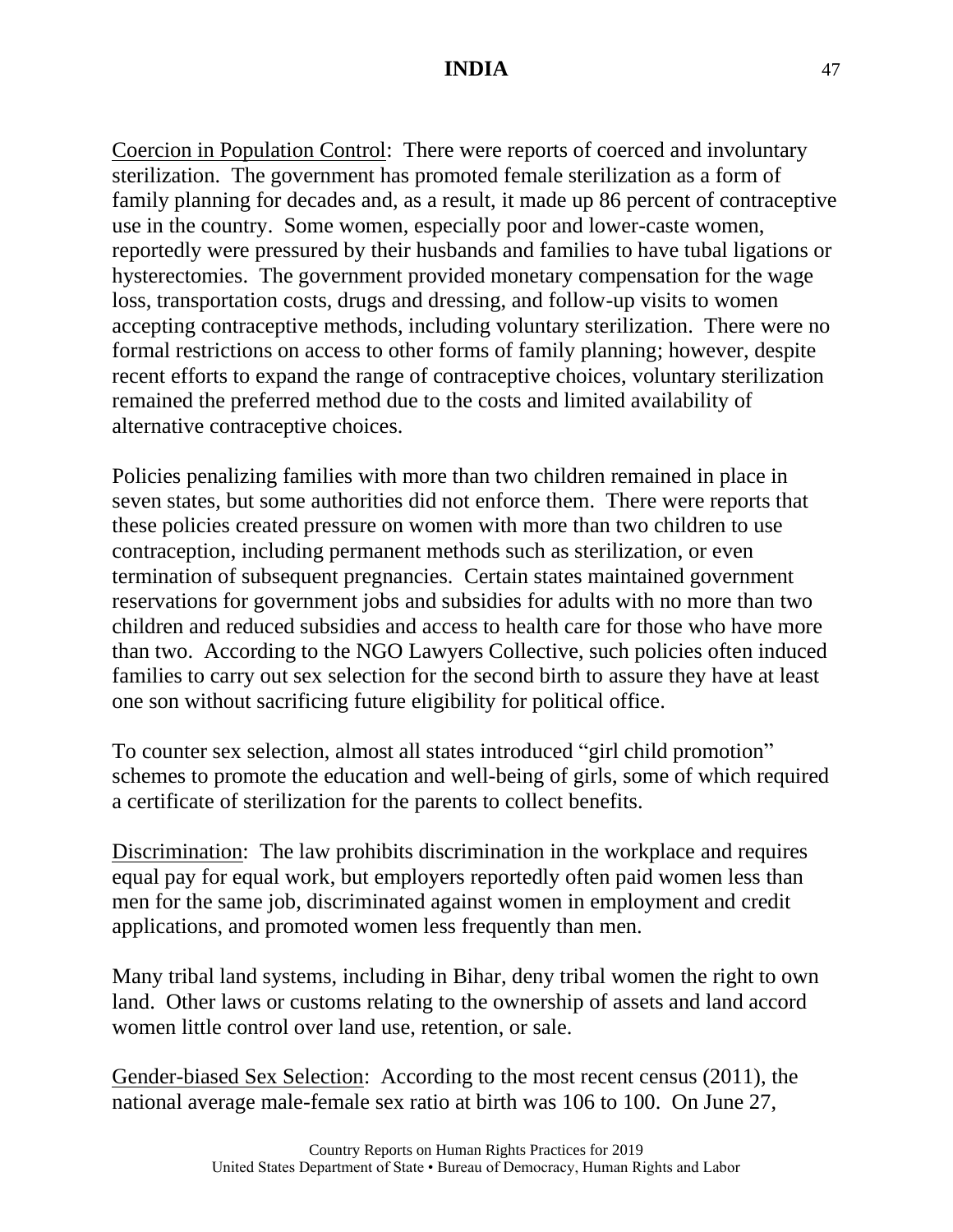Coercion in Population Control: There were reports of coerced and involuntary sterilization. The government has promoted female sterilization as a form of family planning for decades and, as a result, it made up 86 percent of contraceptive use in the country. Some women, especially poor and lower-caste women, reportedly were pressured by their husbands and families to have tubal ligations or hysterectomies. The government provided monetary compensation for the wage loss, transportation costs, drugs and dressing, and follow-up visits to women accepting contraceptive methods, including voluntary sterilization. There were no formal restrictions on access to other forms of family planning; however, despite recent efforts to expand the range of contraceptive choices, voluntary sterilization remained the preferred method due to the costs and limited availability of alternative contraceptive choices.

Policies penalizing families with more than two children remained in place in seven states, but some authorities did not enforce them. There were reports that these policies created pressure on women with more than two children to use contraception, including permanent methods such as sterilization, or even termination of subsequent pregnancies. Certain states maintained government reservations for government jobs and subsidies for adults with no more than two children and reduced subsidies and access to health care for those who have more than two. According to the NGO Lawyers Collective, such policies often induced families to carry out sex selection for the second birth to assure they have at least one son without sacrificing future eligibility for political office.

To counter sex selection, almost all states introduced "girl child promotion" schemes to promote the education and well-being of girls, some of which required a certificate of sterilization for the parents to collect benefits.

Discrimination: The law prohibits discrimination in the workplace and requires equal pay for equal work, but employers reportedly often paid women less than men for the same job, discriminated against women in employment and credit applications, and promoted women less frequently than men.

Many tribal land systems, including in Bihar, deny tribal women the right to own land. Other laws or customs relating to the ownership of assets and land accord women little control over land use, retention, or sale.

Gender-biased Sex Selection: According to the most recent census (2011), the national average male-female sex ratio at birth was 106 to 100. On June 27,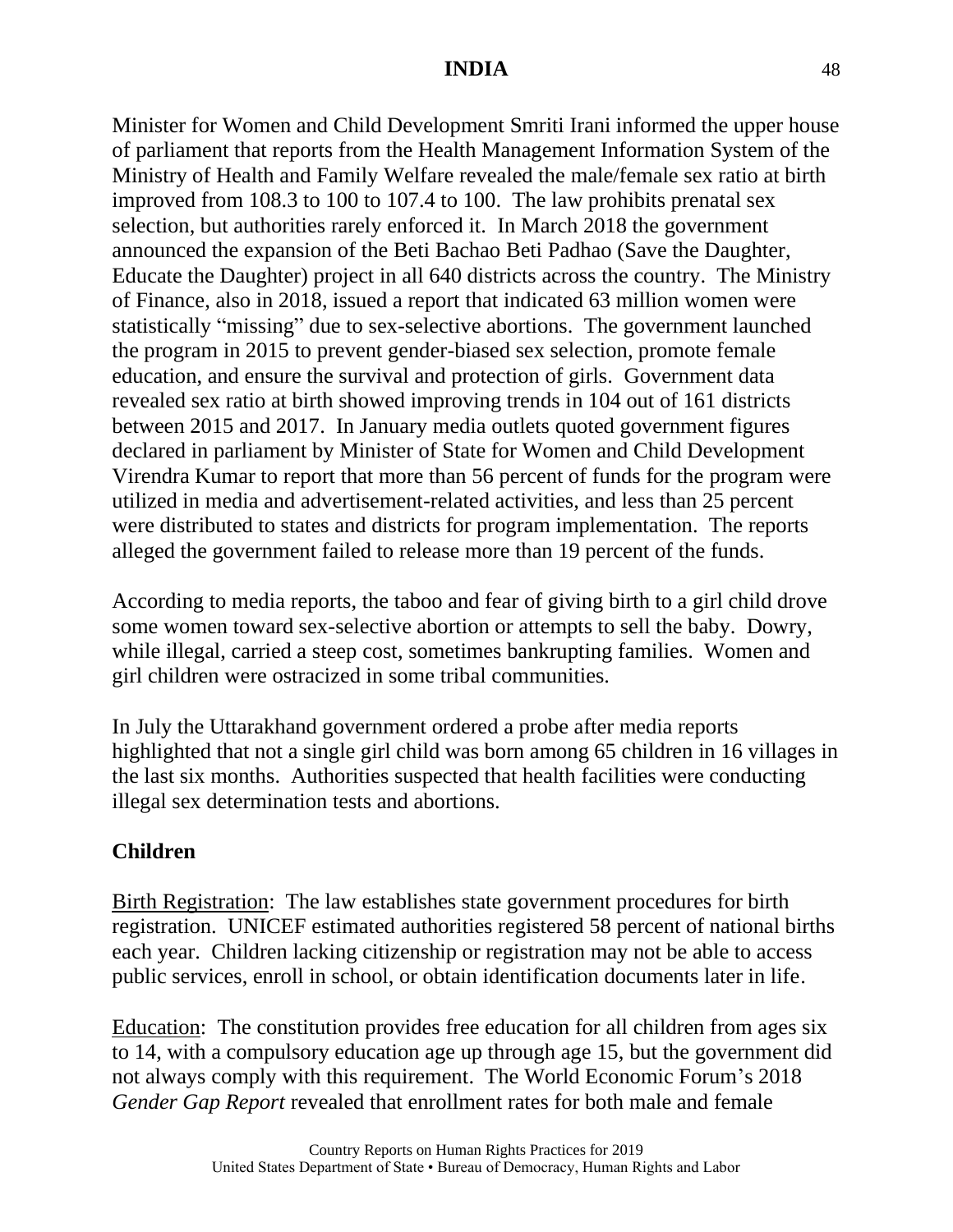Minister for Women and Child Development Smriti Irani informed the upper house of parliament that reports from the Health Management Information System of the Ministry of Health and Family Welfare revealed the male/female sex ratio at birth improved from 108.3 to 100 to 107.4 to 100. The law prohibits prenatal sex selection, but authorities rarely enforced it. In March 2018 the government announced the expansion of the Beti Bachao Beti Padhao (Save the Daughter, Educate the Daughter) project in all 640 districts across the country. The Ministry of Finance, also in 2018, issued a report that indicated 63 million women were statistically "missing" due to sex-selective abortions. The government launched the program in 2015 to prevent gender-biased sex selection, promote female education, and ensure the survival and protection of girls. Government data revealed sex ratio at birth showed improving trends in 104 out of 161 districts between 2015 and 2017. In January media outlets quoted government figures declared in parliament by Minister of State for Women and Child Development Virendra Kumar to report that more than 56 percent of funds for the program were utilized in media and advertisement-related activities, and less than 25 percent were distributed to states and districts for program implementation. The reports alleged the government failed to release more than 19 percent of the funds.

According to media reports, the taboo and fear of giving birth to a girl child drove some women toward sex-selective abortion or attempts to sell the baby. Dowry, while illegal, carried a steep cost, sometimes bankrupting families. Women and girl children were ostracized in some tribal communities.

In July the Uttarakhand government ordered a probe after media reports highlighted that not a single girl child was born among 65 children in 16 villages in the last six months. Authorities suspected that health facilities were conducting illegal sex determination tests and abortions.

## Children

Birth Registration: The law establishes state government procedures for birth registration. UNICEF estimated authorities registered 58 percent of national births each year. Children lacking citizenship or registration may not be able to access public services, enroll in school, or obtain identification documents later in life.

Education: The constitution provides free education for all children from ages six to 14, with a compulsory education age up through age 15, but the government did not always comply with this requirement. The World Economic Forum's 2018 *Gender Gap Report* revealed that enrollment rates for both male and female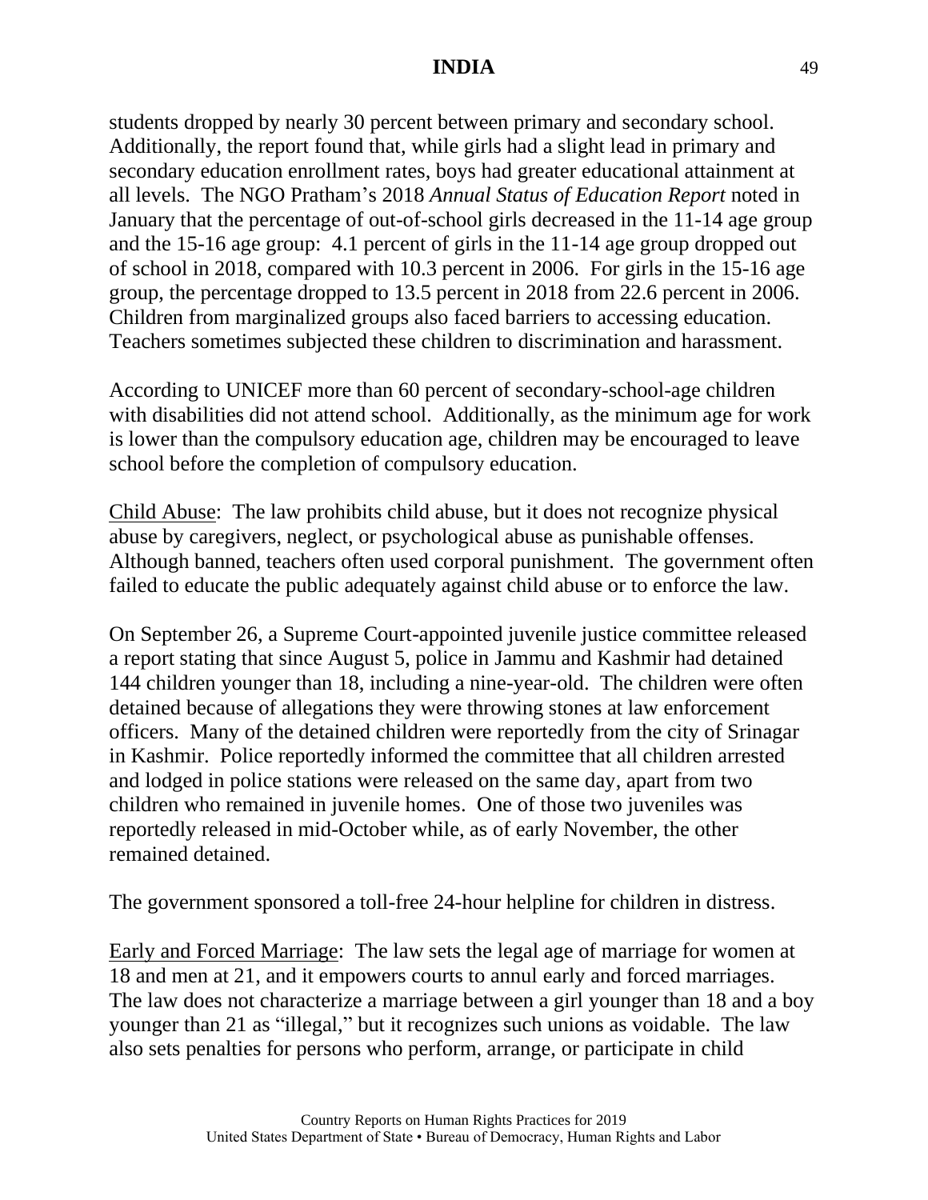students dropped by nearly 30 percent between primary and secondary school. Additionally, the report found that, while girls had a slight lead in primary and secondary education enrollment rates, boys had greater educational attainment at all levels. The NGO Pratham's 2018 *Annual Status of Education Report* noted in January that the percentage of out-of-school girls decreased in the 11-14 age group and the 15-16 age group: 4.1 percent of girls in the 11-14 age group dropped out of school in 2018, compared with 10.3 percent in 2006. For girls in the 15-16 age group, the percentage dropped to 13.5 percent in 2018 from 22.6 percent in 2006. Children from marginalized groups also faced barriers to accessing education. Teachers sometimes subjected these children to discrimination and harassment.

According to UNICEF more than 60 percent of secondary-school-age children with disabilities did not attend school. Additionally, as the minimum age for work is lower than the compulsory education age, children may be encouraged to leave school before the completion of compulsory education.

<u>Child Abuse</u>: The law prohibits child abuse, but it does not recognize physical abuse by caregivers, neglect, or psychological abuse as punishable offenses. Although banned, teachers often used corporal punishment. The government often failed to educate the public adequately against child abuse or to enforce the law.

On September 26, a Supreme Court-appointed juvenile justice committee released a report stating that since August 5, police in Jammu and Kashmir had detained 144 children younger than 18, including a nine-year-old. The children were often detained because of allegations they were throwing stones at law enforcement officers. Many of the detained children were reportedly from the city of Srinagar in Kashmir. Police reportedly informed the committee that all children arrested and lodged in police stations were released on the same day, apart from two children who remained in juvenile homes. One of those two juveniles was reportedly released in mid-October while, as of early November, the other remained detained.

The government sponsored a toll-free 24-hour helpline for children in distress.

<u>Early and Forced Marriage</u>: The law sets the legal age of marriage for women at 18 and men at 21, and it empowers courts to annul early and forced marriages. The law does not characterize a marriage between a girl younger than 18 and a boy younger than 21 as "illegal," but it recognizes such unions as voidable. The law also sets penalties for persons who perform, arrange, or participate in child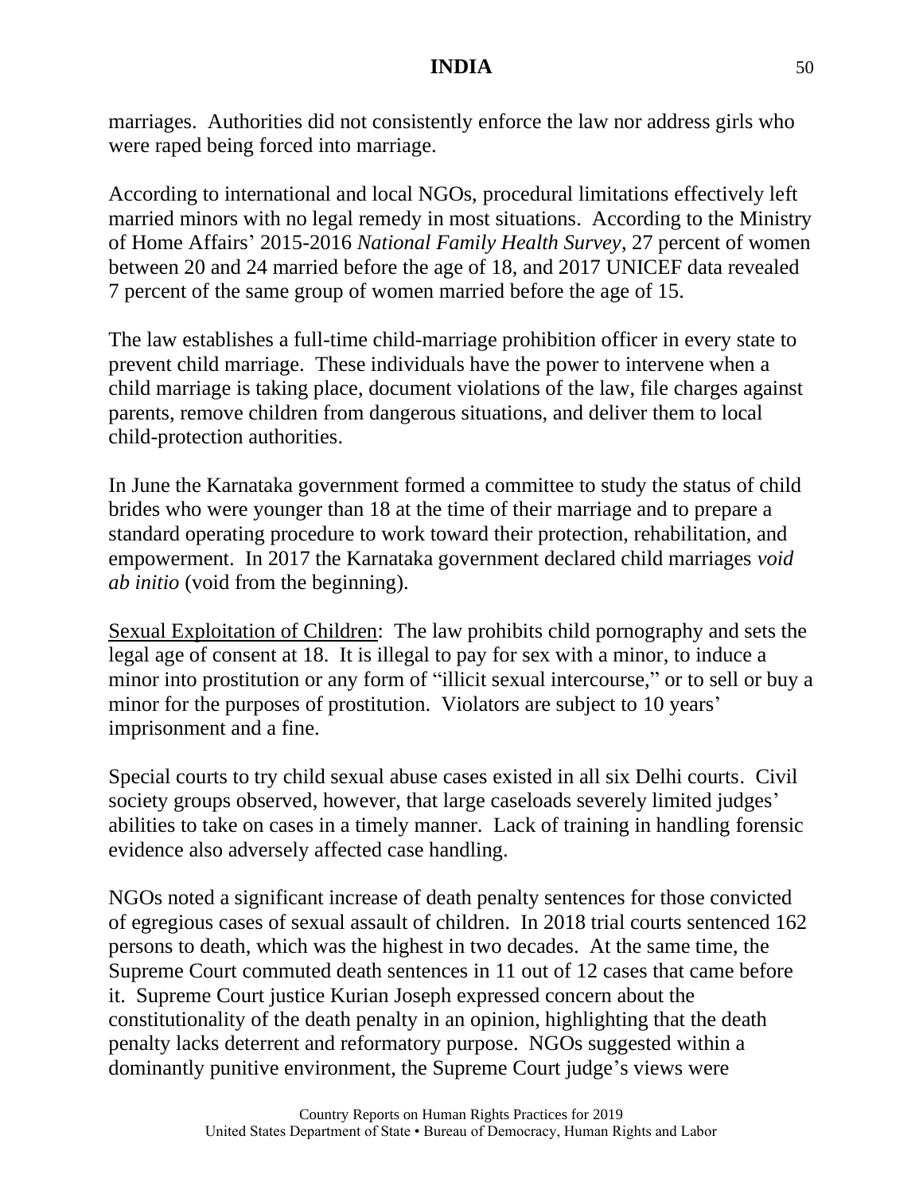marriages. Authorities did not consistently enforce the law nor address girls who were raped being forced into marriage.

According to international and local NGOs, procedural limitations effectively left married minors with no legal remedy in most situations. According to the Ministry of Home Affairs' 2015-2016 *National Family Health Survey*, 27 percent of women between 20 and 24 married before the age of 18, and 2017 UNICEF data revealed 7 percent of the same group of women married before the age of 15.

The law establishes a full-time child-marriage prohibition officer in every state to prevent child marriage. These individuals have the power to intervene when a child marriage is taking place, document violations of the law, file charges against parents, remove children from dangerous situations, and deliver them to local child-protection authorities.

In June the Karnataka government formed a committee to study the status of child brides who were younger than 18 at the time of their marriage and to prepare a standard operating procedure to work toward their protection, rehabilitation, and empowerment. In 2017 the Karnataka government declared child marriages *void ab initio* (void from the beginning).

Sexual Exploitation of Children: The law prohibits child pornography and sets the legal age of consent at 18. It is illegal to pay for sex with a minor, to induce a minor into prostitution or any form of "illicit sexual intercourse," or to sell or buy a minor for the purposes of prostitution. Violators are subject to 10 years' imprisonment and a fine.

Special courts to try child sexual abuse cases existed in all six Delhi courts. Civil society groups observed, however, that large caseloads severely limited judges' abilities to take on cases in a timely manner. Lack of training in handling forensic evidence also adversely affected case handling.

NGOs noted a significant increase of death penalty sentences for those convicted of egregious cases of sexual assault of children. In 2018 trial courts sentenced 162 persons to death, which was the highest in two decades. At the same time, the Supreme Court commuted death sentences in 11 out of 12 cases that came before it. Supreme Court justice Kurian Joseph expressed concern about the constitutionality of the death penalty in an opinion, highlighting that the death penalty lacks deterrent and reformatory purpose. NGOs suggested within a dominantly punitive environment, the Supreme Court judge's views were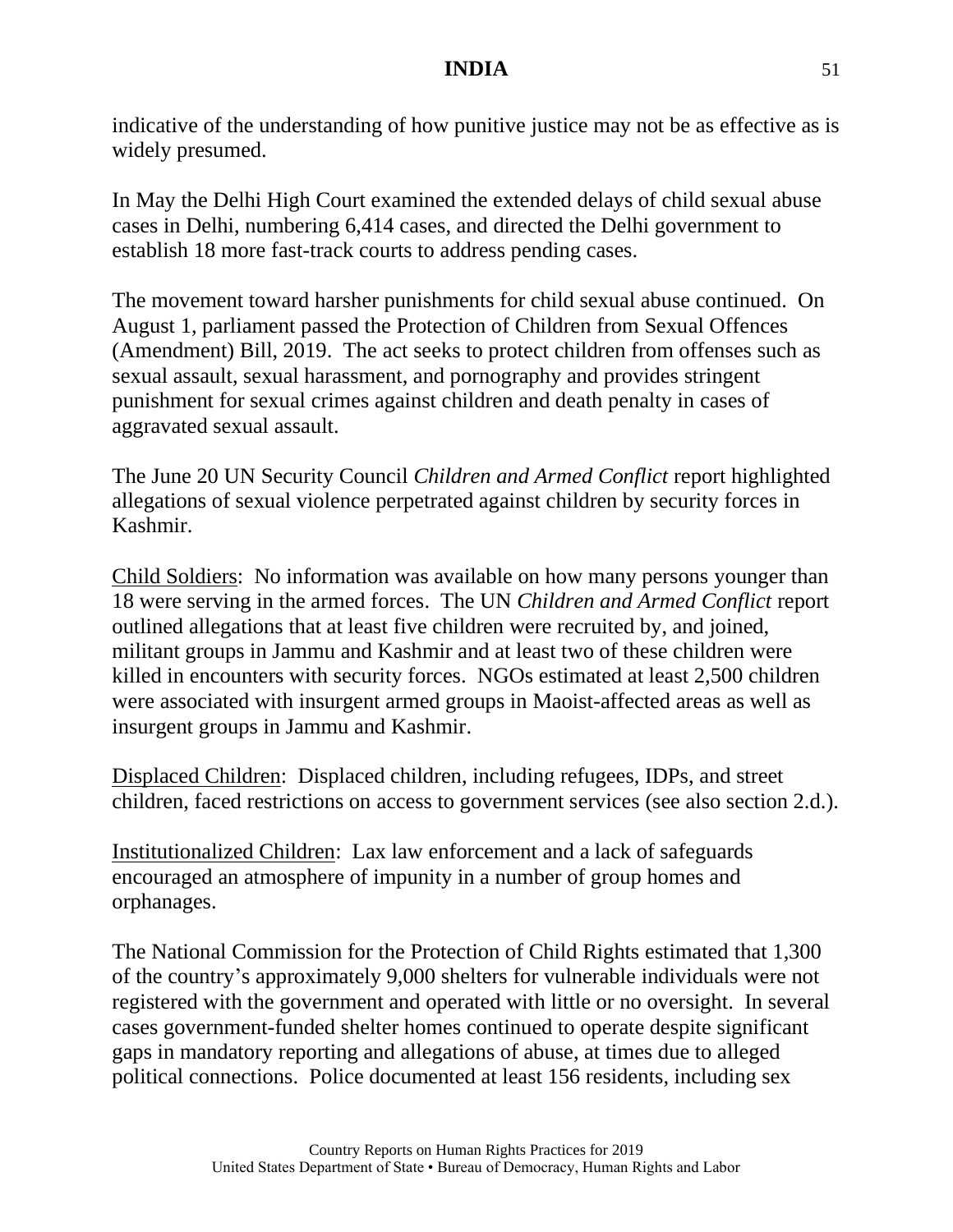indicative of the understanding of how punitive justice may not be as effective as is widely presumed.

In May the Delhi High Court examined the extended delays of child sexual abuse cases in Delhi, numbering 6,414 cases, and directed the Delhi government to establish 18 more fast-track courts to address pending cases.

The movement toward harsher punishments for child sexual abuse continued. On August 1, parliament passed the Protection of Children from Sexual Offences (Amendment) Bill, 2019. The act seeks to protect children from offenses such as sexual assault, sexual harassment, and pornography and provides stringent punishment for sexual crimes against children and death penalty in cases of aggravated sexual assault.

The June 20 UN Security Council *Children and Armed Conflict* report highlighted allegations of sexual violence perpetrated against children by security forces in Kashmir.

Child Soldiers: No information was available on how many persons younger than 18 were serving in the armed forces. The UN *Children and Armed Conflict* report outlined allegations that at least five children were recruited by, and joined, militant groups in Jammu and Kashmir and at least two of these children were killed in encounters with security forces. NGOs estimated at least 2,500 children were associated with insurgent armed groups in Maoist-affected areas as well as insurgent groups in Jammu and Kashmir.

Displaced Children: Displaced children, including refugees, IDPs, and street children, faced restrictions on access to government services (see also section 2.d.).

Institutionalized Children: Lax law enforcement and a lack of safeguards encouraged an atmosphere of impunity in a number of group homes and orphanages.

The National Commission for the Protection of Child Rights estimated that 1,300 of the country's approximately 9,000 shelters for vulnerable individuals were not registered with the government and operated with little or no oversight. In several cases government-funded shelter homes continued to operate despite significant gaps in mandatory reporting and allegations of abuse, at times due to alleged political connections. Police documented at least 156 residents, including sex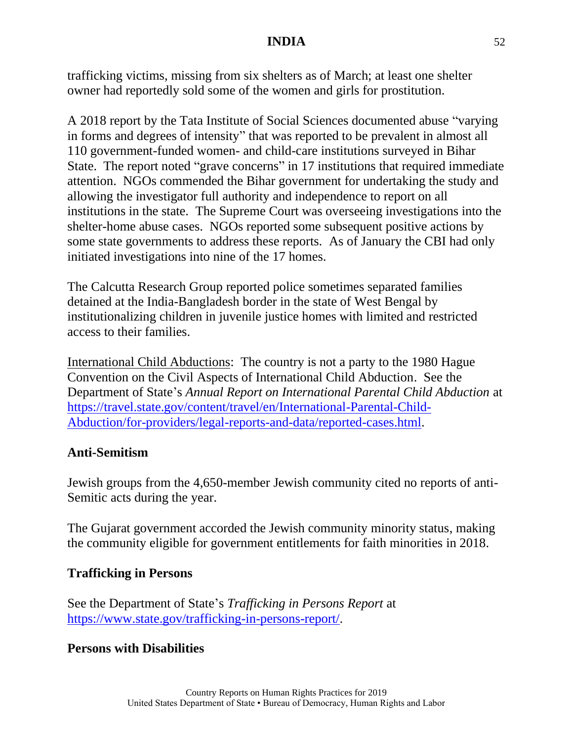trafficking victims, missing from six shelters as of March; at least one shelter owner had reportedly sold some of the women and girls for prostitution.

A 2018 report by the Tata Institute of Social Sciences documented abuse "varying in forms and degrees of intensity" that was reported to be prevalent in almost all 110 government-funded women- and child-care institutions surveyed in Bihar State. The report noted "grave concerns" in 17 institutions that required immediate attention. NGOs commended the Bihar government for undertaking the study and allowing the investigator full authority and independence to report on all institutions in the state. The Supreme Court was overseeing investigations into the shelter-home abuse cases. NGOs reported some subsequent positive actions by some state governments to address these reports. As of January the CBI had only initiated investigations into nine of the 17 homes.

The Calcutta Research Group reported police sometimes separated families detained at the India-Bangladesh border in the state of West Bengal by institutionalizing children in juvenile justice homes with limited and restricted access to their families.

International Child Abductions: The country is not a party to the 1980 Hague Convention on the Civil Aspects of International Child Abduction. See the Department of State's *Annual Report on International Parental Child Abduction* at https://travel.state.gov/content/travel/en/International-Parental-Child-Abduction/for-providers/legal-reports-and-data/reported-cases.html.

## Anti-Semitism

Jewish groups from the 4,650-member Jewish community cited no reports of anti-Semitic acts during the year.

The Gujarat government accorded the Jewish community minority status, making the community eligible for government entitlements for faith minorities in 2018.

## Trafficking in Persons

See the Department of State's *Trafficking in Persons Report* at https://www.state.gov/trafficking-in-persons-report/.

## Persons with Disabilities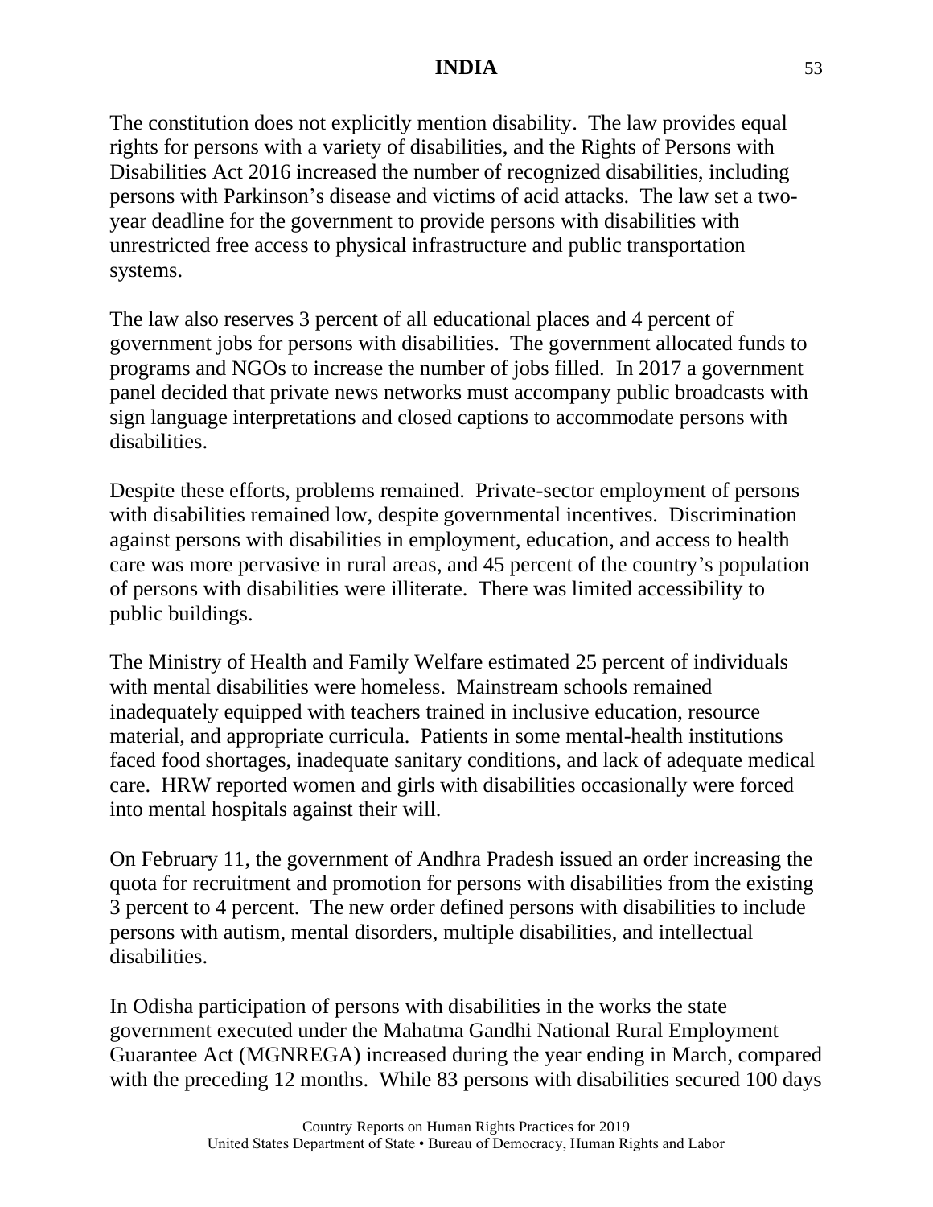The constitution does not explicitly mention disability. The law provides equal rights for persons with a variety of disabilities, and the Rights of Persons with Disabilities Act 2016 increased the number of recognized disabilities, including persons with Parkinson's disease and victims of acid attacks. The law set a two-year deadline for the government to provide persons with disabilities with unrestricted free access to physical infrastructure and public transportation systems.

The law also reserves 3 percent of all educational places and 4 percent of government jobs for persons with disabilities. The government allocated funds to programs and NGOs to increase the number of jobs filled. In 2017 a government panel decided that private news networks must accompany public broadcasts with sign language interpretations and closed captions to accommodate persons with disabilities.

Despite these efforts, problems remained. Private-sector employment of persons with disabilities remained low, despite governmental incentives. Discrimination against persons with disabilities in employment, education, and access to health care was more pervasive in rural areas, and 45 percent of the country's population of persons with disabilities were illiterate. There was limited accessibility to public buildings.

The Ministry of Health and Family Welfare estimated 25 percent of individuals with mental disabilities were homeless. Mainstream schools remained inadequately equipped with teachers trained in inclusive education, resource material, and appropriate curricula. Patients in some mental-health institutions faced food shortages, inadequate sanitary conditions, and lack of adequate medical care. HRW reported women and girls with disabilities occasionally were forced into mental hospitals against their will.

On February 11, the government of Andhra Pradesh issued an order increasing the quota for recruitment and promotion for persons with disabilities from the existing 3 percent to 4 percent. The new order defined persons with disabilities to include persons with autism, mental disorders, multiple disabilities, and intellectual disabilities.

In Odisha participation of persons with disabilities in the works the state government executed under the Mahatma Gandhi National Rural Employment Guarantee Act (MGNREGA) increased during the year ending in March, compared with the preceding 12 months. While 83 persons with disabilities secured 100 days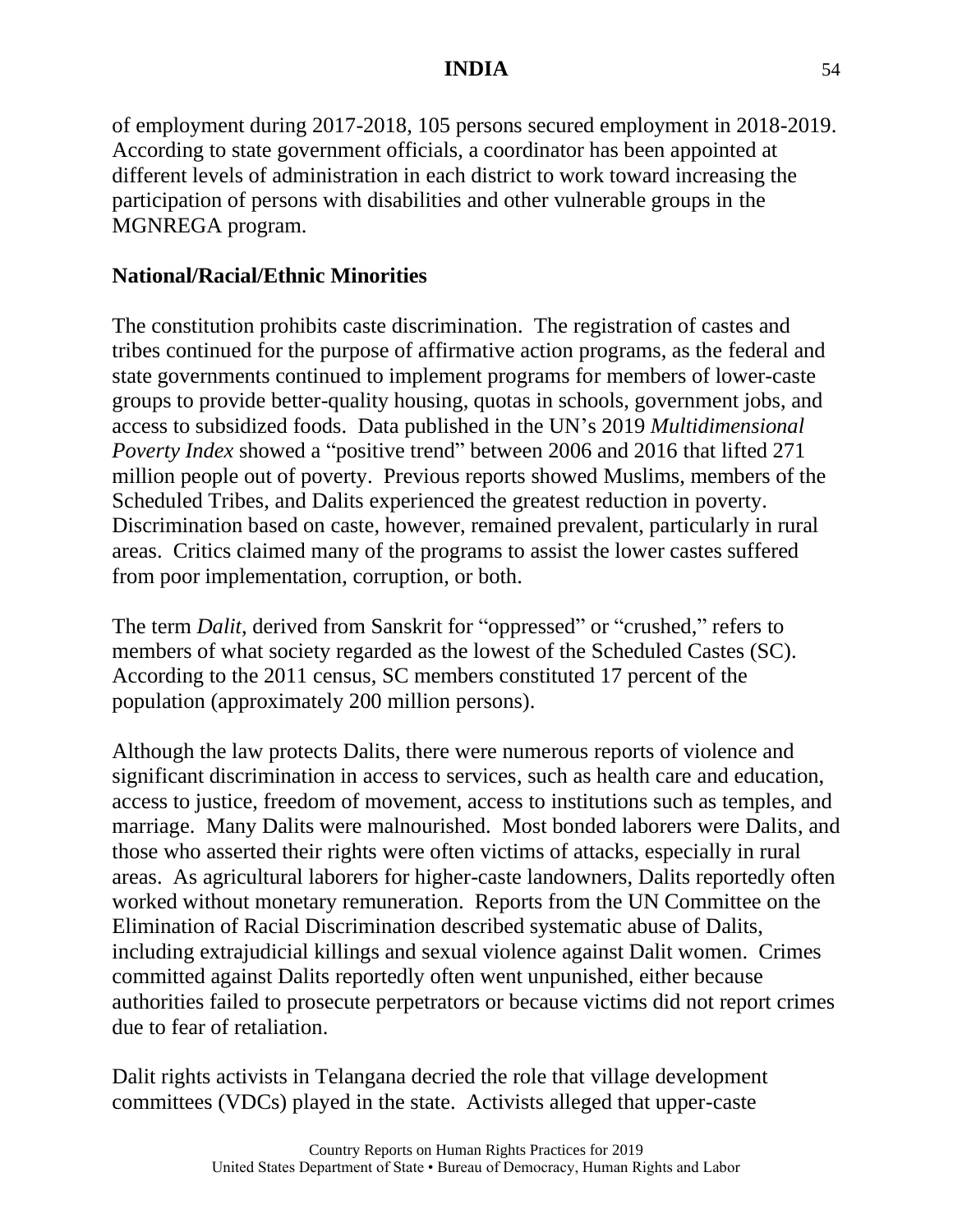of employment during 2017-2018, 105 persons secured employment in 2018-2019. According to state government officials, a coordinator has been appointed at different levels of administration in each district to work toward increasing the participation of persons with disabilities and other vulnerable groups in the MGNREGA program.

**National/Racial/Ethnic Minorities**

The constitution prohibits caste discrimination. The registration of castes and tribes continued for the purpose of affirmative action programs, as the federal and state governments continued to implement programs for members of lower-caste groups to provide better-quality housing, quotas in schools, government jobs, and access to subsidized foods. Data published in the UN's 2019 *Multidimensional Poverty Index* showed a "positive trend" between 2006 and 2016 that lifted 271 million people out of poverty. Previous reports showed Muslims, members of the Scheduled Tribes, and Dalits experienced the greatest reduction in poverty. Discrimination based on caste, however, remained prevalent, particularly in rural areas. Critics claimed many of the programs to assist the lower castes suffered from poor implementation, corruption, or both.

The term *Dalit*, derived from Sanskrit for "oppressed" or "crushed," refers to members of what society regarded as the lowest of the Scheduled Castes (SC). According to the 2011 census, SC members constituted 17 percent of the population (approximately 200 million persons).

Although the law protects Dalits, there were numerous reports of violence and significant discrimination in access to services, such as health care and education, access to justice, freedom of movement, access to institutions such as temples, and marriage. Many Dalits were malnourished. Most bonded laborers were Dalits, and those who asserted their rights were often victims of attacks, especially in rural areas. As agricultural laborers for higher-caste landowners, Dalits reportedly often worked without monetary remuneration. Reports from the UN Committee on the Elimination of Racial Discrimination described systematic abuse of Dalits, including extrajudicial killings and sexual violence against Dalit women. Crimes committed against Dalits reportedly often went unpunished, either because authorities failed to prosecute perpetrators or because victims did not report crimes due to fear of retaliation.

Dalit rights activists in Telangana decried the role that village development committees (VDCs) played in the state. Activists alleged that upper-caste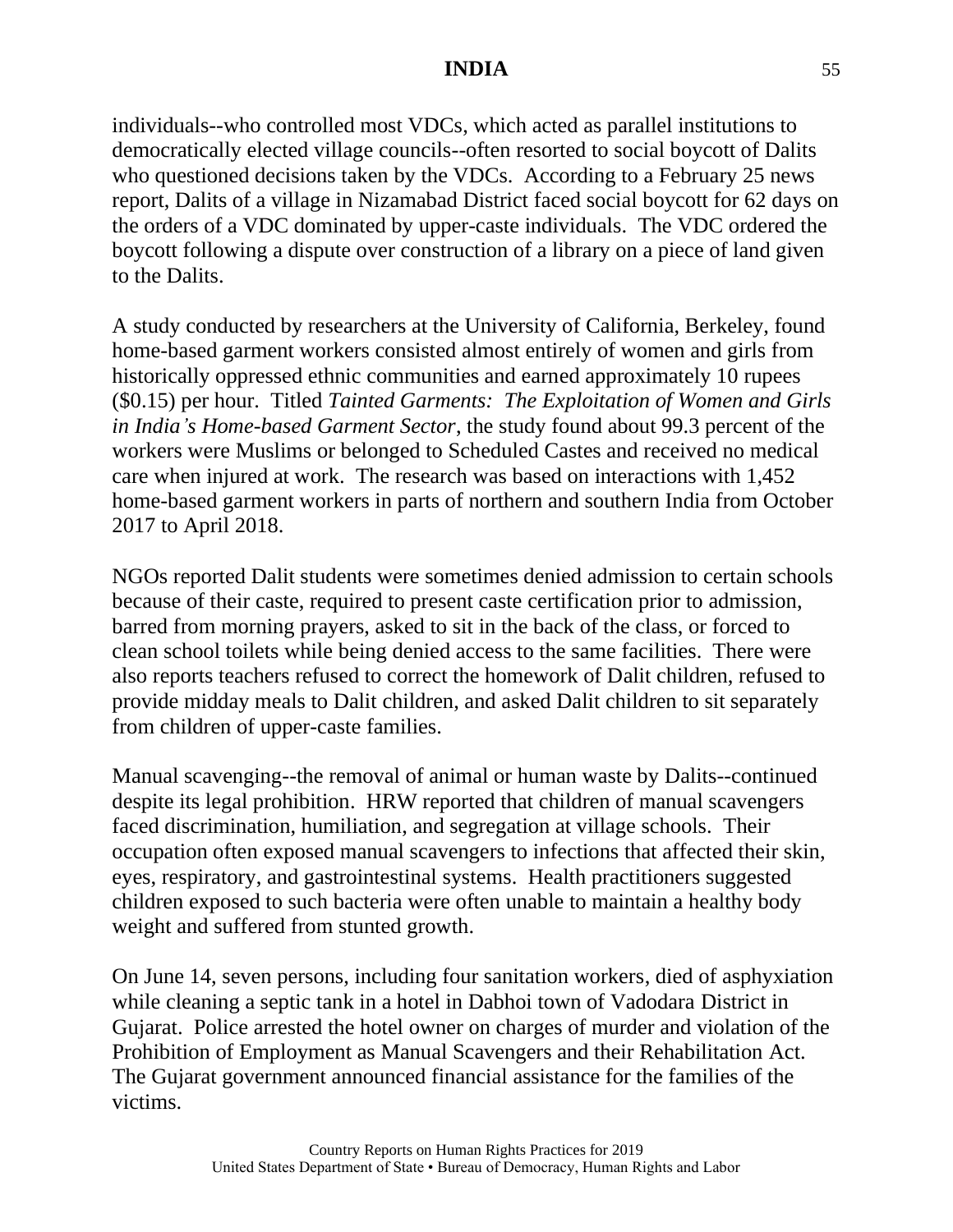individuals--who controlled most VDCs, which acted as parallel institutions to democratically elected village councils--often resorted to social boycott of Dalits who questioned decisions taken by the VDCs. According to a February 25 news report, Dalits of a village in Nizamabad District faced social boycott for 62 days on the orders of a VDC dominated by upper-caste individuals. The VDC ordered the boycott following a dispute over construction of a library on a piece of land given to the Dalits.

A study conducted by researchers at the University of California, Berkeley, found home-based garment workers consisted almost entirely of women and girls from historically oppressed ethnic communities and earned approximately 10 rupees ($0.15) per hour. Titled *Tainted Garments: The Exploitation of Women and Girls in India's Home-based Garment Sector*, the study found about 99.3 percent of the workers were Muslims or belonged to Scheduled Castes and received no medical care when injured at work. The research was based on interactions with 1,452 home-based garment workers in parts of northern and southern India from October 2017 to April 2018.

NGOs reported Dalit students were sometimes denied admission to certain schools because of their caste, required to present caste certification prior to admission, barred from morning prayers, asked to sit in the back of the class, or forced to clean school toilets while being denied access to the same facilities. There were also reports teachers refused to correct the homework of Dalit children, refused to provide midday meals to Dalit children, and asked Dalit children to sit separately from children of upper-caste families.

Manual scavenging--the removal of animal or human waste by Dalits--continued despite its legal prohibition. HRW reported that children of manual scavengers faced discrimination, humiliation, and segregation at village schools. Their occupation often exposed manual scavengers to infections that affected their skin, eyes, respiratory, and gastrointestinal systems. Health practitioners suggested children exposed to such bacteria were often unable to maintain a healthy body weight and suffered from stunted growth.

On June 14, seven persons, including four sanitation workers, died of asphyxiation while cleaning a septic tank in a hotel in Dabhoi town of Vadodara District in Gujarat. Police arrested the hotel owner on charges of murder and violation of the Prohibition of Employment as Manual Scavengers and their Rehabilitation Act. The Gujarat government announced financial assistance for the families of the victims.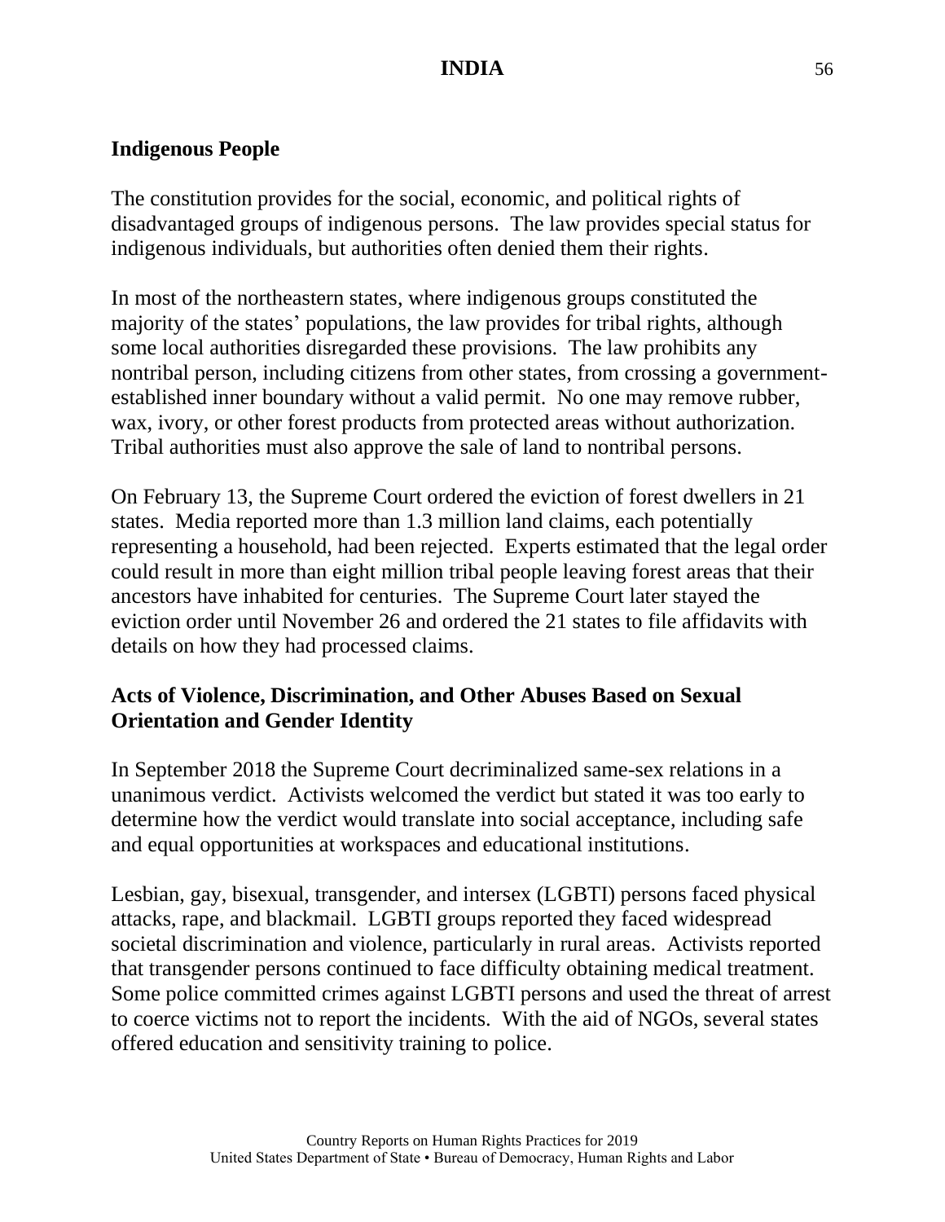### Indigenous People

The constitution provides for the social, economic, and political rights of disadvantaged groups of indigenous persons. The law provides special status for indigenous individuals, but authorities often denied them their rights.

In most of the northeastern states, where indigenous groups constituted the majority of the states' populations, the law provides for tribal rights, although some local authorities disregarded these provisions. The law prohibits any nontribal person, including citizens from other states, from crossing a government-established inner boundary without a valid permit. No one may remove rubber, wax, ivory, or other forest products from protected areas without authorization. Tribal authorities must also approve the sale of land to nontribal persons.

On February 13, the Supreme Court ordered the eviction of forest dwellers in 21 states. Media reported more than 1.3 million land claims, each potentially representing a household, had been rejected. Experts estimated that the legal order could result in more than eight million tribal people leaving forest areas that their ancestors have inhabited for centuries. The Supreme Court later stayed the eviction order until November 26 and ordered the 21 states to file affidavits with details on how they had processed claims.

### Acts of Violence, Discrimination, and Other Abuses Based on Sexual Orientation and Gender Identity

In September 2018 the Supreme Court decriminalized same-sex relations in a unanimous verdict. Activists welcomed the verdict but stated it was too early to determine how the verdict would translate into social acceptance, including safe and equal opportunities at workspaces and educational institutions.

Lesbian, gay, bisexual, transgender, and intersex (LGBTI) persons faced physical attacks, rape, and blackmail. LGBTI groups reported they faced widespread societal discrimination and violence, particularly in rural areas. Activists reported that transgender persons continued to face difficulty obtaining medical treatment. Some police committed crimes against LGBTI persons and used the threat of arrest to coerce victims not to report the incidents. With the aid of NGOs, several states offered education and sensitivity training to police.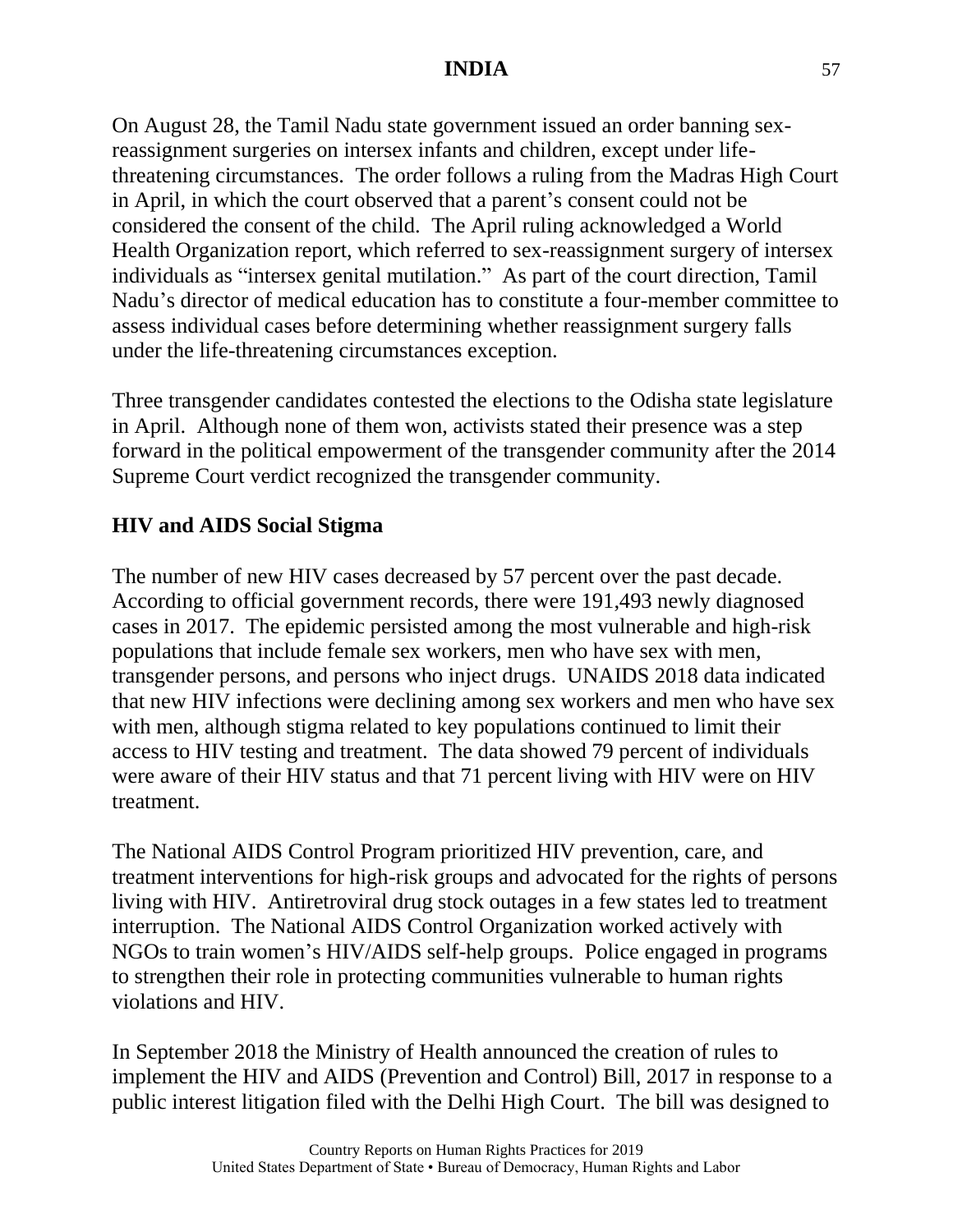On August 28, the Tamil Nadu state government issued an order banning sex-reassignment surgeries on intersex infants and children, except under life-threatening circumstances. The order follows a ruling from the Madras High Court in April, in which the court observed that a parent's consent could not be considered the consent of the child. The April ruling acknowledged a World Health Organization report, which referred to sex-reassignment surgery of intersex individuals as "intersex genital mutilation." As part of the court direction, Tamil Nadu's director of medical education has to constitute a four-member committee to assess individual cases before determining whether reassignment surgery falls under the life-threatening circumstances exception.

Three transgender candidates contested the elections to the Odisha state legislature in April. Although none of them won, activists stated their presence was a step forward in the political empowerment of the transgender community after the 2014 Supreme Court verdict recognized the transgender community.

**HIV and AIDS Social Stigma**

The number of new HIV cases decreased by 57 percent over the past decade. According to official government records, there were 191,493 newly diagnosed cases in 2017. The epidemic persisted among the most vulnerable and high-risk populations that include female sex workers, men who have sex with men, transgender persons, and persons who inject drugs. UNAIDS 2018 data indicated that new HIV infections were declining among sex workers and men who have sex with men, although stigma related to key populations continued to limit their access to HIV testing and treatment. The data showed 79 percent of individuals were aware of their HIV status and that 71 percent living with HIV were on HIV treatment.

The National AIDS Control Program prioritized HIV prevention, care, and treatment interventions for high-risk groups and advocated for the rights of persons living with HIV. Antiretroviral drug stock outages in a few states led to treatment interruption. The National AIDS Control Organization worked actively with NGOs to train women's HIV/AIDS self-help groups. Police engaged in programs to strengthen their role in protecting communities vulnerable to human rights violations and HIV.

In September 2018 the Ministry of Health announced the creation of rules to implement the HIV and AIDS (Prevention and Control) Bill, 2017 in response to a public interest litigation filed with the Delhi High Court. The bill was designed to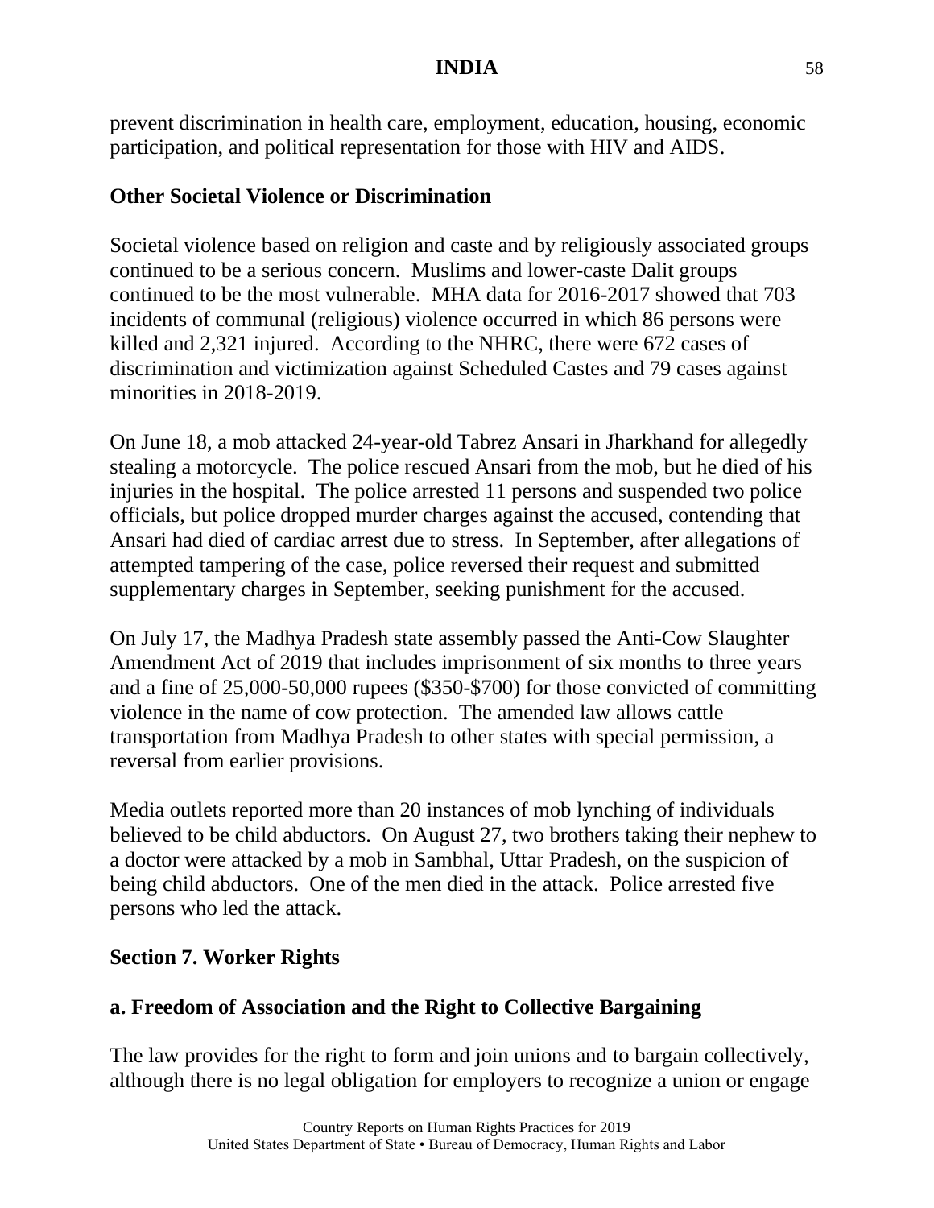prevent discrimination in health care, employment, education, housing, economic participation, and political representation for those with HIV and AIDS.

## Other Societal Violence or Discrimination

Societal violence based on religion and caste and by religiously associated groups continued to be a serious concern. Muslims and lower-caste Dalit groups continued to be the most vulnerable. MHA data for 2016-2017 showed that 703 incidents of communal (religious) violence occurred in which 86 persons were killed and 2,321 injured. According to the NHRC, there were 672 cases of discrimination and victimization against Scheduled Castes and 79 cases against minorities in 2018-2019.

On June 18, a mob attacked 24-year-old Tabrez Ansari in Jharkhand for allegedly stealing a motorcycle. The police rescued Ansari from the mob, but he died of his injuries in the hospital. The police arrested 11 persons and suspended two police officials, but police dropped murder charges against the accused, contending that Ansari had died of cardiac arrest due to stress. In September, after allegations of attempted tampering of the case, police reversed their request and submitted supplementary charges in September, seeking punishment for the accused.

On July 17, the Madhya Pradesh state assembly passed the Anti-Cow Slaughter Amendment Act of 2019 that includes imprisonment of six months to three years and a fine of 25,000-50,000 rupees ($350-$700) for those convicted of committing violence in the name of cow protection. The amended law allows cattle transportation from Madhya Pradesh to other states with special permission, a reversal from earlier provisions.

Media outlets reported more than 20 instances of mob lynching of individuals believed to be child abductors. On August 27, two brothers taking their nephew to a doctor were attacked by a mob in Sambhal, Uttar Pradesh, on the suspicion of being child abductors. One of the men died in the attack. Police arrested five persons who led the attack.

# Section 7. Worker Rights

## a. Freedom of Association and the Right to Collective Bargaining

The law provides for the right to form and join unions and to bargain collectively, although there is no legal obligation for employers to recognize a union or engage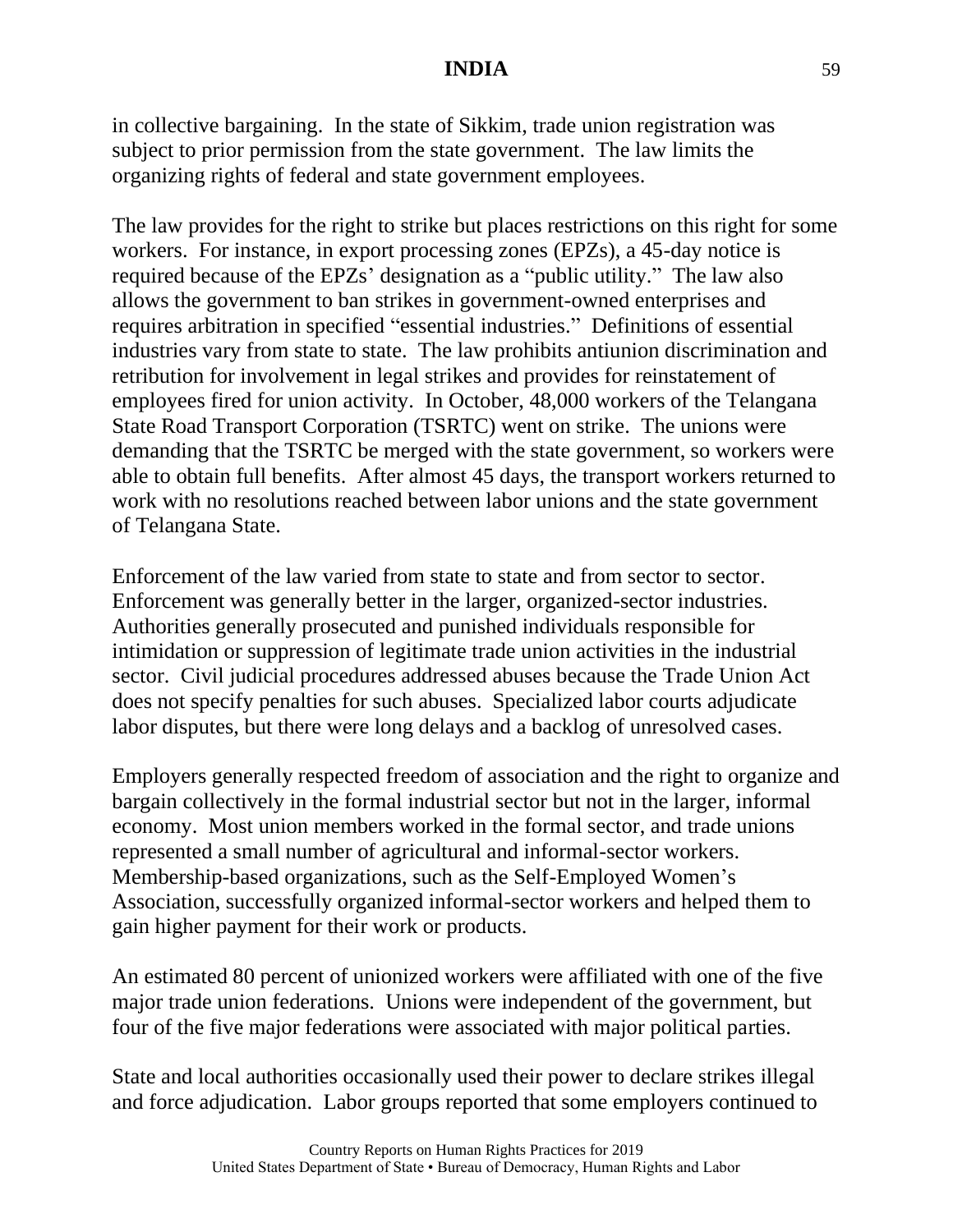in collective bargaining. In the state of Sikkim, trade union registration was subject to prior permission from the state government. The law limits the organizing rights of federal and state government employees.

The law provides for the right to strike but places restrictions on this right for some workers. For instance, in export processing zones (EPZs), a 45-day notice is required because of the EPZs' designation as a "public utility." The law also allows the government to ban strikes in government-owned enterprises and requires arbitration in specified "essential industries." Definitions of essential industries vary from state to state. The law prohibits antiunion discrimination and retribution for involvement in legal strikes and provides for reinstatement of employees fired for union activity. In October, 48,000 workers of the Telangana State Road Transport Corporation (TSRTC) went on strike. The unions were demanding that the TSRTC be merged with the state government, so workers were able to obtain full benefits. After almost 45 days, the transport workers returned to work with no resolutions reached between labor unions and the state government of Telangana State.

Enforcement of the law varied from state to state and from sector to sector. Enforcement was generally better in the larger, organized-sector industries. Authorities generally prosecuted and punished individuals responsible for intimidation or suppression of legitimate trade union activities in the industrial sector. Civil judicial procedures addressed abuses because the Trade Union Act does not specify penalties for such abuses. Specialized labor courts adjudicate labor disputes, but there were long delays and a backlog of unresolved cases.

Employers generally respected freedom of association and the right to organize and bargain collectively in the formal industrial sector but not in the larger, informal economy. Most union members worked in the formal sector, and trade unions represented a small number of agricultural and informal-sector workers. Membership-based organizations, such as the Self-Employed Women's Association, successfully organized informal-sector workers and helped them to gain higher payment for their work or products.

An estimated 80 percent of unionized workers were affiliated with one of the five major trade union federations. Unions were independent of the government, but four of the five major federations were associated with major political parties.

State and local authorities occasionally used their power to declare strikes illegal and force adjudication. Labor groups reported that some employers continued to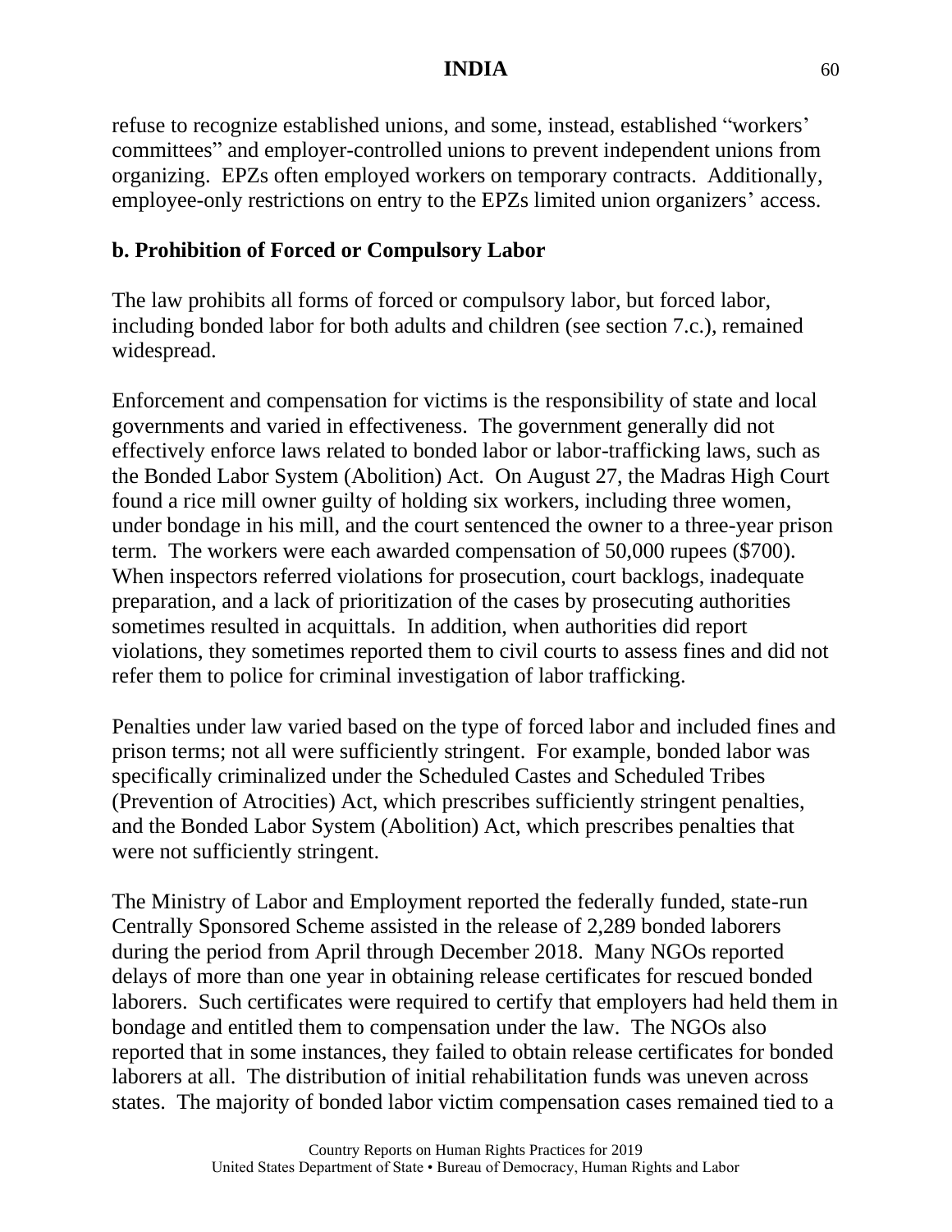refuse to recognize established unions, and some, instead, established "workers' committees" and employer-controlled unions to prevent independent unions from organizing. EPZs often employed workers on temporary contracts. Additionally, employee-only restrictions on entry to the EPZs limited union organizers' access.

### b. Prohibition of Forced or Compulsory Labor

The law prohibits all forms of forced or compulsory labor, but forced labor, including bonded labor for both adults and children (see section 7.c.), remained widespread.

Enforcement and compensation for victims is the responsibility of state and local governments and varied in effectiveness. The government generally did not effectively enforce laws related to bonded labor or labor-trafficking laws, such as the Bonded Labor System (Abolition) Act. On August 27, the Madras High Court found a rice mill owner guilty of holding six workers, including three women, under bondage in his mill, and the court sentenced the owner to a three-year prison term. The workers were each awarded compensation of 50,000 rupees ($700). When inspectors referred violations for prosecution, court backlogs, inadequate preparation, and a lack of prioritization of the cases by prosecuting authorities sometimes resulted in acquittals. In addition, when authorities did report violations, they sometimes reported them to civil courts to assess fines and did not refer them to police for criminal investigation of labor trafficking.

Penalties under law varied based on the type of forced labor and included fines and prison terms; not all were sufficiently stringent. For example, bonded labor was specifically criminalized under the Scheduled Castes and Scheduled Tribes (Prevention of Atrocities) Act, which prescribes sufficiently stringent penalties, and the Bonded Labor System (Abolition) Act, which prescribes penalties that were not sufficiently stringent.

The Ministry of Labor and Employment reported the federally funded, state-run Centrally Sponsored Scheme assisted in the release of 2,289 bonded laborers during the period from April through December 2018. Many NGOs reported delays of more than one year in obtaining release certificates for rescued bonded laborers. Such certificates were required to certify that employers had held them in bondage and entitled them to compensation under the law. The NGOs also reported that in some instances, they failed to obtain release certificates for bonded laborers at all. The distribution of initial rehabilitation funds was uneven across states. The majority of bonded labor victim compensation cases remained tied to a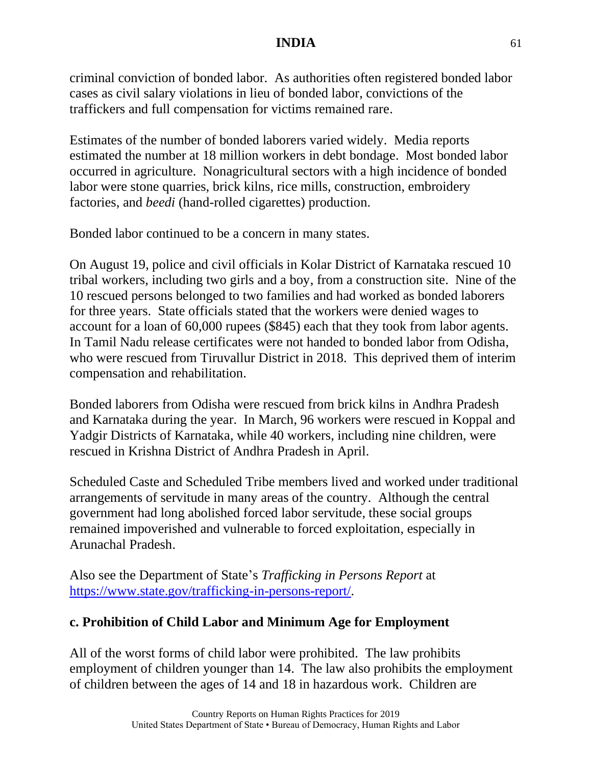criminal conviction of bonded labor. As authorities often registered bonded labor cases as civil salary violations in lieu of bonded labor, convictions of the traffickers and full compensation for victims remained rare.

Estimates of the number of bonded laborers varied widely. Media reports estimated the number at 18 million workers in debt bondage. Most bonded labor occurred in agriculture. Nonagricultural sectors with a high incidence of bonded labor were stone quarries, brick kilns, rice mills, construction, embroidery factories, and *beedi* (hand-rolled cigarettes) production.

Bonded labor continued to be a concern in many states.

On August 19, police and civil officials in Kolar District of Karnataka rescued 10 tribal workers, including two girls and a boy, from a construction site. Nine of the 10 rescued persons belonged to two families and had worked as bonded laborers for three years. State officials stated that the workers were denied wages to account for a loan of 60,000 rupees ($845) each that they took from labor agents. In Tamil Nadu release certificates were not handed to bonded labor from Odisha, who were rescued from Tiruvallur District in 2018. This deprived them of interim compensation and rehabilitation.

Bonded laborers from Odisha were rescued from brick kilns in Andhra Pradesh and Karnataka during the year. In March, 96 workers were rescued in Koppal and Yadgir Districts of Karnataka, while 40 workers, including nine children, were rescued in Krishna District of Andhra Pradesh in April.

Scheduled Caste and Scheduled Tribe members lived and worked under traditional arrangements of servitude in many areas of the country. Although the central government had long abolished forced labor servitude, these social groups remained impoverished and vulnerable to forced exploitation, especially in Arunachal Pradesh.

Also see the Department of State's *Trafficking in Persons Report* at [https://www.state.gov/trafficking-in-persons-report/](https://www.state.gov/trafficking-in-persons-report/).

## c. Prohibition of Child Labor and Minimum Age for Employment

All of the worst forms of child labor were prohibited. The law prohibits employment of children younger than 14. The law also prohibits the employment of children between the ages of 14 and 18 in hazardous work. Children are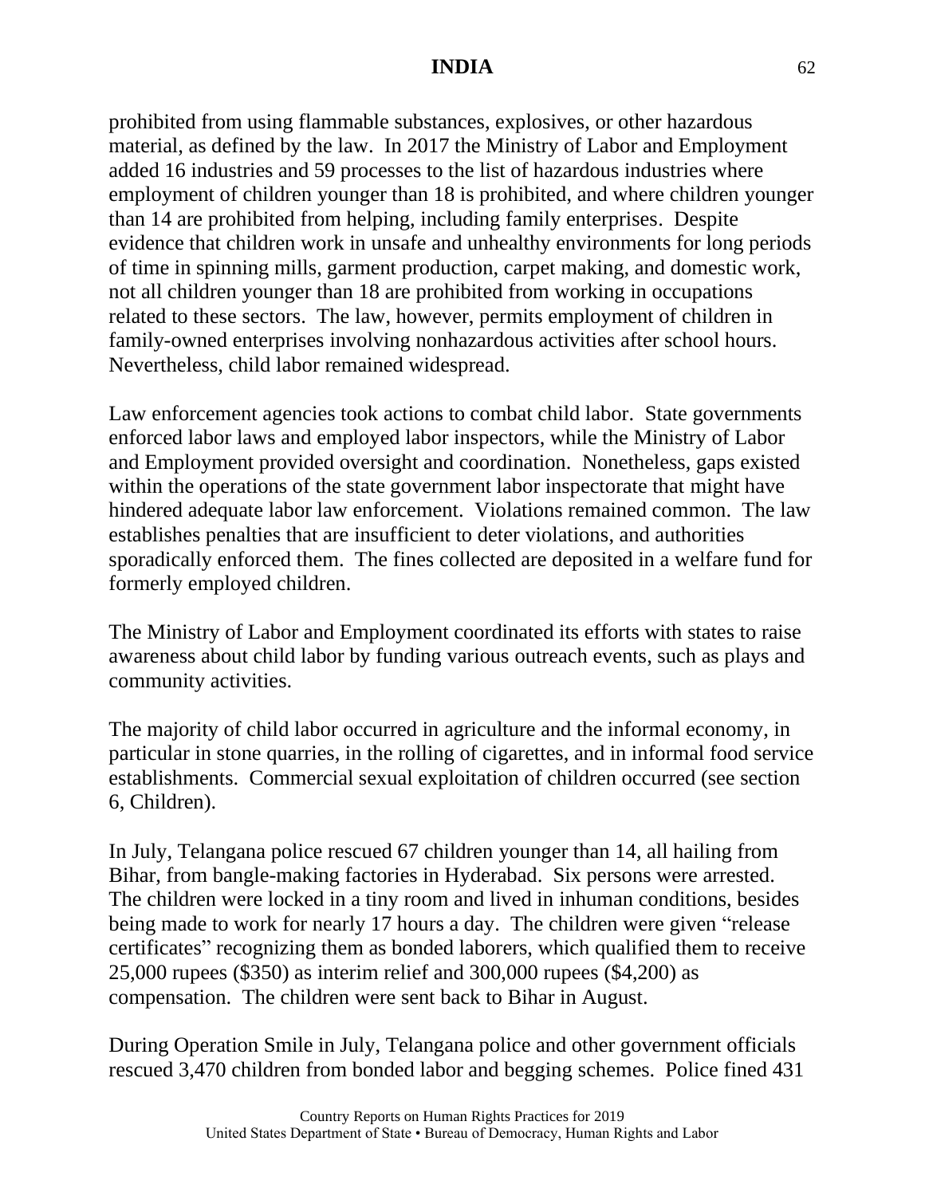prohibited from using flammable substances, explosives, or other hazardous material, as defined by the law. In 2017 the Ministry of Labor and Employment added 16 industries and 59 processes to the list of hazardous industries where employment of children younger than 18 is prohibited, and where children younger than 14 are prohibited from helping, including family enterprises. Despite evidence that children work in unsafe and unhealthy environments for long periods of time in spinning mills, garment production, carpet making, and domestic work, not all children younger than 18 are prohibited from working in occupations related to these sectors. The law, however, permits employment of children in family-owned enterprises involving nonhazardous activities after school hours. Nevertheless, child labor remained widespread.

Law enforcement agencies took actions to combat child labor. State governments enforced labor laws and employed labor inspectors, while the Ministry of Labor and Employment provided oversight and coordination. Nonetheless, gaps existed within the operations of the state government labor inspectorate that might have hindered adequate labor law enforcement. Violations remained common. The law establishes penalties that are insufficient to deter violations, and authorities sporadically enforced them. The fines collected are deposited in a welfare fund for formerly employed children.

The Ministry of Labor and Employment coordinated its efforts with states to raise awareness about child labor by funding various outreach events, such as plays and community activities.

The majority of child labor occurred in agriculture and the informal economy, in particular in stone quarries, in the rolling of cigarettes, and in informal food service establishments. Commercial sexual exploitation of children occurred (see section 6, Children).

In July, Telangana police rescued 67 children younger than 14, all hailing from Bihar, from bangle-making factories in Hyderabad. Six persons were arrested. The children were locked in a tiny room and lived in inhuman conditions, besides being made to work for nearly 17 hours a day. The children were given “release certificates” recognizing them as bonded laborers, which qualified them to receive 25,000 rupees ($350) as interim relief and 300,000 rupees ($4,200) as compensation. The children were sent back to Bihar in August.

During Operation Smile in July, Telangana police and other government officials rescued 3,470 children from bonded labor and begging schemes. Police fined 431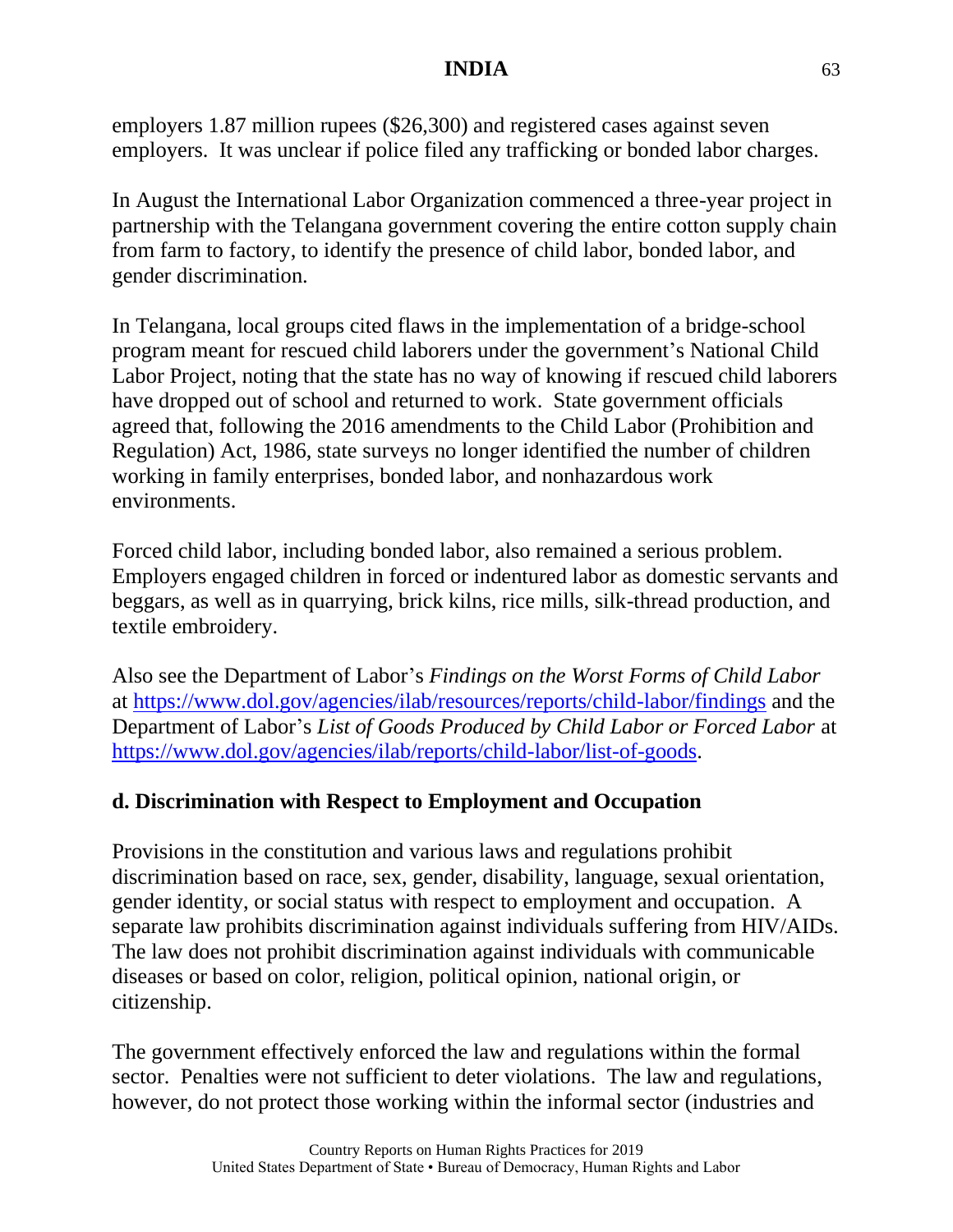employers 1.87 million rupees ($26,300) and registered cases against seven employers. It was unclear if police filed any trafficking or bonded labor charges.

In August the International Labor Organization commenced a three-year project in partnership with the Telangana government covering the entire cotton supply chain from farm to factory, to identify the presence of child labor, bonded labor, and gender discrimination.

In Telangana, local groups cited flaws in the implementation of a bridge-school program meant for rescued child laborers under the government's National Child Labor Project, noting that the state has no way of knowing if rescued child laborers have dropped out of school and returned to work. State government officials agreed that, following the 2016 amendments to the Child Labor (Prohibition and Regulation) Act, 1986, state surveys no longer identified the number of children working in family enterprises, bonded labor, and nonhazardous work environments.

Forced child labor, including bonded labor, also remained a serious problem. Employers engaged children in forced or indentured labor as domestic servants and beggars, as well as in quarrying, brick kilns, rice mills, silk-thread production, and textile embroidery.

Also see the Department of Labor's *Findings on the Worst Forms of Child Labor* at [https://www.dol.gov/agencies/ilab/resources/reports/child-labor/findings](https://www.dol.gov/agencies/ilab/resources/reports/child-labor/findings) and the Department of Labor's *List of Goods Produced by Child Labor or Forced Labor* at [https://www.dol.gov/agencies/ilab/reports/child-labor/list-of-goods](https://www.dol.gov/agencies/ilab/reports/child-labor/list-of-goods).

## d. Discrimination with Respect to Employment and Occupation

Provisions in the constitution and various laws and regulations prohibit discrimination based on race, sex, gender, disability, language, sexual orientation, gender identity, or social status with respect to employment and occupation. A separate law prohibits discrimination against individuals suffering from HIV/AIDs. The law does not prohibit discrimination against individuals with communicable diseases or based on color, religion, political opinion, national origin, or citizenship.

The government effectively enforced the law and regulations within the formal sector. Penalties were not sufficient to deter violations. The law and regulations, however, do not protect those working within the informal sector (industries and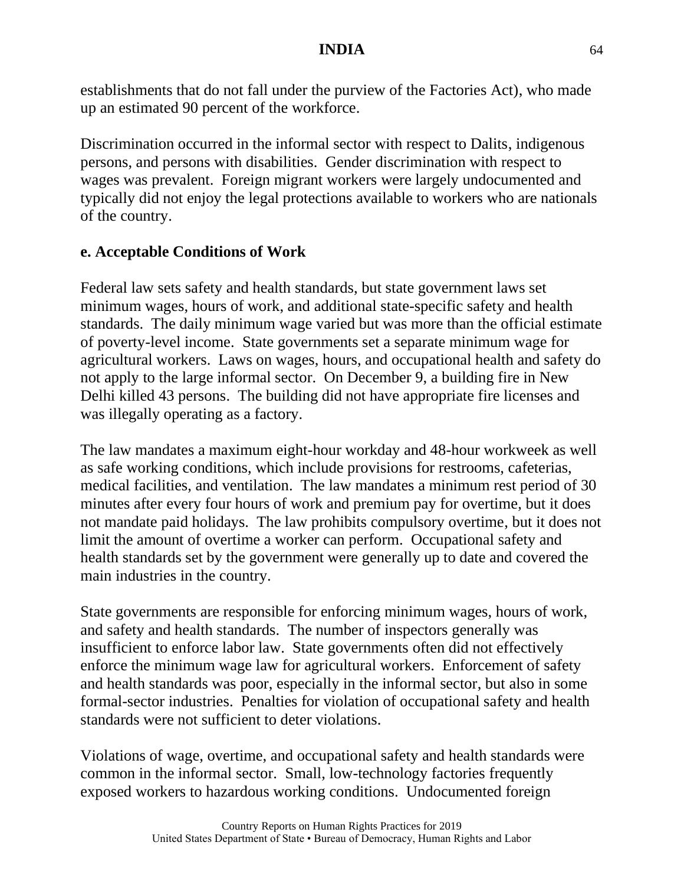establishments that do not fall under the purview of the Factories Act), who made up an estimated 90 percent of the workforce.

Discrimination occurred in the informal sector with respect to Dalits, indigenous persons, and persons with disabilities. Gender discrimination with respect to wages was prevalent. Foreign migrant workers were largely undocumented and typically did not enjoy the legal protections available to workers who are nationals of the country.

**e. Acceptable Conditions of Work**

Federal law sets safety and health standards, but state government laws set minimum wages, hours of work, and additional state-specific safety and health standards. The daily minimum wage varied but was more than the official estimate of poverty-level income. State governments set a separate minimum wage for agricultural workers. Laws on wages, hours, and occupational health and safety do not apply to the large informal sector. On December 9, a building fire in New Delhi killed 43 persons. The building did not have appropriate fire licenses and was illegally operating as a factory.

The law mandates a maximum eight-hour workday and 48-hour workweek as well as safe working conditions, which include provisions for restrooms, cafeterias, medical facilities, and ventilation. The law mandates a minimum rest period of 30 minutes after every four hours of work and premium pay for overtime, but it does not mandate paid holidays. The law prohibits compulsory overtime, but it does not limit the amount of overtime a worker can perform. Occupational safety and health standards set by the government were generally up to date and covered the main industries in the country.

State governments are responsible for enforcing minimum wages, hours of work, and safety and health standards. The number of inspectors generally was insufficient to enforce labor law. State governments often did not effectively enforce the minimum wage law for agricultural workers. Enforcement of safety and health standards was poor, especially in the informal sector, but also in some formal-sector industries. Penalties for violation of occupational safety and health standards were not sufficient to deter violations.

Violations of wage, overtime, and occupational safety and health standards were common in the informal sector. Small, low-technology factories frequently exposed workers to hazardous working conditions. Undocumented foreign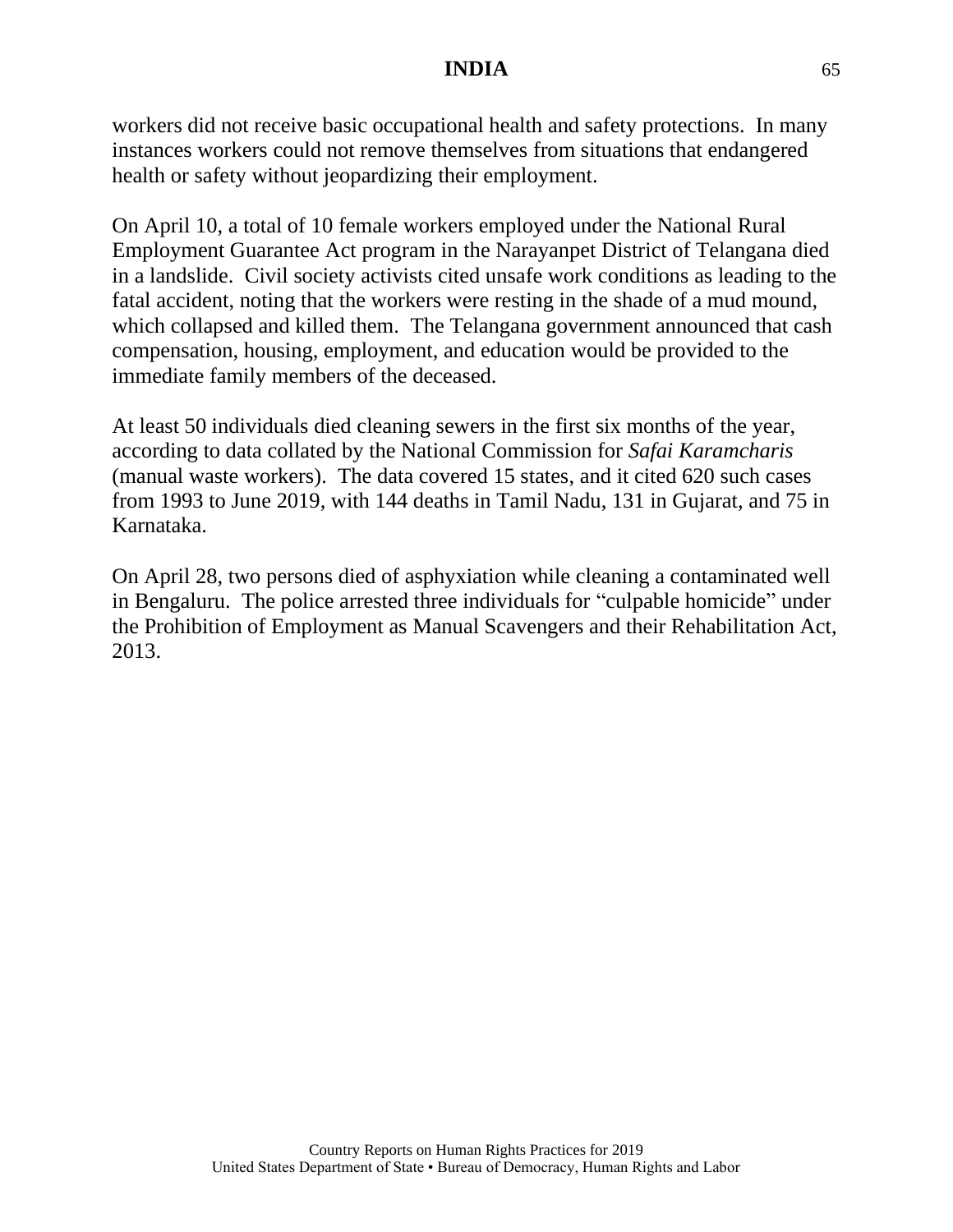workers did not receive basic occupational health and safety protections. In many instances workers could not remove themselves from situations that endangered health or safety without jeopardizing their employment.

On April 10, a total of 10 female workers employed under the National Rural Employment Guarantee Act program in the Narayanpet District of Telangana died in a landslide. Civil society activists cited unsafe work conditions as leading to the fatal accident, noting that the workers were resting in the shade of a mud mound, which collapsed and killed them. The Telangana government announced that cash compensation, housing, employment, and education would be provided to the immediate family members of the deceased.

At least 50 individuals died cleaning sewers in the first six months of the year, according to data collated by the National Commission for *Safai Karamcharis* (manual waste workers). The data covered 15 states, and it cited 620 such cases from 1993 to June 2019, with 144 deaths in Tamil Nadu, 131 in Gujarat, and 75 in Karnataka.

On April 28, two persons died of asphyxiation while cleaning a contaminated well in Bengaluru. The police arrested three individuals for "culpable homicide" under the Prohibition of Employment as Manual Scavengers and their Rehabilitation Act, 2013.